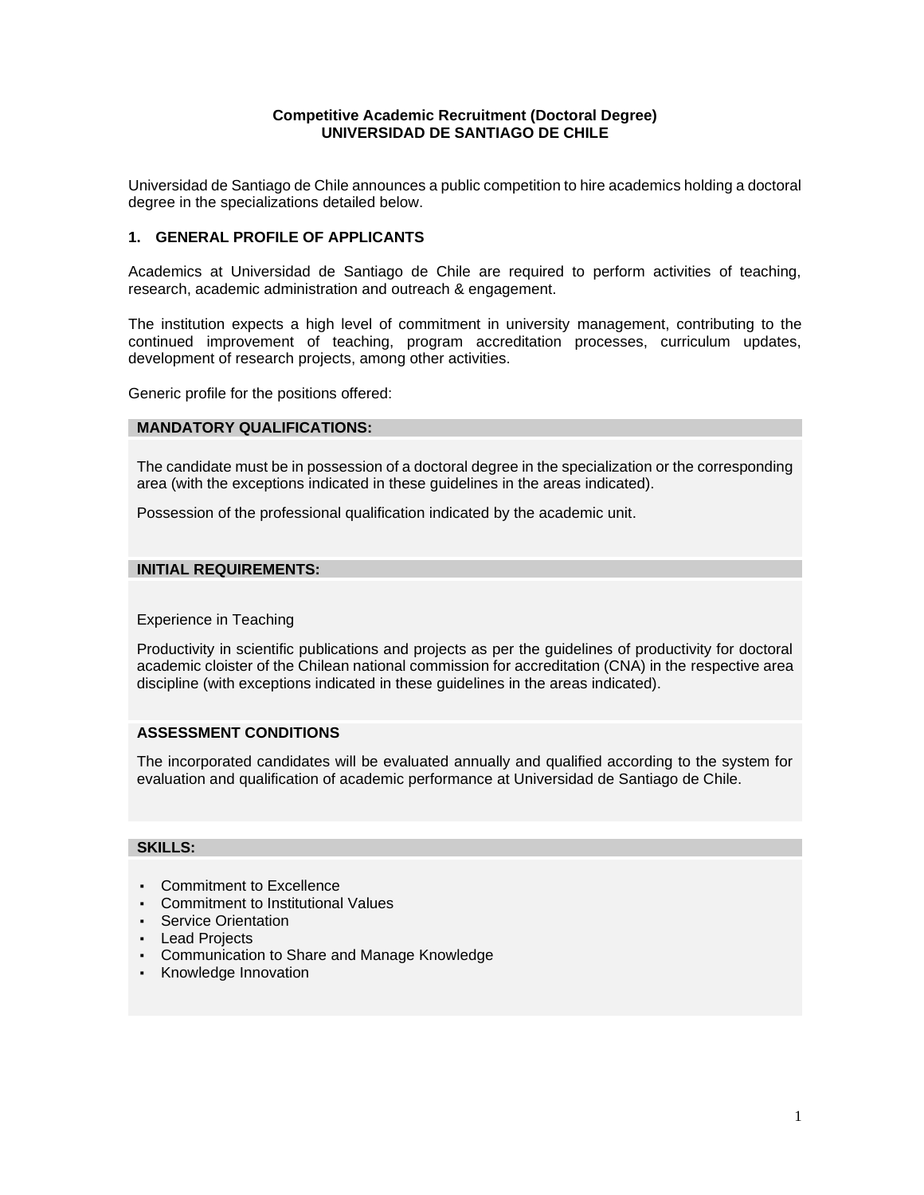**Competitive Academic Recruitment (Doctoral Degree)**
**UNIVERSIDAD DE SANTIAGO DE CHILE**

Universidad de Santiago de Chile announces a public competition to hire academics holding a doctoral degree in the specializations detailed below.

## 1. GENERAL PROFILE OF APPLICANTS

Academics at Universidad de Santiago de Chile are required to perform activities of teaching, research, academic administration and outreach & engagement.

The institution expects a high level of commitment in university management, contributing to the continued improvement of teaching, program accreditation processes, curriculum updates, development of research projects, among other activities.

Generic profile for the positions offered:

### MANDATORY QUALIFICATIONS:

The candidate must be in possession of a doctoral degree in the specialization or the corresponding area (with the exceptions indicated in these guidelines in the areas indicated).

Possession of the professional qualification indicated by the academic unit.

### INITIAL REQUIREMENTS:

Experience in Teaching

Productivity in scientific publications and projects as per the guidelines of productivity for doctoral academic cloister of the Chilean national commission for accreditation (CNA) in the respective area discipline (with exceptions indicated in these guidelines in the areas indicated).

### ASSESSMENT CONDITIONS

The incorporated candidates will be evaluated annually and qualified according to the system for evaluation and qualification of academic performance at Universidad de Santiago de Chile.

### SKILLS:

- Commitment to Excellence
- Commitment to Institutional Values
- Service Orientation
- Lead Projects
- Communication to Share and Manage Knowledge
- Knowledge Innovation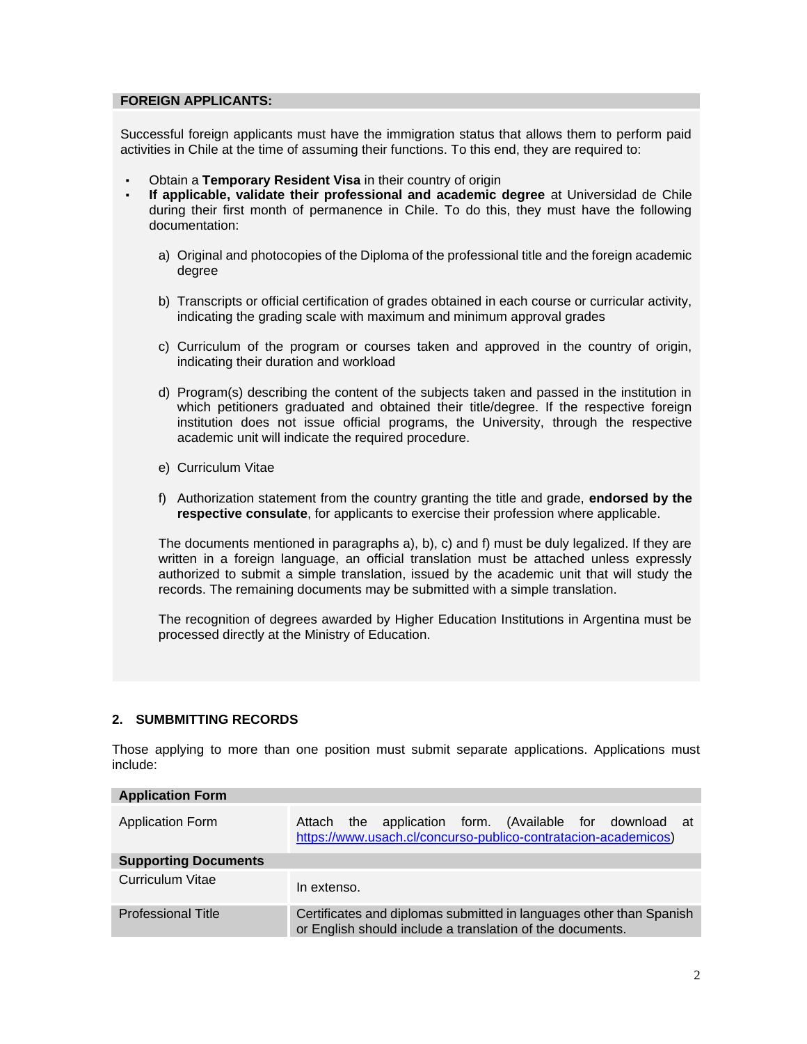**FOREIGN APPLICANTS:**

Successful foreign applicants must have the immigration status that allows them to perform paid activities in Chile at the time of assuming their functions. To this end, they are required to:

- Obtain a **Temporary Resident Visa** in their country of origin
- **If applicable, validate their professional and academic degree** at Universidad de Chile during their first month of permanence in Chile. To do this, they must have the following documentation:

    a) Original and photocopies of the Diploma of the professional title and the foreign academic degree

    b) Transcripts or official certification of grades obtained in each course or curricular activity, indicating the grading scale with maximum and minimum approval grades

    c) Curriculum of the program or courses taken and approved in the country of origin, indicating their duration and workload

    d) Program(s) describing the content of the subjects taken and passed in the institution in which petitioners graduated and obtained their title/degree. If the respective foreign institution does not issue official programs, the University, through the respective academic unit will indicate the required procedure.

    e) Curriculum Vitae

    f) Authorization statement from the country granting the title and grade, **endorsed by the respective consulate**, for applicants to exercise their profession where applicable.

    The documents mentioned in paragraphs a), b), c) and f) must be duly legalized. If they are written in a foreign language, an official translation must be attached unless expressly authorized to submit a simple translation, issued by the academic unit that will study the records. The remaining documents may be submitted with a simple translation.

    The recognition of degrees awarded by Higher Education Institutions in Argentina must be processed directly at the Ministry of Education.

## 2. SUMBMITTING RECORDS

Those applying to more than one position must submit separate applications. Applications must include:

| **Application Form** | |
|---|---|
| Application Form | Attach the application form. (Available for download at https://www.usach.cl/concurso-publico-contratacion-academicos) |
| **Supporting Documents** | |
| Curriculum Vitae | In extenso. |
| Professional Title | Certificates and diplomas submitted in languages other than Spanish or English should include a translation of the documents. |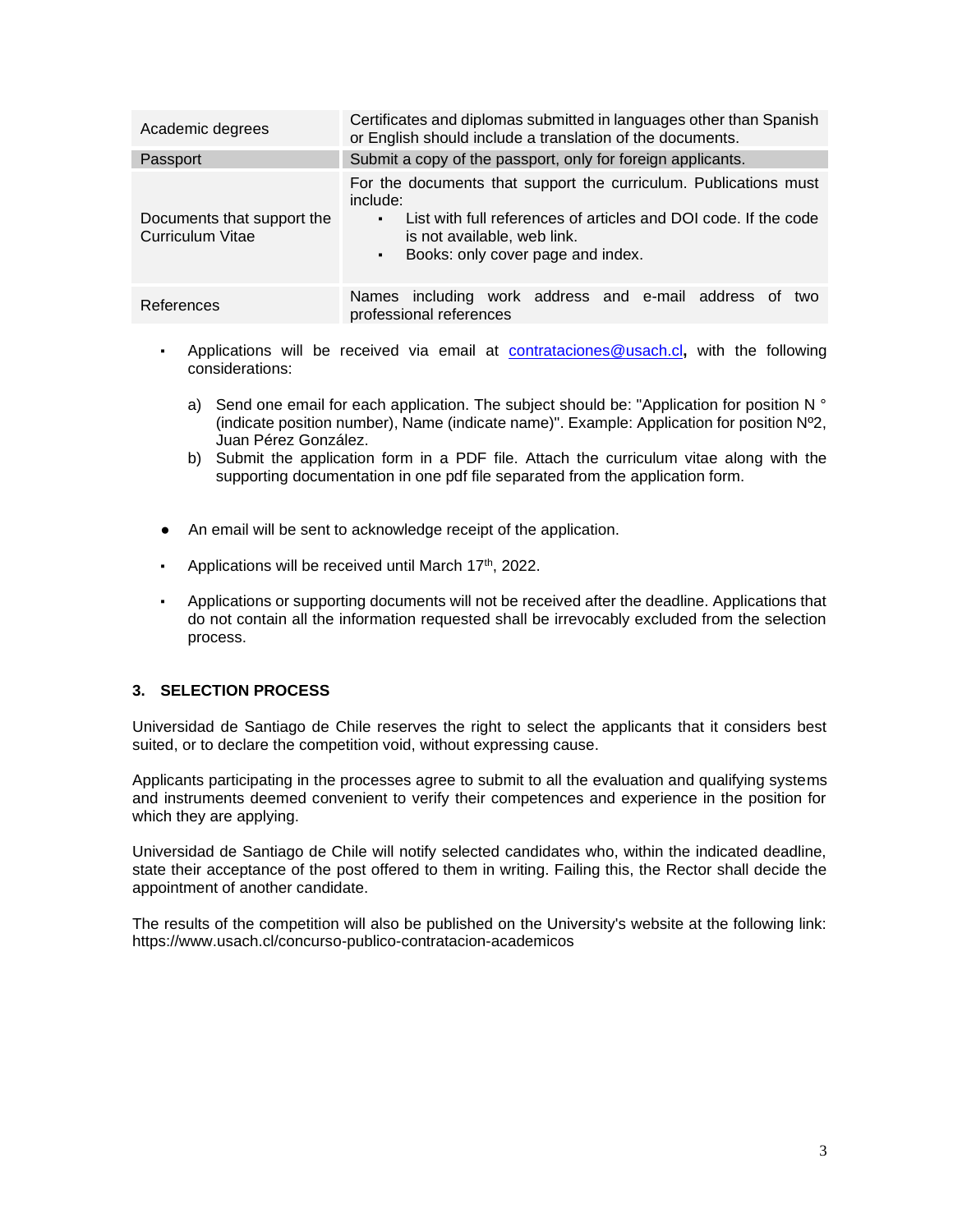| | |
|---|---|
| Academic degrees | Certificates and diplomas submitted in languages other than Spanish or English should include a translation of the documents. |
| Passport | Submit a copy of the passport, only for foreign applicants. |
| Documents that support the Curriculum Vitae | For the documents that support the curriculum. Publications must include:<br>▪ List with full references of articles and DOI code. If the code is not available, web link.<br>▪ Books: only cover page and index. |
| References | Names including work address and e-mail address of two professional references |

- Applications will be received via email at contrataciones@usach.cl**,** with the following considerations:

  a) Send one email for each application. The subject should be: "Application for position N ° (indicate position number), Name (indicate name)". Example: Application for position Nº2, Juan Pérez González.
  b) Submit the application form in a PDF file. Attach the curriculum vitae along with the supporting documentation in one pdf file separated from the application form.

- An email will be sent to acknowledge receipt of the application.

- Applications will be received until March 17th, 2022.

- Applications or supporting documents will not be received after the deadline. Applications that do not contain all the information requested shall be irrevocably excluded from the selection process.

## 3. SELECTION PROCESS

Universidad de Santiago de Chile reserves the right to select the applicants that it considers best suited, or to declare the competition void, without expressing cause.

Applicants participating in the processes agree to submit to all the evaluation and qualifying systems and instruments deemed convenient to verify their competences and experience in the position for which they are applying.

Universidad de Santiago de Chile will notify selected candidates who, within the indicated deadline, state their acceptance of the post offered to them in writing. Failing this, the Rector shall decide the appointment of another candidate.

The results of the competition will also be published on the University's website at the following link: https://www.usach.cl/concurso-publico-contratacion-academicos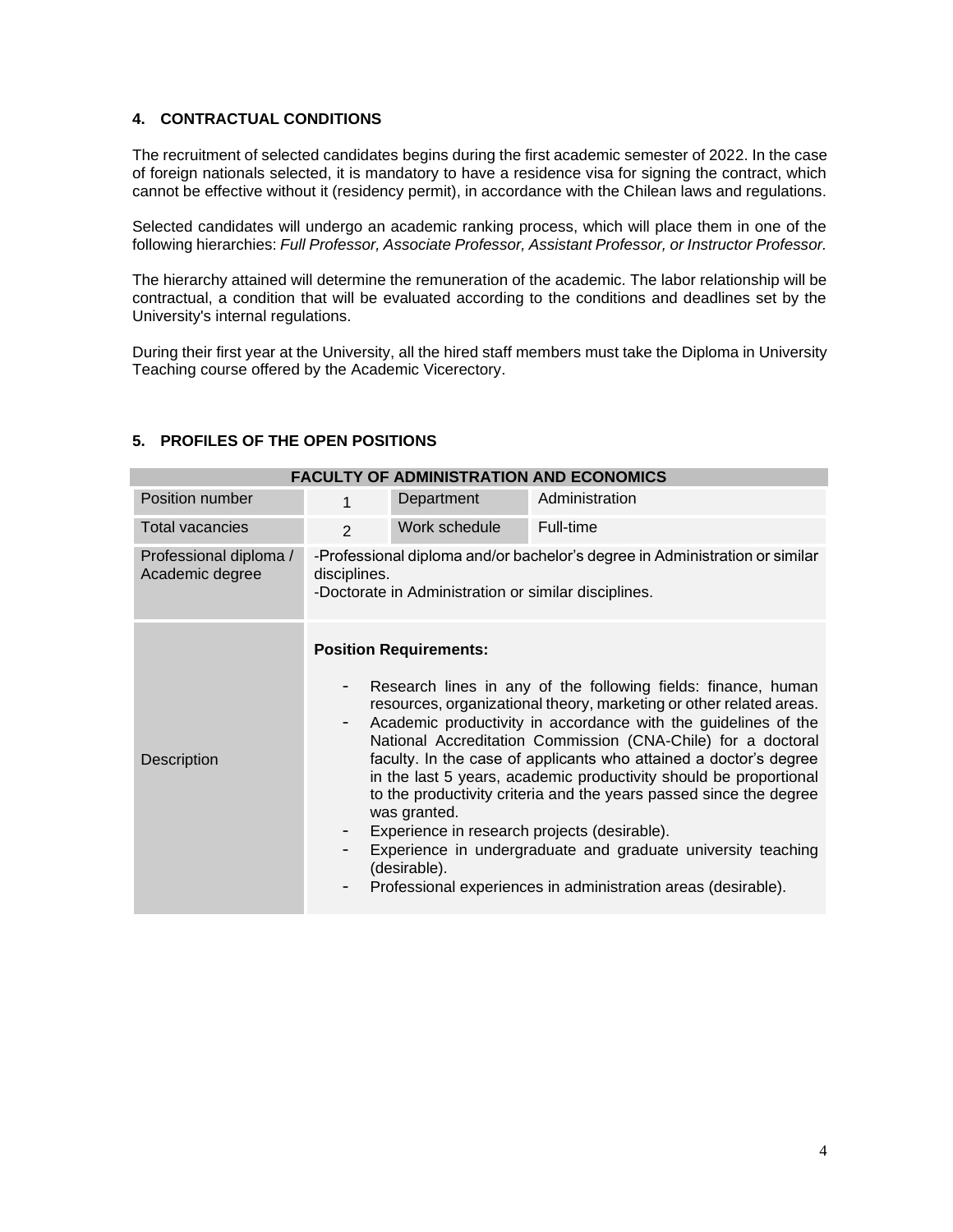## 4. CONTRACTUAL CONDITIONS

The recruitment of selected candidates begins during the first academic semester of 2022. In the case of foreign nationals selected, it is mandatory to have a residence visa for signing the contract, which cannot be effective without it (residency permit), in accordance with the Chilean laws and regulations.

Selected candidates will undergo an academic ranking process, which will place them in one of the following hierarchies: *Full Professor, Associate Professor, Assistant Professor, or Instructor Professor.*

The hierarchy attained will determine the remuneration of the academic. The labor relationship will be contractual, a condition that will be evaluated according to the conditions and deadlines set by the University's internal regulations.

During their first year at the University, all the hired staff members must take the Diploma in University Teaching course offered by the Academic Vicerectory.

## 5. PROFILES OF THE OPEN POSITIONS

| **FACULTY OF ADMINISTRATION AND ECONOMICS** | | | |
|---|---|---|---|
| Position number | 1 | Department | Administration |
| Total vacancies | 2 | Work schedule | Full-time |
| Professional diploma / Academic degree | -Professional diploma and/or bachelor's degree in Administration or similar disciplines.<br>-Doctorate in Administration or similar disciplines. | | |
| Description | **Position Requirements:**<br>- Research lines in any of the following fields: finance, human resources, organizational theory, marketing or other related areas.<br>- Academic productivity in accordance with the guidelines of the National Accreditation Commission (CNA-Chile) for a doctoral faculty. In the case of applicants who attained a doctor's degree in the last 5 years, academic productivity should be proportional to the productivity criteria and the years passed since the degree was granted.<br>- Experience in research projects (desirable).<br>- Experience in undergraduate and graduate university teaching (desirable).<br>- Professional experiences in administration areas (desirable). | | |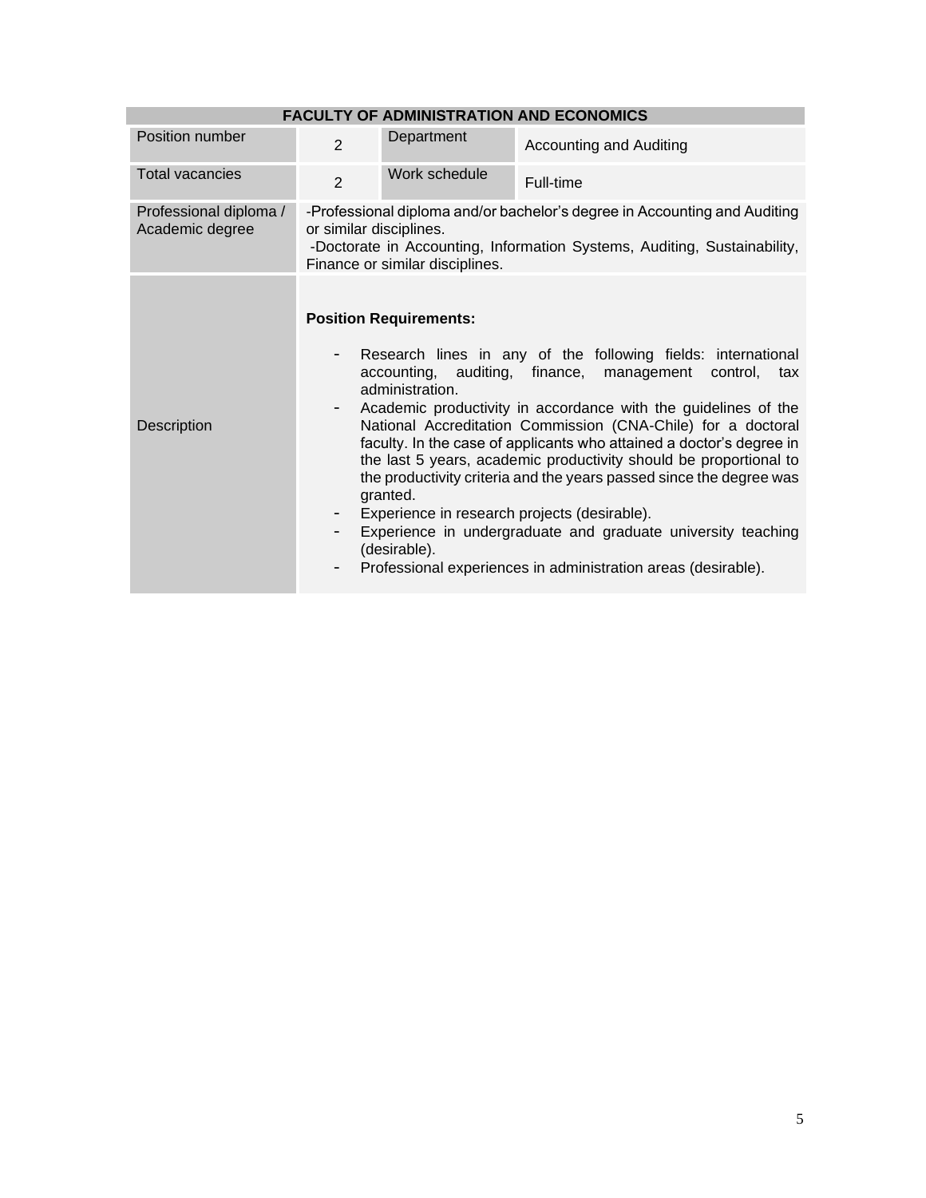| FACULTY OF ADMINISTRATION AND ECONOMICS | | | |
|---|---|---|---|
| Position number | 2 | Department | Accounting and Auditing |
| Total vacancies | 2 | Work schedule | Full-time |
| Professional diploma / Academic degree | -Professional diploma and/or bachelor's degree in Accounting and Auditing or similar disciplines.<br>-Doctorate in Accounting, Information Systems, Auditing, Sustainability, Finance or similar disciplines. | | |
| Description | **Position Requirements:**<br>- Research lines in any of the following fields: international accounting, auditing, finance, management control, tax administration.<br>- Academic productivity in accordance with the guidelines of the National Accreditation Commission (CNA-Chile) for a doctoral faculty. In the case of applicants who attained a doctor's degree in the last 5 years, academic productivity should be proportional to the productivity criteria and the years passed since the degree was granted.<br>- Experience in research projects (desirable).<br>- Experience in undergraduate and graduate university teaching (desirable).<br>- Professional experiences in administration areas (desirable). | | |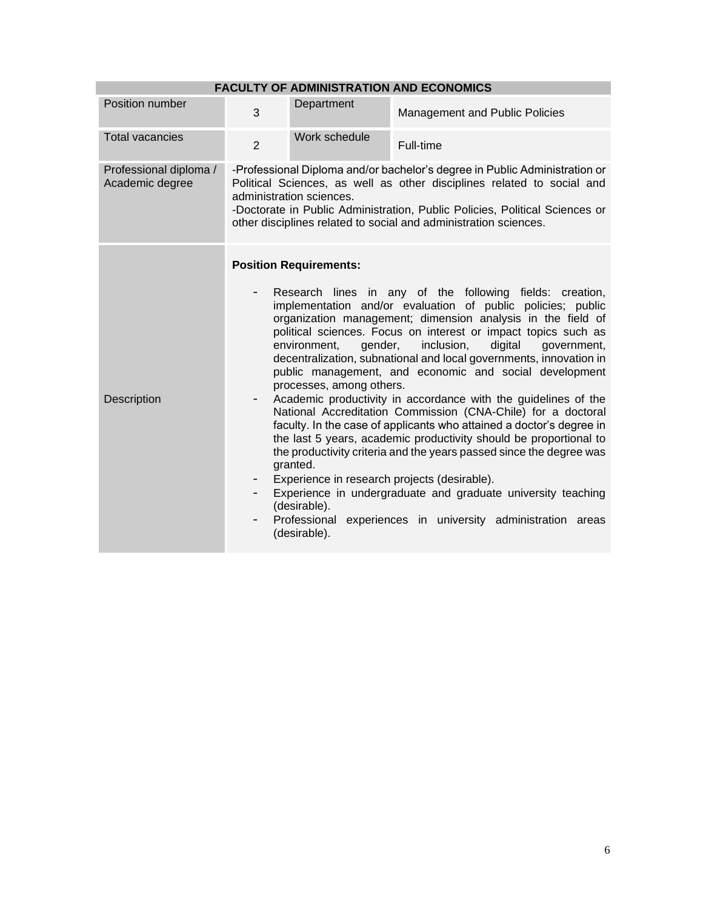| FACULTY OF ADMINISTRATION AND ECONOMICS | | | |
|---|---|---|---|
| Position number | 3 | Department | Management and Public Policies |
| Total vacancies | 2 | Work schedule | Full-time |
| Professional diploma / Academic degree | -Professional Diploma and/or bachelor's degree in Public Administration or Political Sciences, as well as other disciplines related to social and administration sciences.<br>-Doctorate in Public Administration, Public Policies, Political Sciences or other disciplines related to social and administration sciences. | | |
| Description | **Position Requirements:**<br>- Research lines in any of the following fields: creation, implementation and/or evaluation of public policies; public organization management; dimension analysis in the field of political sciences. Focus on interest or impact topics such as environment, gender, inclusion, digital government, decentralization, subnational and local governments, innovation in public management, and economic and social development processes, among others.<br>- Academic productivity in accordance with the guidelines of the National Accreditation Commission (CNA-Chile) for a doctoral faculty. In the case of applicants who attained a doctor's degree in the last 5 years, academic productivity should be proportional to the productivity criteria and the years passed since the degree was granted.<br>- Experience in research projects (desirable).<br>- Experience in undergraduate and graduate university teaching (desirable).<br>- Professional experiences in university administration areas (desirable). | | |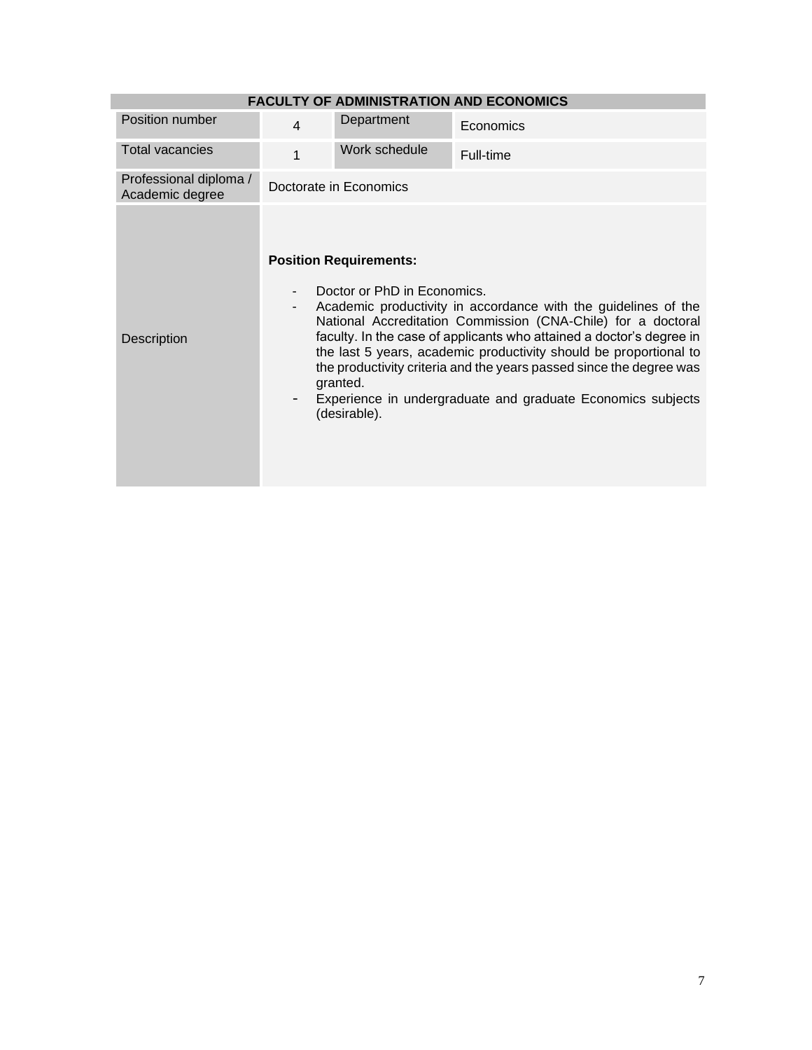| FACULTY OF ADMINISTRATION AND ECONOMICS | | | |
|---|---|---|---|
| Position number | 4 | Department | Economics |
| Total vacancies | 1 | Work schedule | Full-time |
| Professional diploma / Academic degree | Doctorate in Economics | | |
| Description | **Position Requirements:**<br><br>- Doctor or PhD in Economics.<br>- Academic productivity in accordance with the guidelines of the National Accreditation Commission (CNA-Chile) for a doctoral faculty. In the case of applicants who attained a doctor's degree in the last 5 years, academic productivity should be proportional to the productivity criteria and the years passed since the degree was granted.<br>- Experience in undergraduate and graduate Economics subjects (desirable). | | |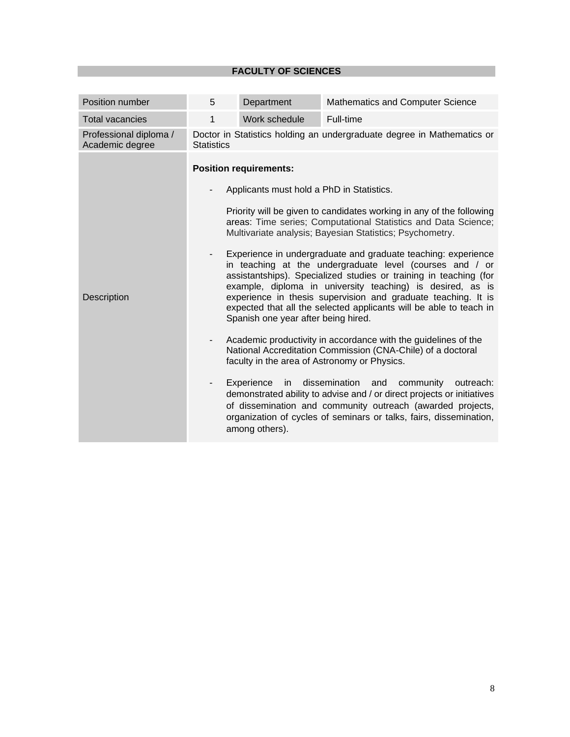## FACULTY OF SCIENCES

| Position number | 5 | Department | Mathematics and Computer Science |
|---|---|---|---|
| Total vacancies | 1 | Work schedule | Full-time |
| Professional diploma / Academic degree | Doctor in Statistics holding an undergraduate degree in Mathematics or Statistics | | |
| Description | **Position requirements:**<br><br>- Applicants must hold a PhD in Statistics.<br><br>Priority will be given to candidates working in any of the following areas: Time series; Computational Statistics and Data Science; Multivariate analysis; Bayesian Statistics; Psychometry.<br><br>- Experience in undergraduate and graduate teaching: experience in teaching at the undergraduate level (courses and / or assistantships). Specialized studies or training in teaching (for example, diploma in university teaching) is desired, as is experience in thesis supervision and graduate teaching. It is expected that all the selected applicants will be able to teach in Spanish one year after being hired.<br><br>- Academic productivity in accordance with the guidelines of the National Accreditation Commission (CNA-Chile) of a doctoral faculty in the area of Astronomy or Physics.<br><br>- Experience in dissemination and community outreach: demonstrated ability to advise and / or direct projects or initiatives of dissemination and community outreach (awarded projects, organization of cycles of seminars or talks, fairs, dissemination, among others). | | |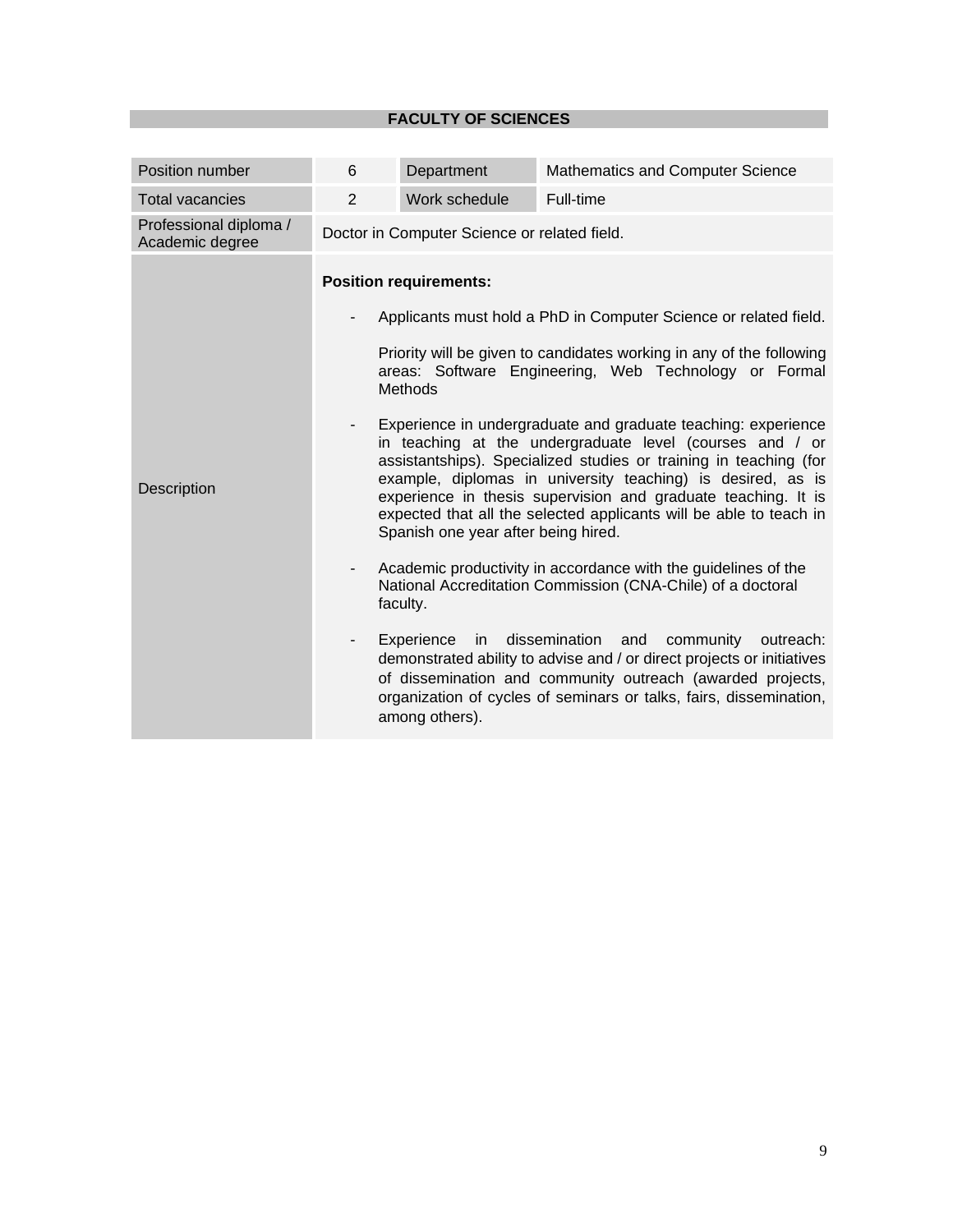## FACULTY OF SCIENCES

| Position number | 6 | Department | Mathematics and Computer Science |
|---|---|---|---|
| Total vacancies | 2 | Work schedule | Full-time |
| Professional diploma / Academic degree | Doctor in Computer Science or related field. | | |
| Description | **Position requirements:**<br><br>- Applicants must hold a PhD in Computer Science or related field.<br><br>Priority will be given to candidates working in any of the following areas: Software Engineering, Web Technology or Formal Methods<br><br>- Experience in undergraduate and graduate teaching: experience in teaching at the undergraduate level (courses and / or assistantships). Specialized studies or training in teaching (for example, diplomas in university teaching) is desired, as is experience in thesis supervision and graduate teaching. It is expected that all the selected applicants will be able to teach in Spanish one year after being hired.<br><br>- Academic productivity in accordance with the guidelines of the National Accreditation Commission (CNA-Chile) of a doctoral faculty.<br><br>- Experience in dissemination and community outreach: demonstrated ability to advise and / or direct projects or initiatives of dissemination and community outreach (awarded projects, organization of cycles of seminars or talks, fairs, dissemination, among others). | | |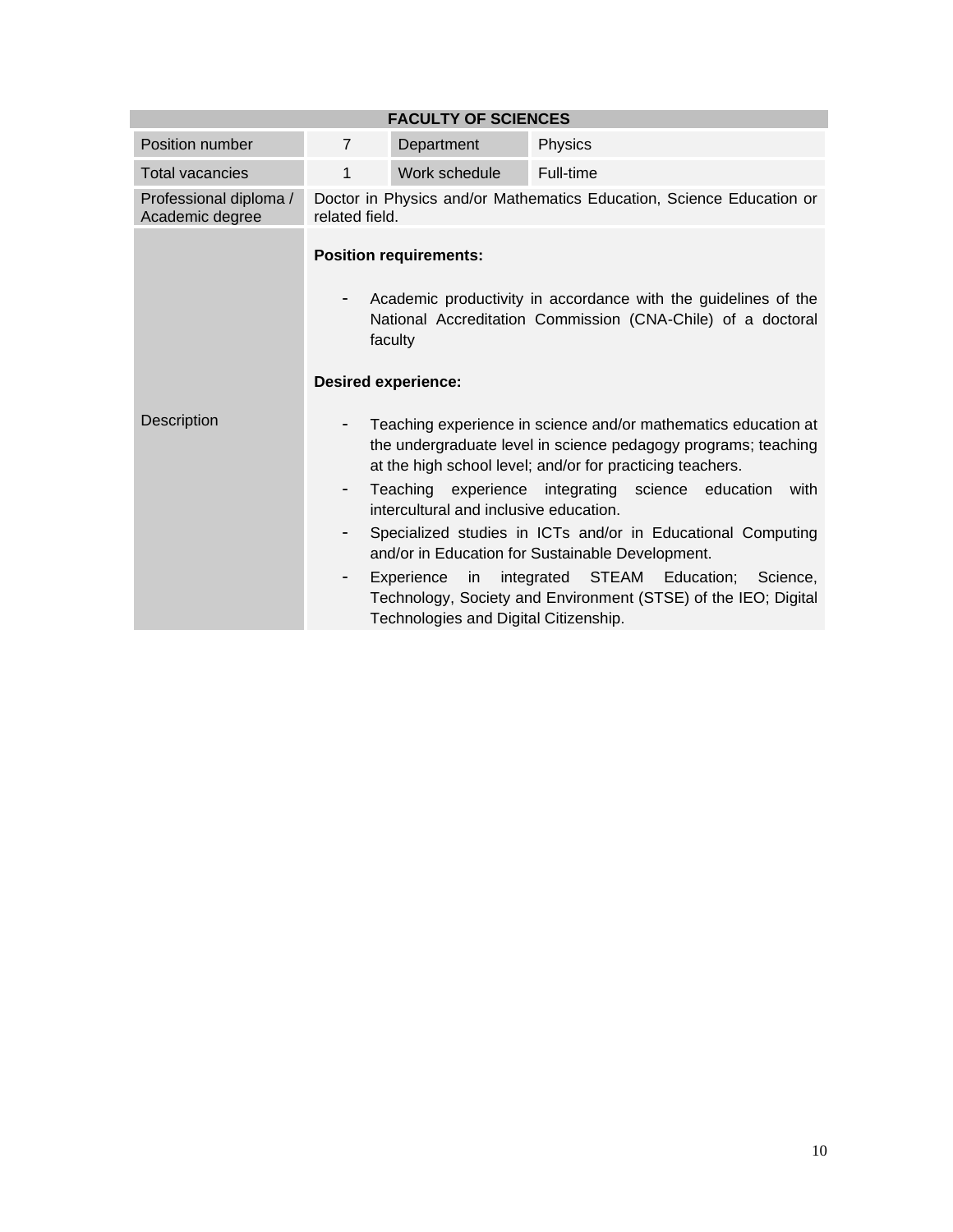| FACULTY OF SCIENCES | | | |
|---|---|---|---|
| Position number | 7 | Department | Physics |
| Total vacancies | 1 | Work schedule | Full-time |
| Professional diploma / Academic degree | Doctor in Physics and/or Mathematics Education, Science Education or related field. | | |
| Description | **Position requirements:**<br><br>- Academic productivity in accordance with the guidelines of the National Accreditation Commission (CNA-Chile) of a doctoral faculty<br><br>**Desired experience:**<br><br>- Teaching experience in science and/or mathematics education at the undergraduate level in science pedagogy programs; teaching at the high school level; and/or for practicing teachers.<br>- Teaching experience integrating science education with intercultural and inclusive education.<br>- Specialized studies in ICTs and/or in Educational Computing and/or in Education for Sustainable Development.<br>- Experience in integrated STEAM Education; Science, Technology, Society and Environment (STSE) of the IEO; Digital Technologies and Digital Citizenship. | | |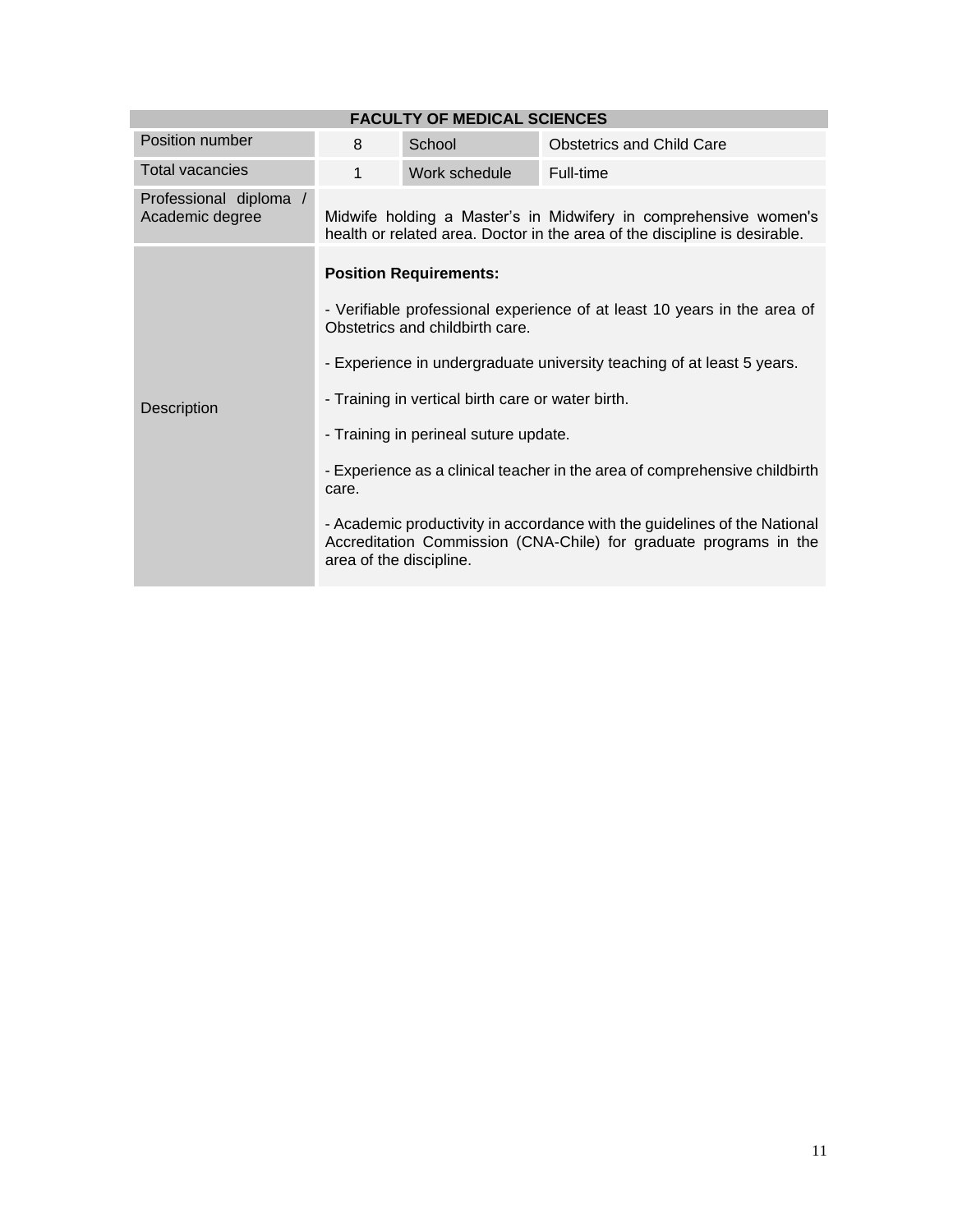| FACULTY OF MEDICAL SCIENCES | | | |
|---|---|---|---|
| Position number | 8 | School | Obstetrics and Child Care |
| Total vacancies | 1 | Work schedule | Full-time |
| Professional diploma / Academic degree | Midwife holding a Master's in Midwifery in comprehensive women's health or related area. Doctor in the area of the discipline is desirable. | | |
| Description | **Position Requirements:**<br><br>- Verifiable professional experience of at least 10 years in the area of Obstetrics and childbirth care.<br><br>- Experience in undergraduate university teaching of at least 5 years.<br><br>- Training in vertical birth care or water birth.<br><br>- Training in perineal suture update.<br><br>- Experience as a clinical teacher in the area of comprehensive childbirth care.<br><br>- Academic productivity in accordance with the guidelines of the National Accreditation Commission (CNA-Chile) for graduate programs in the area of the discipline. | | |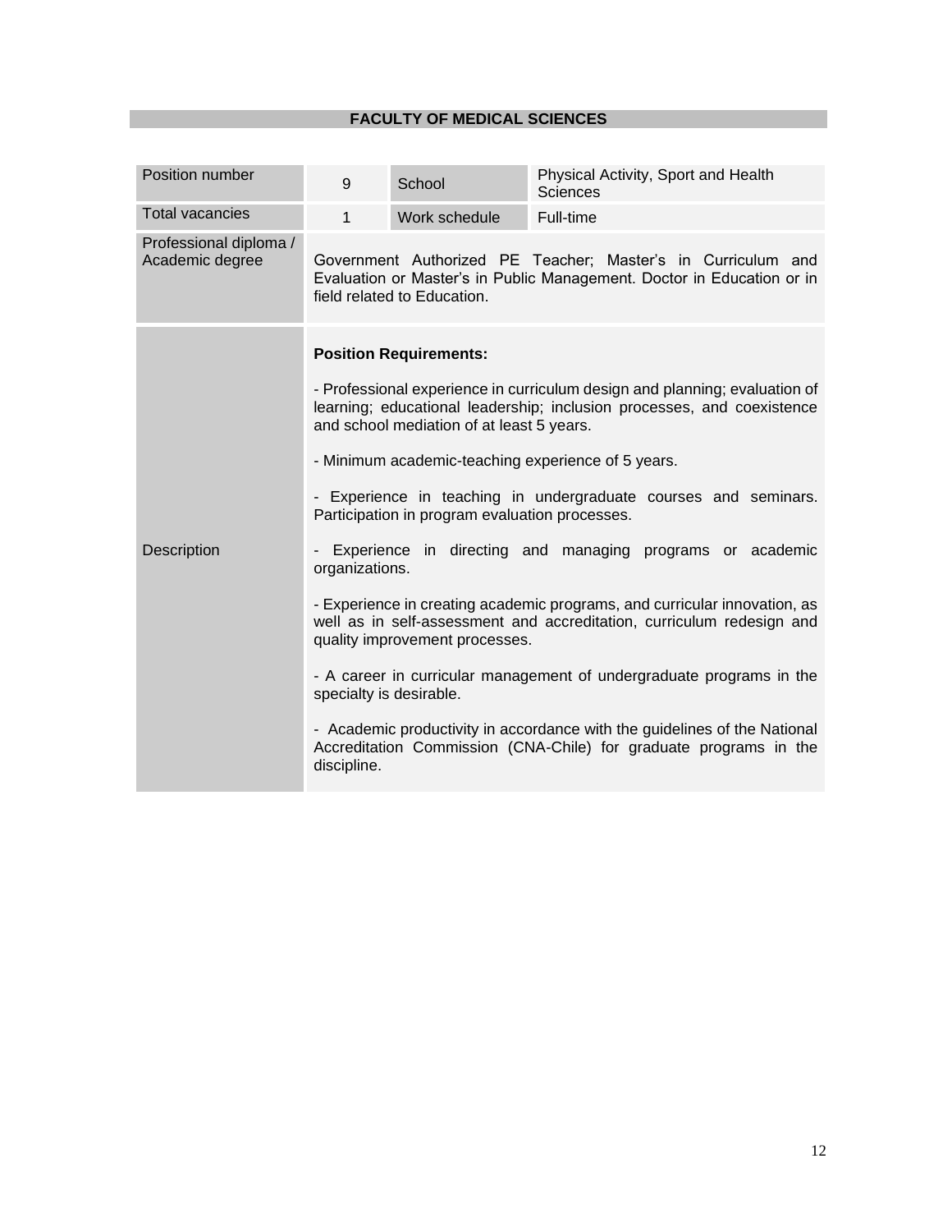## FACULTY OF MEDICAL SCIENCES

| Position number | 9 | School | Physical Activity, Sport and Health Sciences |
|---|---|---|---|
| Total vacancies | 1 | Work schedule | Full-time |
| Professional diploma / Academic degree | Government Authorized PE Teacher; Master's in Curriculum and Evaluation or Master's in Public Management. Doctor in Education or in field related to Education. | | |
| Description | **Position Requirements:**<br><br>- Professional experience in curriculum design and planning; evaluation of learning; educational leadership; inclusion processes, and coexistence and school mediation of at least 5 years.<br><br>- Minimum academic-teaching experience of 5 years.<br><br>- Experience in teaching in undergraduate courses and seminars. Participation in program evaluation processes.<br><br>- Experience in directing and managing programs or academic organizations.<br><br>- Experience in creating academic programs, and curricular innovation, as well as in self-assessment and accreditation, curriculum redesign and quality improvement processes.<br><br>- A career in curricular management of undergraduate programs in the specialty is desirable.<br><br>- Academic productivity in accordance with the guidelines of the National Accreditation Commission (CNA-Chile) for graduate programs in the discipline. | | |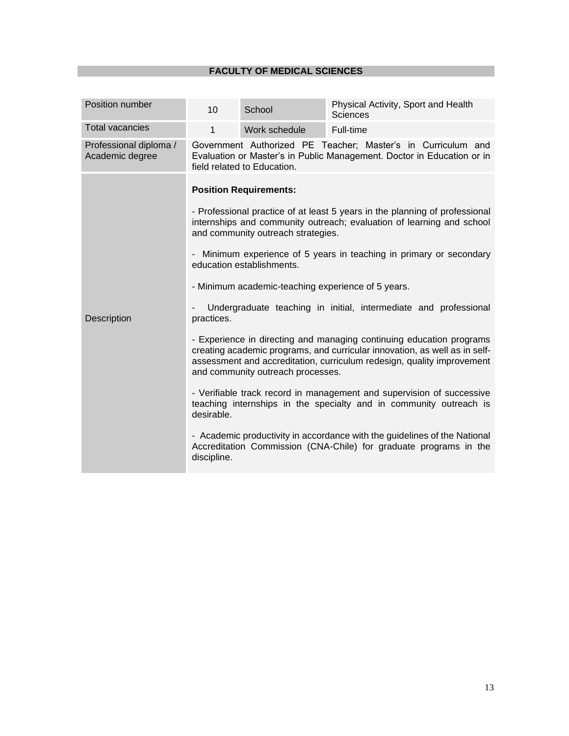## FACULTY OF MEDICAL SCIENCES

| Position number | 10 | School | Physical Activity, Sport and Health Sciences |
|---|---|---|---|
| Total vacancies | 1 | Work schedule | Full-time |
| Professional diploma / Academic degree | Government Authorized PE Teacher; Master's in Curriculum and Evaluation or Master's in Public Management. Doctor in Education or in field related to Education. | | |
| Description | **Position Requirements:**<br><br>- Professional practice of at least 5 years in the planning of professional internships and community outreach; evaluation of learning and school and community outreach strategies.<br><br>- Minimum experience of 5 years in teaching in primary or secondary education establishments.<br><br>- Minimum academic-teaching experience of 5 years.<br><br>- Undergraduate teaching in initial, intermediate and professional practices.<br><br>- Experience in directing and managing continuing education programs creating academic programs, and curricular innovation, as well as in self-assessment and accreditation, curriculum redesign, quality improvement and community outreach processes.<br><br>- Verifiable track record in management and supervision of successive teaching internships in the specialty and in community outreach is desirable.<br><br>- Academic productivity in accordance with the guidelines of the National Accreditation Commission (CNA-Chile) for graduate programs in the discipline. | | |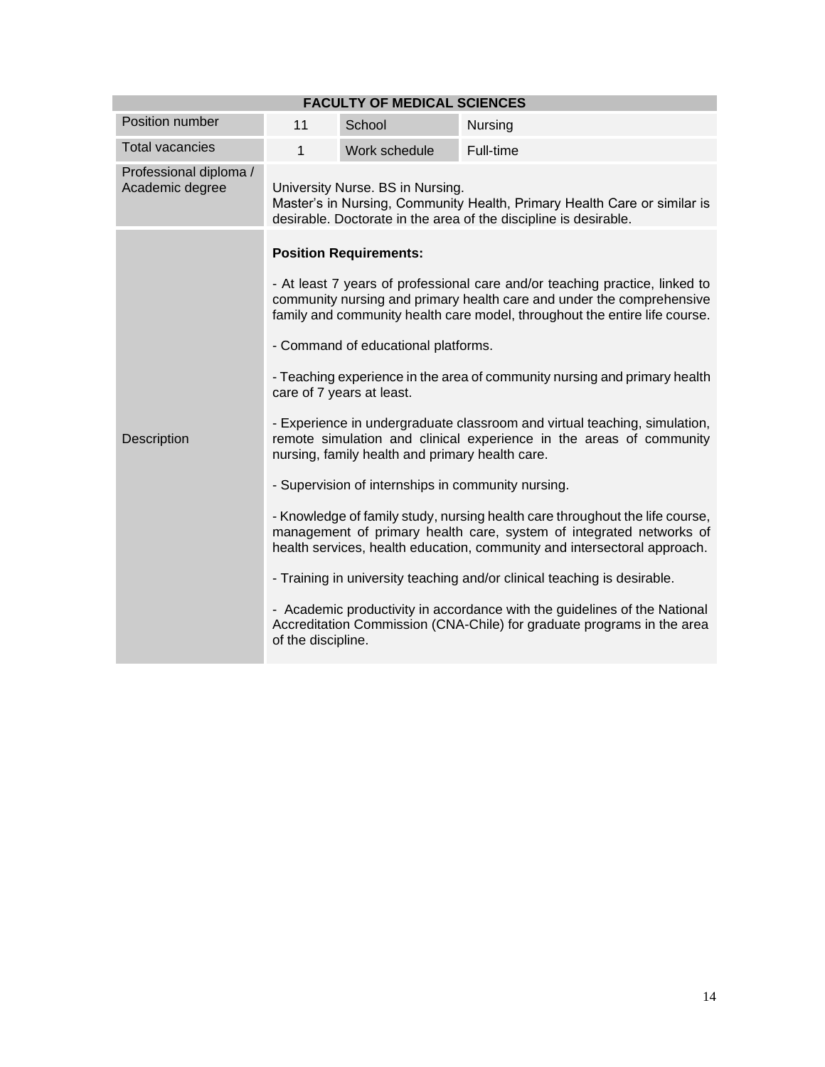| FACULTY OF MEDICAL SCIENCES | | | |
|---|---|---|---|
| Position number | 11 | School | Nursing |
| Total vacancies | 1 | Work schedule | Full-time |
| Professional diploma / Academic degree | University Nurse. BS in Nursing.<br>Master's in Nursing, Community Health, Primary Health Care or similar is desirable. Doctorate in the area of the discipline is desirable. | | |
| Description | **Position Requirements:**<br><br>- At least 7 years of professional care and/or teaching practice, linked to community nursing and primary health care and under the comprehensive family and community health care model, throughout the entire life course.<br><br>- Command of educational platforms.<br><br>- Teaching experience in the area of community nursing and primary health care of 7 years at least.<br><br>- Experience in undergraduate classroom and virtual teaching, simulation, remote simulation and clinical experience in the areas of community nursing, family health and primary health care.<br><br>- Supervision of internships in community nursing.<br><br>- Knowledge of family study, nursing health care throughout the life course, management of primary health care, system of integrated networks of health services, health education, community and intersectoral approach.<br><br>- Training in university teaching and/or clinical teaching is desirable.<br><br>- Academic productivity in accordance with the guidelines of the National Accreditation Commission (CNA-Chile) for graduate programs in the area of the discipline. | | |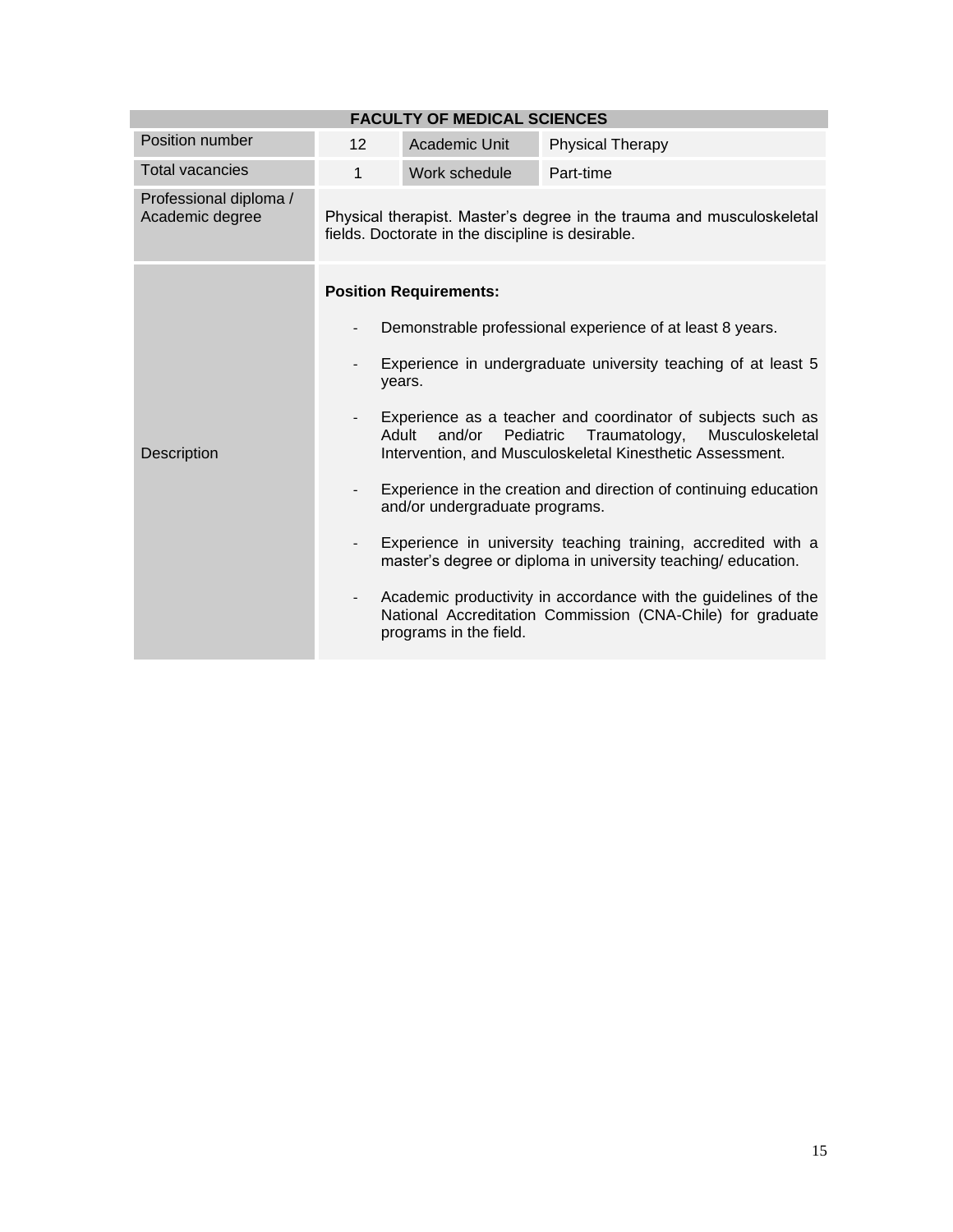| FACULTY OF MEDICAL SCIENCES | | | |
|---|---|---|---|
| Position number | 12 | Academic Unit | Physical Therapy |
| Total vacancies | 1 | Work schedule | Part-time |
| Professional diploma / Academic degree | Physical therapist. Master's degree in the trauma and musculoskeletal fields. Doctorate in the discipline is desirable. | | |
| Description | **Position Requirements:**<br>- Demonstrable professional experience of at least 8 years.<br>- Experience in undergraduate university teaching of at least 5 years.<br>- Experience as a teacher and coordinator of subjects such as Adult and/or Pediatric Traumatology, Musculoskeletal Intervention, and Musculoskeletal Kinesthetic Assessment.<br>- Experience in the creation and direction of continuing education and/or undergraduate programs.<br>- Experience in university teaching training, accredited with a master's degree or diploma in university teaching/ education.<br>- Academic productivity in accordance with the guidelines of the National Accreditation Commission (CNA-Chile) for graduate programs in the field. | | |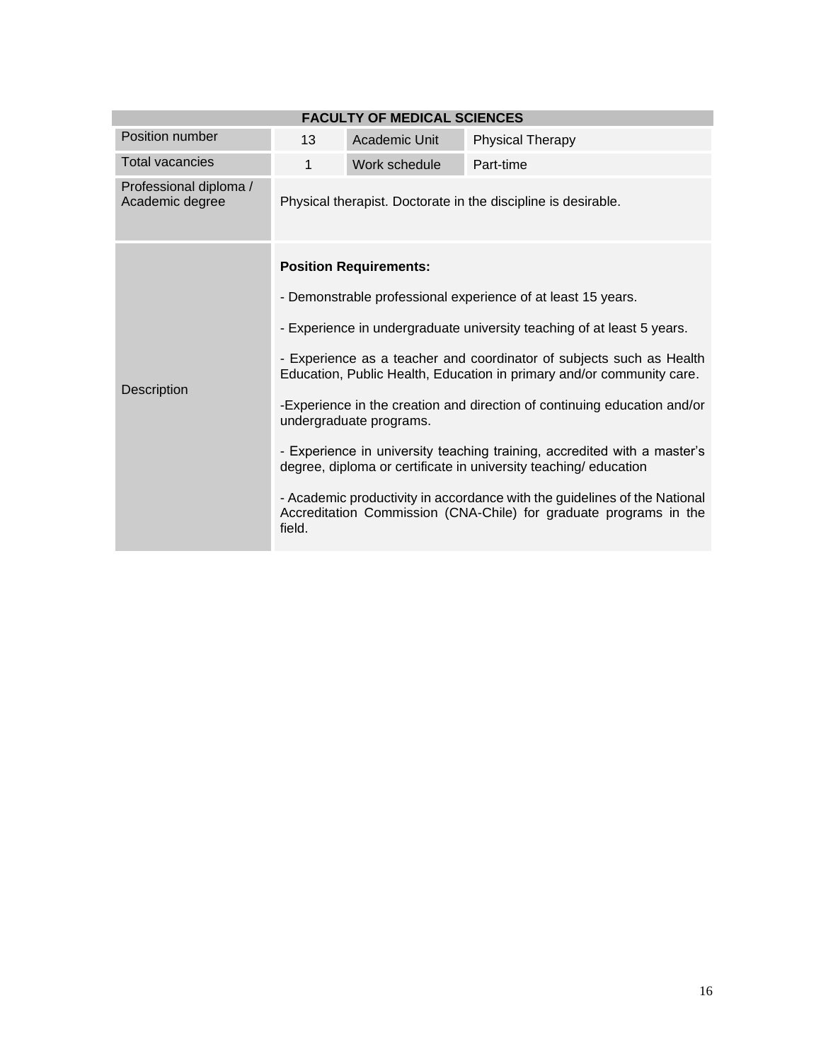| FACULTY OF MEDICAL SCIENCES | | | |
|---|---|---|---|
| Position number | 13 | Academic Unit | Physical Therapy |
| Total vacancies | 1 | Work schedule | Part-time |
| Professional diploma / Academic degree | Physical therapist. Doctorate in the discipline is desirable. | | |
| Description | **Position Requirements:**<br><br>- Demonstrable professional experience of at least 15 years.<br><br>- Experience in undergraduate university teaching of at least 5 years.<br><br>- Experience as a teacher and coordinator of subjects such as Health Education, Public Health, Education in primary and/or community care.<br><br>-Experience in the creation and direction of continuing education and/or undergraduate programs.<br><br>- Experience in university teaching training, accredited with a master's degree, diploma or certificate in university teaching/ education<br><br>- Academic productivity in accordance with the guidelines of the National Accreditation Commission (CNA-Chile) for graduate programs in the field. | | |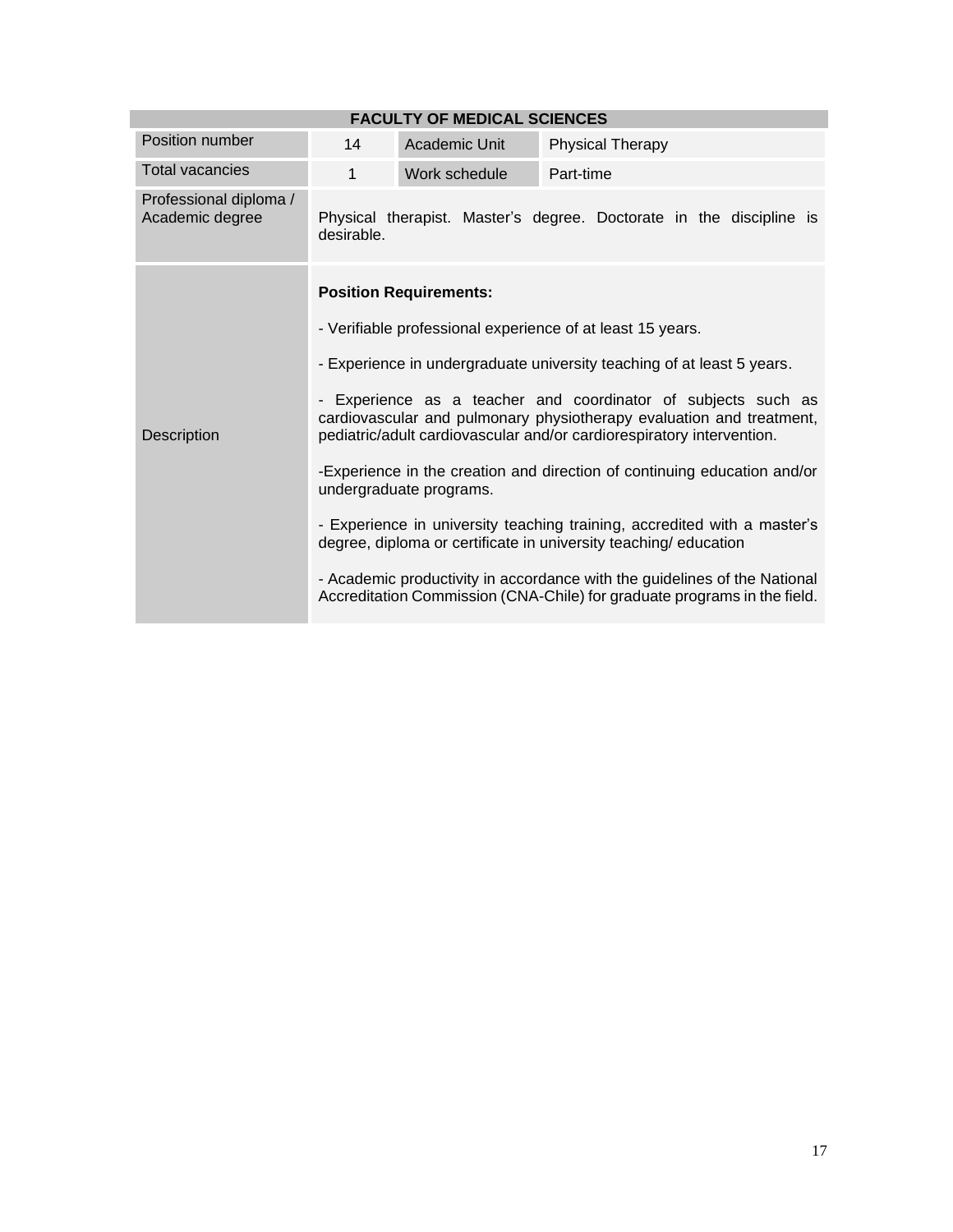| FACULTY OF MEDICAL SCIENCES | | | |
|---|---|---|---|
| Position number | 14 | Academic Unit | Physical Therapy |
| Total vacancies | 1 | Work schedule | Part-time |
| Professional diploma / Academic degree | Physical therapist. Master's degree. Doctorate in the discipline is desirable. | | |
| Description | **Position Requirements:**<br><br>- Verifiable professional experience of at least 15 years.<br><br>- Experience in undergraduate university teaching of at least 5 years.<br><br>- Experience as a teacher and coordinator of subjects such as cardiovascular and pulmonary physiotherapy evaluation and treatment, pediatric/adult cardiovascular and/or cardiorespiratory intervention.<br><br>-Experience in the creation and direction of continuing education and/or undergraduate programs.<br><br>- Experience in university teaching training, accredited with a master's degree, diploma or certificate in university teaching/ education<br><br>- Academic productivity in accordance with the guidelines of the National Accreditation Commission (CNA-Chile) for graduate programs in the field. | | |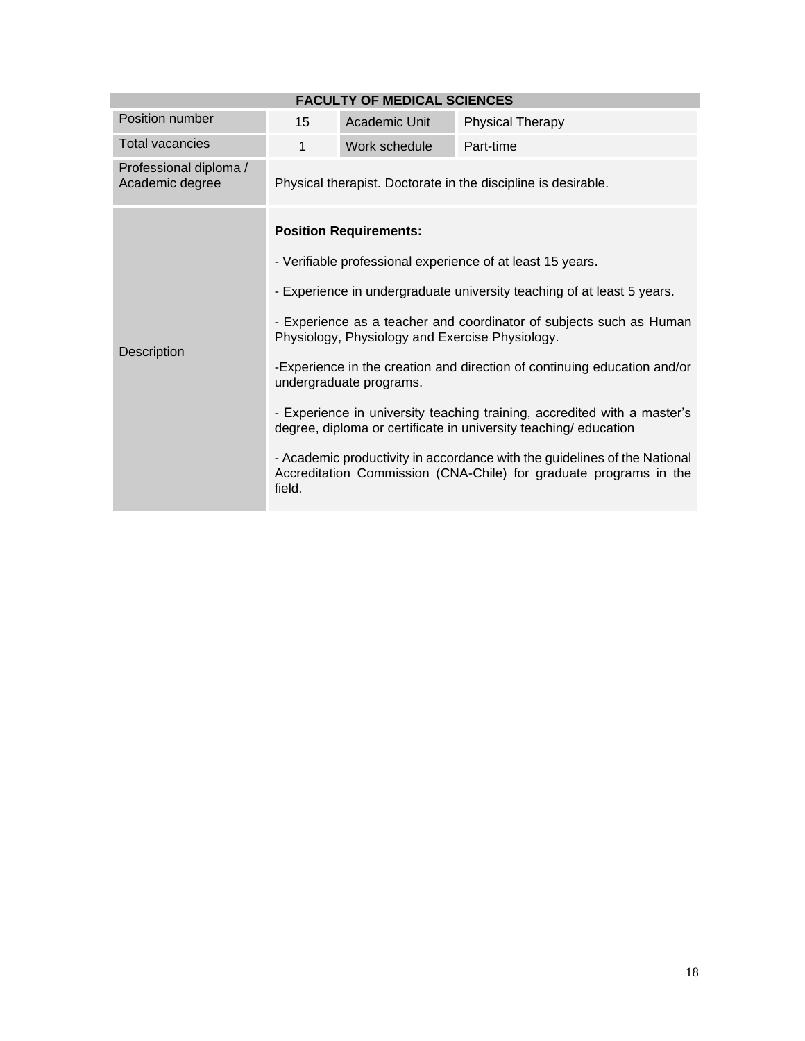| FACULTY OF MEDICAL SCIENCES | | | |
|---|---|---|---|
| Position number | 15 | Academic Unit | Physical Therapy |
| Total vacancies | 1 | Work schedule | Part-time |
| Professional diploma / Academic degree | Physical therapist. Doctorate in the discipline is desirable. | | |
| Description | **Position Requirements:**<br><br>- Verifiable professional experience of at least 15 years.<br><br>- Experience in undergraduate university teaching of at least 5 years.<br><br>- Experience as a teacher and coordinator of subjects such as Human Physiology, Physiology and Exercise Physiology.<br><br>-Experience in the creation and direction of continuing education and/or undergraduate programs.<br><br>- Experience in university teaching training, accredited with a master's degree, diploma or certificate in university teaching/ education<br><br>- Academic productivity in accordance with the guidelines of the National Accreditation Commission (CNA-Chile) for graduate programs in the field. | | |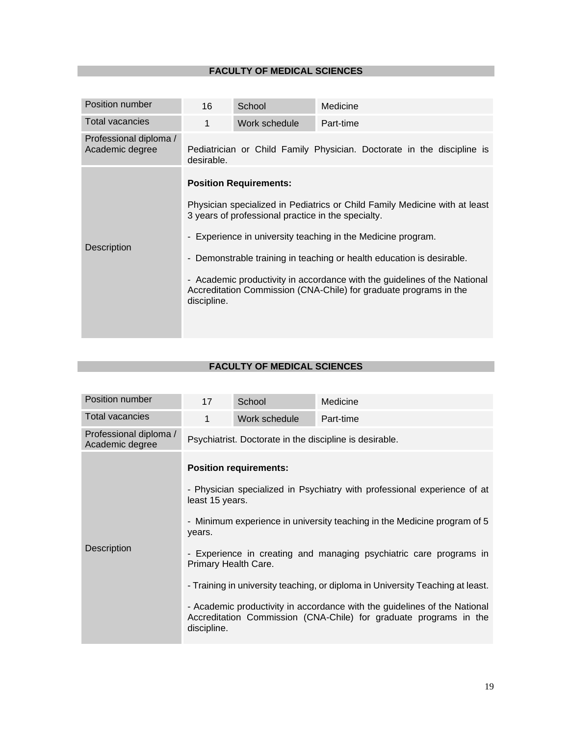## FACULTY OF MEDICAL SCIENCES

| Position number | 16 | School | Medicine |
|---|---|---|---|
| Total vacancies | 1 | Work schedule | Part-time |
| Professional diploma / Academic degree | Pediatrician or Child Family Physician. Doctorate in the discipline is desirable. | | |
| Description | **Position Requirements:**<br><br>Physician specialized in Pediatrics or Child Family Medicine with at least 3 years of professional practice in the specialty.<br><br>- Experience in university teaching in the Medicine program.<br><br>- Demonstrable training in teaching or health education is desirable.<br><br>- Academic productivity in accordance with the guidelines of the National Accreditation Commission (CNA-Chile) for graduate programs in the discipline. | | |

## FACULTY OF MEDICAL SCIENCES

| Position number | 17 | School | Medicine |
|---|---|---|---|
| Total vacancies | 1 | Work schedule | Part-time |
| Professional diploma / Academic degree | Psychiatrist. Doctorate in the discipline is desirable. | | |
| Description | **Position requirements:**<br><br>- Physician specialized in Psychiatry with professional experience of at least 15 years.<br><br>- Minimum experience in university teaching in the Medicine program of 5 years.<br><br>- Experience in creating and managing psychiatric care programs in Primary Health Care.<br><br>- Training in university teaching, or diploma in University Teaching at least.<br><br>- Academic productivity in accordance with the guidelines of the National Accreditation Commission (CNA-Chile) for graduate programs in the discipline. | | |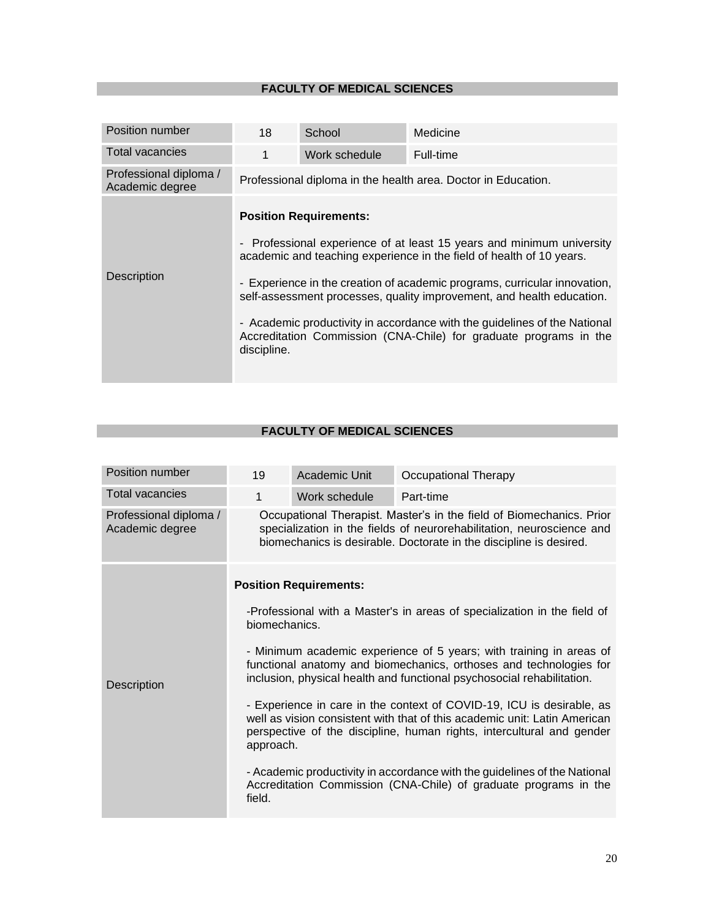## FACULTY OF MEDICAL SCIENCES

| Position number | 18 | School | Medicine |
|---|---|---|---|
| Total vacancies | 1 | Work schedule | Full-time |
| Professional diploma / Academic degree | Professional diploma in the health area. Doctor in Education. | | |
| Description | **Position Requirements:**<br><br>- Professional experience of at least 15 years and minimum university academic and teaching experience in the field of health of 10 years.<br><br>- Experience in the creation of academic programs, curricular innovation, self-assessment processes, quality improvement, and health education.<br><br>- Academic productivity in accordance with the guidelines of the National Accreditation Commission (CNA-Chile) for graduate programs in the discipline. | | |

## FACULTY OF MEDICAL SCIENCES

| Position number | 19 | Academic Unit | Occupational Therapy |
|---|---|---|---|
| Total vacancies | 1 | Work schedule | Part-time |
| Professional diploma / Academic degree | Occupational Therapist. Master's in the field of Biomechanics. Prior specialization in the fields of neurorehabilitation, neuroscience and biomechanics is desirable. Doctorate in the discipline is desired. | | |
| Description | **Position Requirements:**<br><br>-Professional with a Master's in areas of specialization in the field of biomechanics.<br><br>- Minimum academic experience of 5 years; with training in areas of functional anatomy and biomechanics, orthoses and technologies for inclusion, physical health and functional psychosocial rehabilitation.<br><br>- Experience in care in the context of COVID-19, ICU is desirable, as well as vision consistent with that of this academic unit: Latin American perspective of the discipline, human rights, intercultural and gender approach.<br><br>- Academic productivity in accordance with the guidelines of the National Accreditation Commission (CNA-Chile) of graduate programs in the field. | | |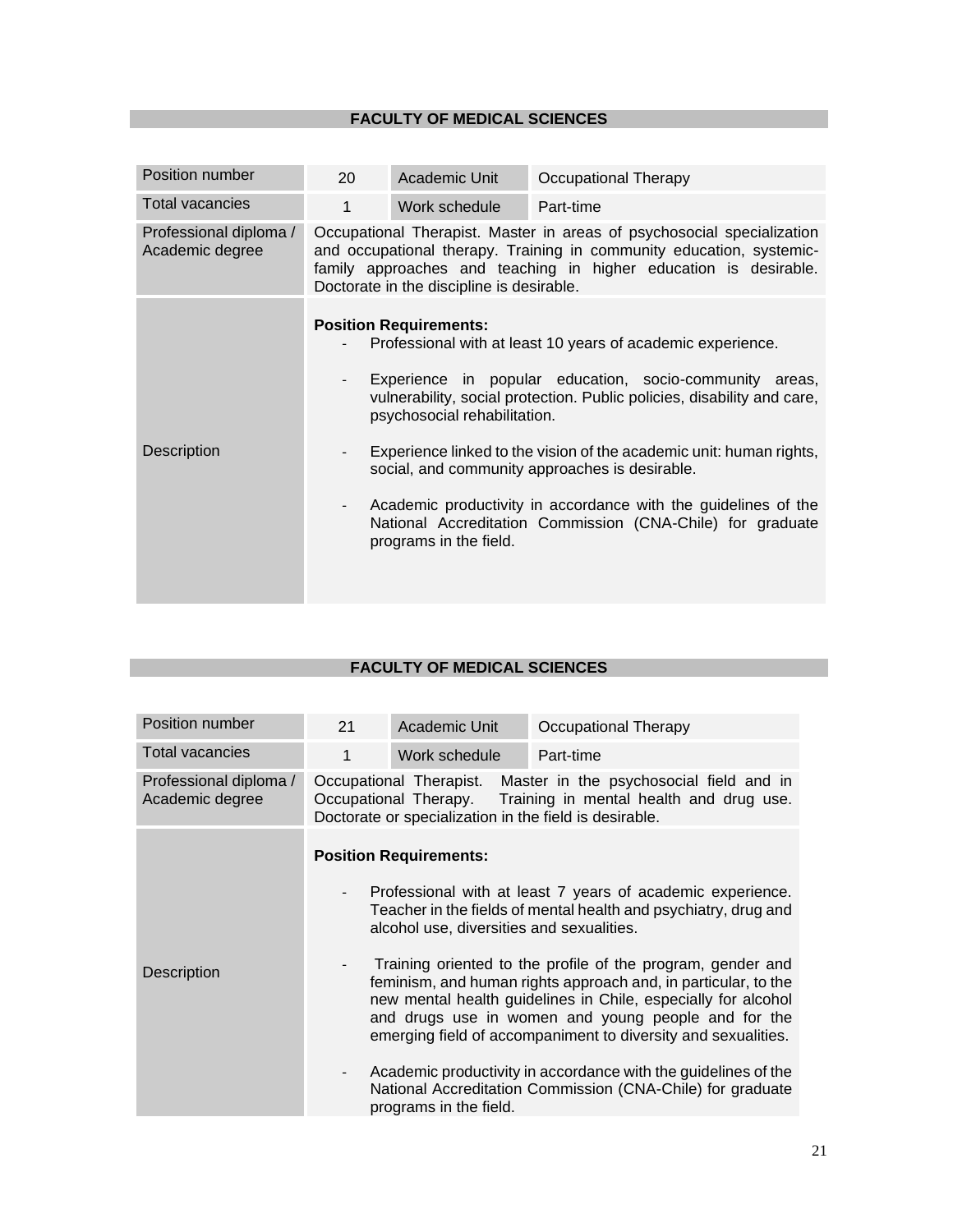## FACULTY OF MEDICAL SCIENCES

| Position number | 20 | Academic Unit | Occupational Therapy |
|---|---|---|---|
| Total vacancies | 1 | Work schedule | Part-time |
| Professional diploma / Academic degree | Occupational Therapist. Master in areas of psychosocial specialization and occupational therapy. Training in community education, systemic-family approaches and teaching in higher education is desirable. Doctorate in the discipline is desirable. | | |
| Description | **Position Requirements:**<br>- Professional with at least 10 years of academic experience.<br>- Experience in popular education, socio-community areas, vulnerability, social protection. Public policies, disability and care, psychosocial rehabilitation.<br>- Experience linked to the vision of the academic unit: human rights, social, and community approaches is desirable.<br>- Academic productivity in accordance with the guidelines of the National Accreditation Commission (CNA-Chile) for graduate programs in the field. | | |

## FACULTY OF MEDICAL SCIENCES

| Position number | 21 | Academic Unit | Occupational Therapy |
|---|---|---|---|
| Total vacancies | 1 | Work schedule | Part-time |
| Professional diploma / Academic degree | Occupational Therapist. Master in the psychosocial field and in Occupational Therapy. Training in mental health and drug use. Doctorate or specialization in the field is desirable. | | |
| Description | **Position Requirements:**<br>- Professional with at least 7 years of academic experience. Teacher in the fields of mental health and psychiatry, drug and alcohol use, diversities and sexualities.<br>- Training oriented to the profile of the program, gender and feminism, and human rights approach and, in particular, to the new mental health guidelines in Chile, especially for alcohol and drugs use in women and young people and for the emerging field of accompaniment to diversity and sexualities.<br>- Academic productivity in accordance with the guidelines of the National Accreditation Commission (CNA-Chile) for graduate programs in the field. | | |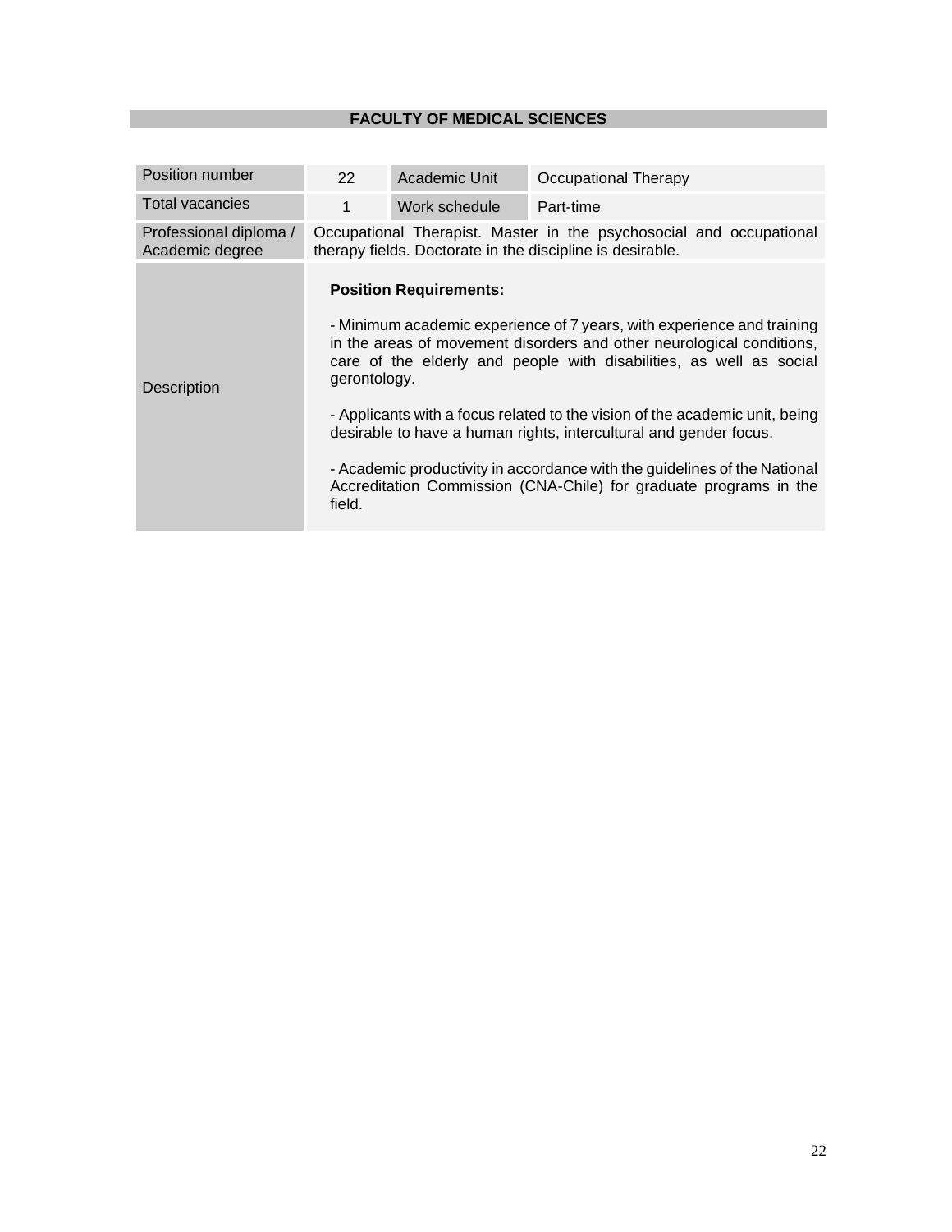## FACULTY OF MEDICAL SCIENCES

| Position number | 22 | Academic Unit | Occupational Therapy |
|---|---|---|---|
| Total vacancies | 1 | Work schedule | Part-time |
| Professional diploma / Academic degree | Occupational Therapist. Master in the psychosocial and occupational therapy fields. Doctorate in the discipline is desirable. | | |
| Description | **Position Requirements:**<br><br>- Minimum academic experience of 7 years, with experience and training in the areas of movement disorders and other neurological conditions, care of the elderly and people with disabilities, as well as social gerontology.<br><br>- Applicants with a focus related to the vision of the academic unit, being desirable to have a human rights, intercultural and gender focus.<br><br>- Academic productivity in accordance with the guidelines of the National Accreditation Commission (CNA-Chile) for graduate programs in the field. | | |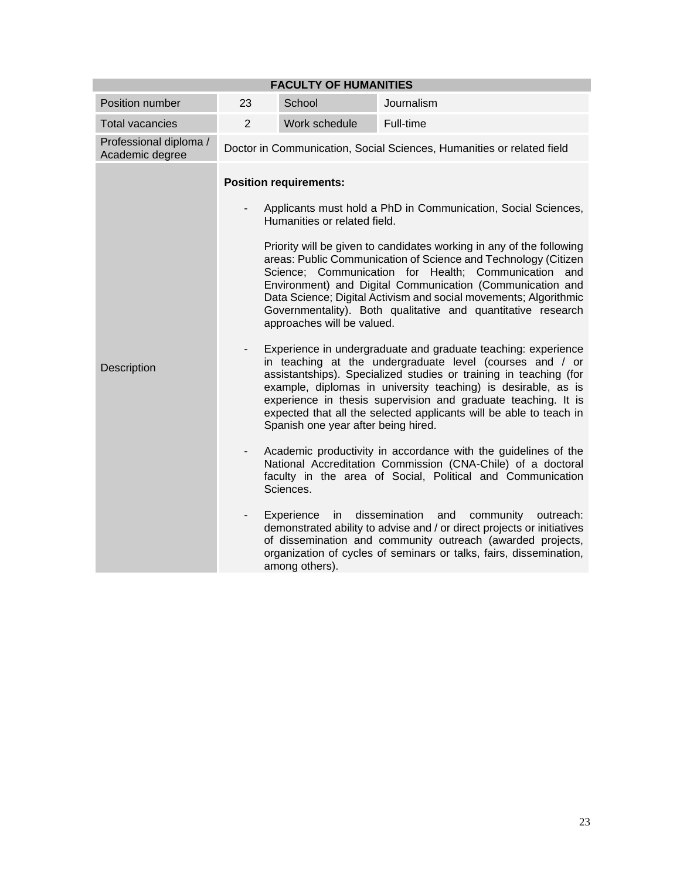| FACULTY OF HUMANITIES | | | |
|---|---|---|---|
| Position number | 23 | School | Journalism |
| Total vacancies | 2 | Work schedule | Full-time |
| Professional diploma / Academic degree | Doctor in Communication, Social Sciences, Humanities or related field | | |
| Description | **Position requirements:**<br><br>- Applicants must hold a PhD in Communication, Social Sciences, Humanities or related field.<br><br>Priority will be given to candidates working in any of the following areas: Public Communication of Science and Technology (Citizen Science; Communication for Health; Communication and Environment) and Digital Communication (Communication and Data Science; Digital Activism and social movements; Algorithmic Governmentality). Both qualitative and quantitative research approaches will be valued.<br><br>- Experience in undergraduate and graduate teaching: experience in teaching at the undergraduate level (courses and / or assistantships). Specialized studies or training in teaching (for example, diplomas in university teaching) is desirable, as is experience in thesis supervision and graduate teaching. It is expected that all the selected applicants will be able to teach in Spanish one year after being hired.<br><br>- Academic productivity in accordance with the guidelines of the National Accreditation Commission (CNA-Chile) of a doctoral faculty in the area of Social, Political and Communication Sciences.<br><br>- Experience in dissemination and community outreach: demonstrated ability to advise and / or direct projects or initiatives of dissemination and community outreach (awarded projects, organization of cycles of seminars or talks, fairs, dissemination, among others). | | | |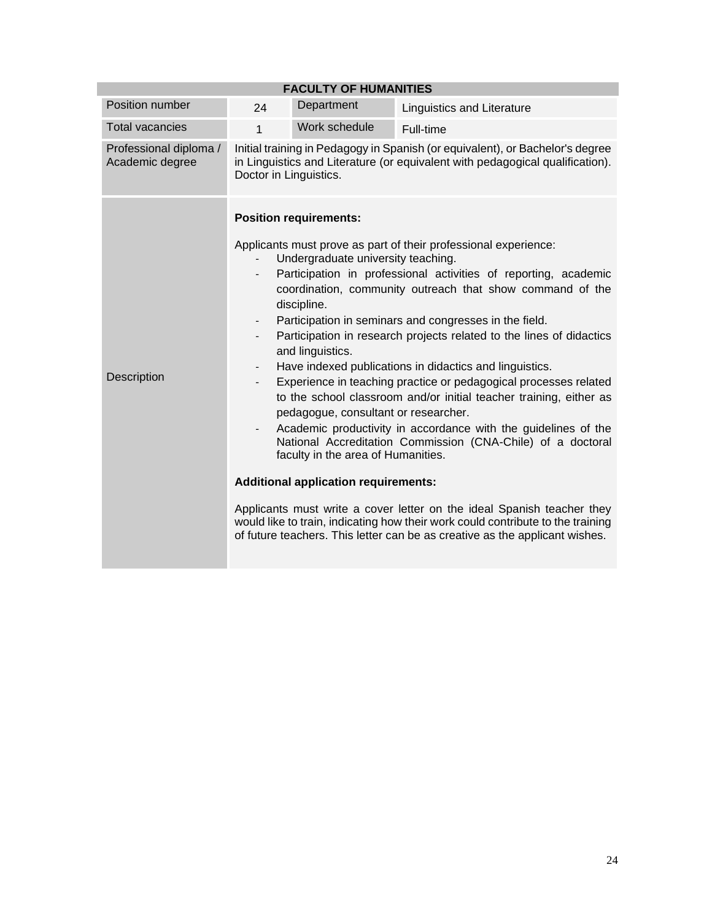| FACULTY OF HUMANITIES | | | |
|---|---|---|---|
| Position number | 24 | Department | Linguistics and Literature |
| Total vacancies | 1 | Work schedule | Full-time |
| Professional diploma / Academic degree | Initial training in Pedagogy in Spanish (or equivalent), or Bachelor's degree in Linguistics and Literature (or equivalent with pedagogical qualification). Doctor in Linguistics. | | |
| Description | **Position requirements:**<br><br>Applicants must prove as part of their professional experience:<br>- Undergraduate university teaching.<br>- Participation in professional activities of reporting, academic coordination, community outreach that show command of the discipline.<br>- Participation in seminars and congresses in the field.<br>- Participation in research projects related to the lines of didactics and linguistics.<br>- Have indexed publications in didactics and linguistics.<br>- Experience in teaching practice or pedagogical processes related to the school classroom and/or initial teacher training, either as pedagogue, consultant or researcher.<br>- Academic productivity in accordance with the guidelines of the National Accreditation Commission (CNA-Chile) of a doctoral faculty in the area of Humanities.<br><br>**Additional application requirements:**<br><br>Applicants must write a cover letter on the ideal Spanish teacher they would like to train, indicating how their work could contribute to the training of future teachers. This letter can be as creative as the applicant wishes. | | |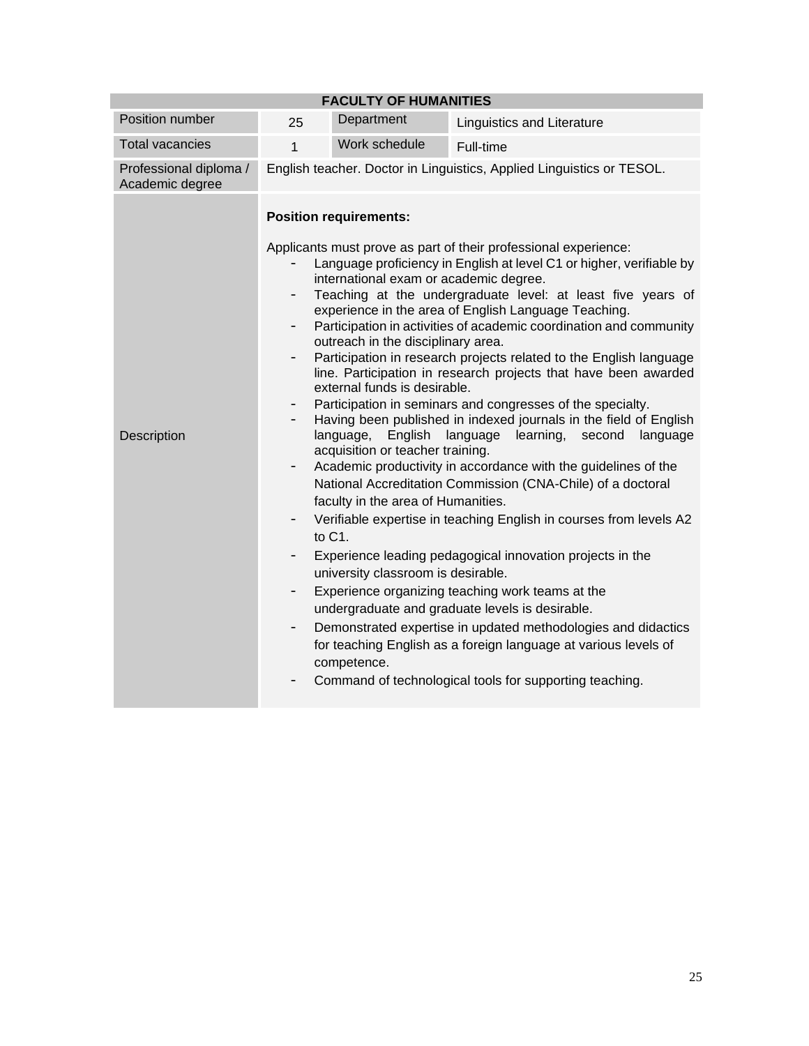| FACULTY OF HUMANITIES | | | |
|---|---|---|---|
| Position number | 25 | Department | Linguistics and Literature |
| Total vacancies | 1 | Work schedule | Full-time |
| Professional diploma / Academic degree | English teacher. Doctor in Linguistics, Applied Linguistics or TESOL. | | |
| Description | **Position requirements:**<br><br>Applicants must prove as part of their professional experience:<br>- Language proficiency in English at level C1 or higher, verifiable by international exam or academic degree.<br>- Teaching at the undergraduate level: at least five years of experience in the area of English Language Teaching.<br>- Participation in activities of academic coordination and community outreach in the disciplinary area.<br>- Participation in research projects related to the English language line. Participation in research projects that have been awarded external funds is desirable.<br>- Participation in seminars and congresses of the specialty.<br>- Having been published in indexed journals in the field of English language, English language learning, second language acquisition or teacher training.<br>- Academic productivity in accordance with the guidelines of the National Accreditation Commission (CNA-Chile) of a doctoral faculty in the area of Humanities.<br>- Verifiable expertise in teaching English in courses from levels A2 to C1.<br>- Experience leading pedagogical innovation projects in the university classroom is desirable.<br>- Experience organizing teaching work teams at the undergraduate and graduate levels is desirable.<br>- Demonstrated expertise in updated methodologies and didactics for teaching English as a foreign language at various levels of competence.<br>- Command of technological tools for supporting teaching. | | |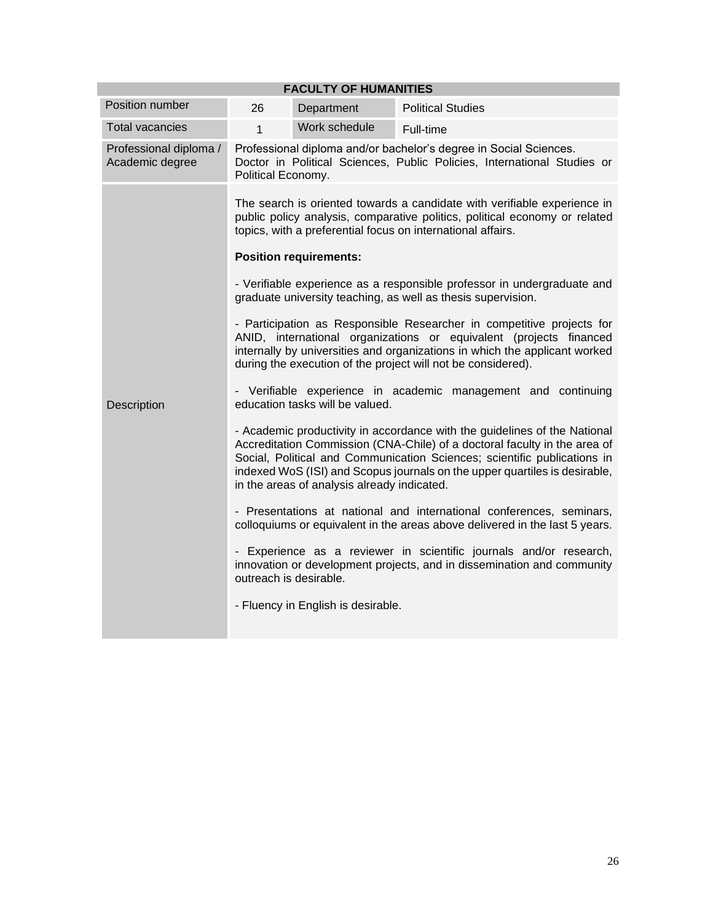| FACULTY OF HUMANITIES | | | |
|---|---|---|---|
| Position number | 26 | Department | Political Studies |
| Total vacancies | 1 | Work schedule | Full-time |
| Professional diploma / Academic degree | Professional diploma and/or bachelor's degree in Social Sciences. Doctor in Political Sciences, Public Policies, International Studies or Political Economy. | | |
| Description | The search is oriented towards a candidate with verifiable experience in public policy analysis, comparative politics, political economy or related topics, with a preferential focus on international affairs.<br><br>**Position requirements:**<br><br>- Verifiable experience as a responsible professor in undergraduate and graduate university teaching, as well as thesis supervision.<br><br>- Participation as Responsible Researcher in competitive projects for ANID, international organizations or equivalent (projects financed internally by universities and organizations in which the applicant worked during the execution of the project will not be considered).<br><br>- Verifiable experience in academic management and continuing education tasks will be valued.<br><br>- Academic productivity in accordance with the guidelines of the National Accreditation Commission (CNA-Chile) of a doctoral faculty in the area of Social, Political and Communication Sciences; scientific publications in indexed WoS (ISI) and Scopus journals on the upper quartiles is desirable, in the areas of analysis already indicated.<br><br>- Presentations at national and international conferences, seminars, colloquiums or equivalent in the areas above delivered in the last 5 years.<br><br>- Experience as a reviewer in scientific journals and/or research, innovation or development projects, and in dissemination and community outreach is desirable.<br><br>- Fluency in English is desirable. | | |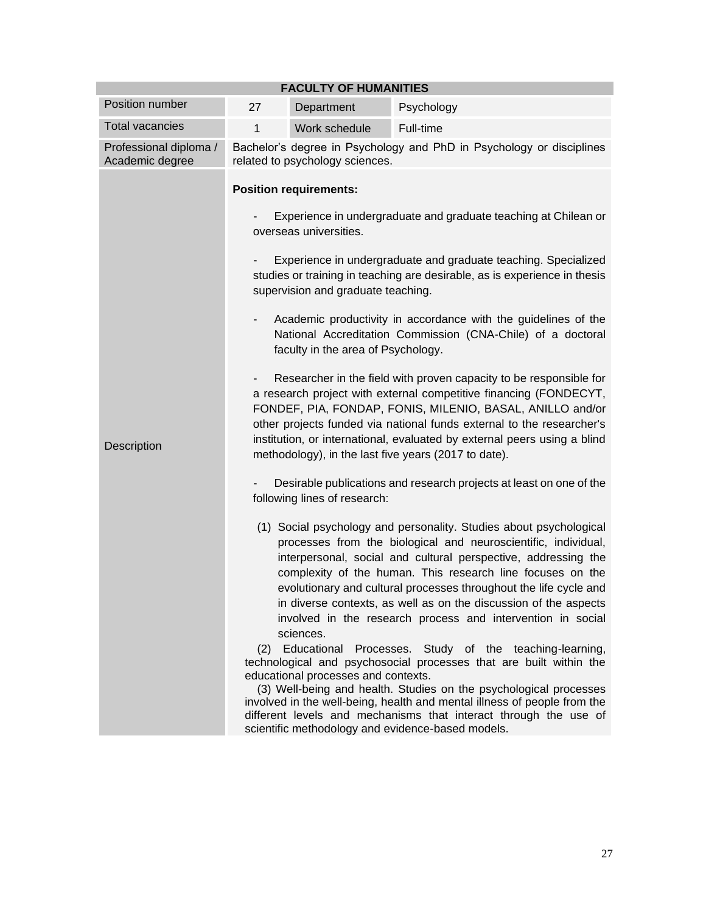| FACULTY OF HUMANITIES | | | |
|---|---|---|---|
| Position number | 27 | Department | Psychology |
| Total vacancies | 1 | Work schedule | Full-time |
| Professional diploma / Academic degree | Bachelor's degree in Psychology and PhD in Psychology or disciplines related to psychology sciences. | | |
| Description | **Position requirements:**<br><br>- Experience in undergraduate and graduate teaching at Chilean or overseas universities.<br><br>- Experience in undergraduate and graduate teaching. Specialized studies or training in teaching are desirable, as is experience in thesis supervision and graduate teaching.<br><br>- Academic productivity in accordance with the guidelines of the National Accreditation Commission (CNA-Chile) of a doctoral faculty in the area of Psychology.<br><br>- Researcher in the field with proven capacity to be responsible for a research project with external competitive financing (FONDECYT, FONDEF, PIA, FONDAP, FONIS, MILENIO, BASAL, ANILLO and/or other projects funded via national funds external to the researcher's institution, or international, evaluated by external peers using a blind methodology), in the last five years (2017 to date).<br><br>- Desirable publications and research projects at least on one of the following lines of research:<br><br>(1) Social psychology and personality. Studies about psychological processes from the biological and neuroscientific, individual, interpersonal, social and cultural perspective, addressing the complexity of the human. This research line focuses on the evolutionary and cultural processes throughout the life cycle and in diverse contexts, as well as on the discussion of the aspects involved in the research process and intervention in social sciences.<br>(2) Educational Processes. Study of the teaching-learning, technological and psychosocial processes that are built within the educational processes and contexts.<br>(3) Well-being and health. Studies on the psychological processes involved in the well-being, health and mental illness of people from the different levels and mechanisms that interact through the use of scientific methodology and evidence-based models. | | |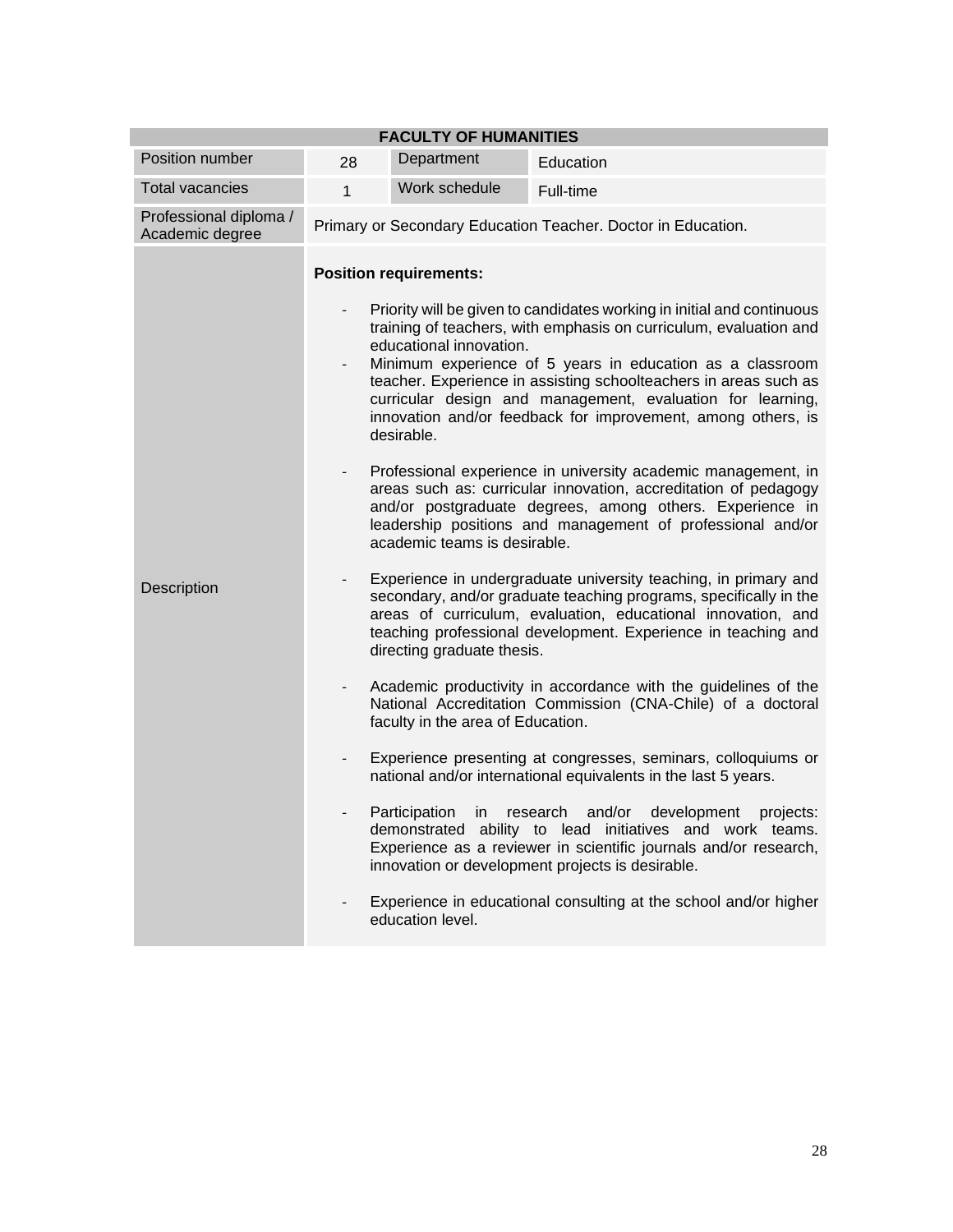| FACULTY OF HUMANITIES | | | |
|---|---|---|---|
| Position number | 28 | Department | Education |
| Total vacancies | 1 | Work schedule | Full-time |
| Professional diploma / Academic degree | Primary or Secondary Education Teacher. Doctor in Education. | | |
| Description | **Position requirements:**<br><br>- Priority will be given to candidates working in initial and continuous training of teachers, with emphasis on curriculum, evaluation and educational innovation.<br>- Minimum experience of 5 years in education as a classroom teacher. Experience in assisting schoolteachers in areas such as curricular design and management, evaluation for learning, innovation and/or feedback for improvement, among others, is desirable.<br><br>- Professional experience in university academic management, in areas such as: curricular innovation, accreditation of pedagogy and/or postgraduate degrees, among others. Experience in leadership positions and management of professional and/or academic teams is desirable.<br><br>- Experience in undergraduate university teaching, in primary and secondary, and/or graduate teaching programs, specifically in the areas of curriculum, evaluation, educational innovation, and teaching professional development. Experience in teaching and directing graduate thesis.<br><br>- Academic productivity in accordance with the guidelines of the National Accreditation Commission (CNA-Chile) of a doctoral faculty in the area of Education.<br><br>- Experience presenting at congresses, seminars, colloquiums or national and/or international equivalents in the last 5 years.<br><br>- Participation in research and/or development projects: demonstrated ability to lead initiatives and work teams. Experience as a reviewer in scientific journals and/or research, innovation or development projects is desirable.<br><br>- Experience in educational consulting at the school and/or higher education level. | | |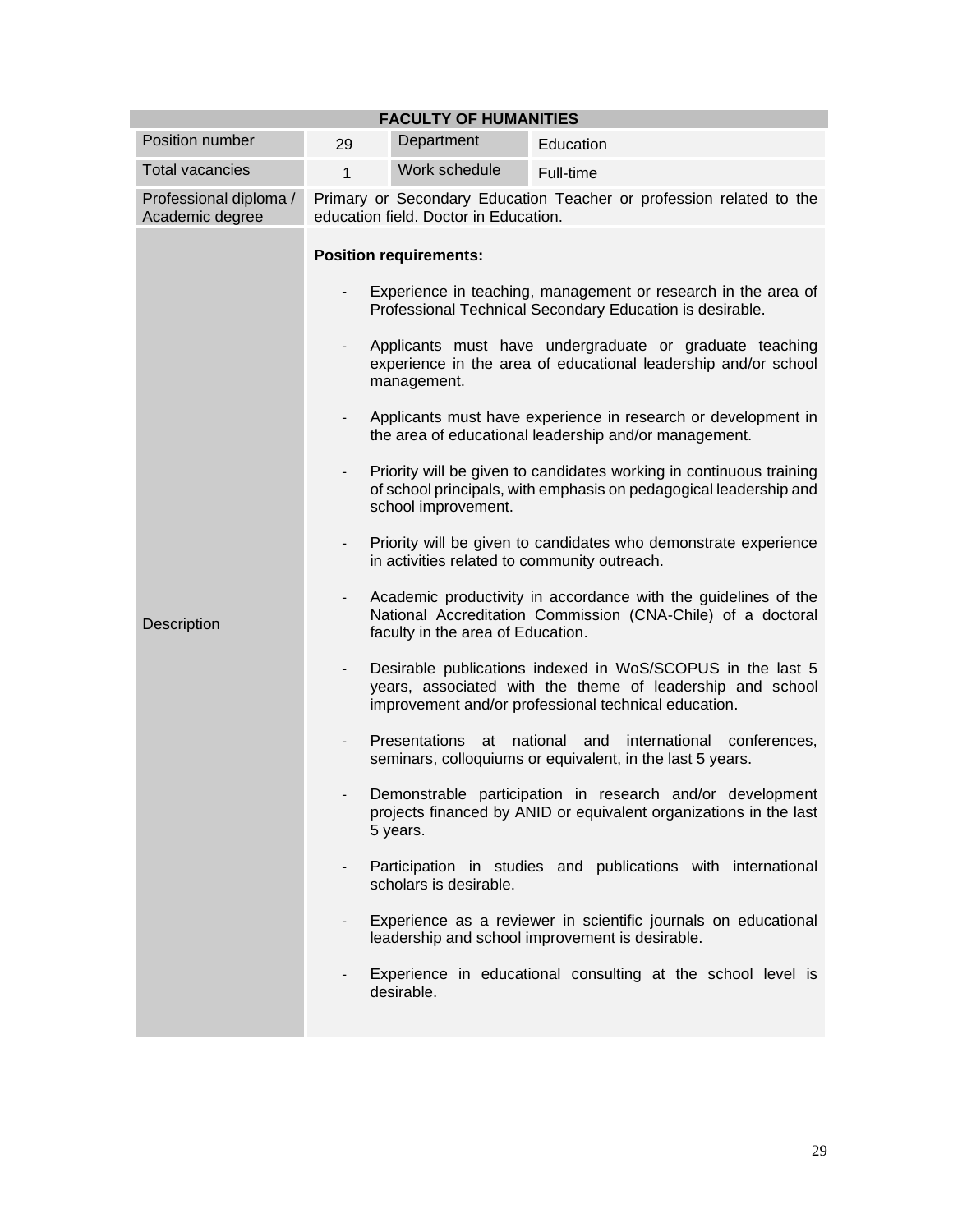| FACULTY OF HUMANITIES | | | |
|---|---|---|---|
| Position number | 29 | Department | Education |
| Total vacancies | 1 | Work schedule | Full-time |
| Professional diploma / Academic degree | Primary or Secondary Education Teacher or profession related to the education field. Doctor in Education. | | |
| Description | **Position requirements:**<br><br>- Experience in teaching, management or research in the area of Professional Technical Secondary Education is desirable.<br>- Applicants must have undergraduate or graduate teaching experience in the area of educational leadership and/or school management.<br>- Applicants must have experience in research or development in the area of educational leadership and/or management.<br>- Priority will be given to candidates working in continuous training of school principals, with emphasis on pedagogical leadership and school improvement.<br>- Priority will be given to candidates who demonstrate experience in activities related to community outreach.<br>- Academic productivity in accordance with the guidelines of the National Accreditation Commission (CNA-Chile) of a doctoral faculty in the area of Education.<br>- Desirable publications indexed in WoS/SCOPUS in the last 5 years, associated with the theme of leadership and school improvement and/or professional technical education.<br>- Presentations at national and international conferences, seminars, colloquiums or equivalent, in the last 5 years.<br>- Demonstrable participation in research and/or development projects financed by ANID or equivalent organizations in the last 5 years.<br>- Participation in studies and publications with international scholars is desirable.<br>- Experience as a reviewer in scientific journals on educational leadership and school improvement is desirable.<br>- Experience in educational consulting at the school level is desirable. | | |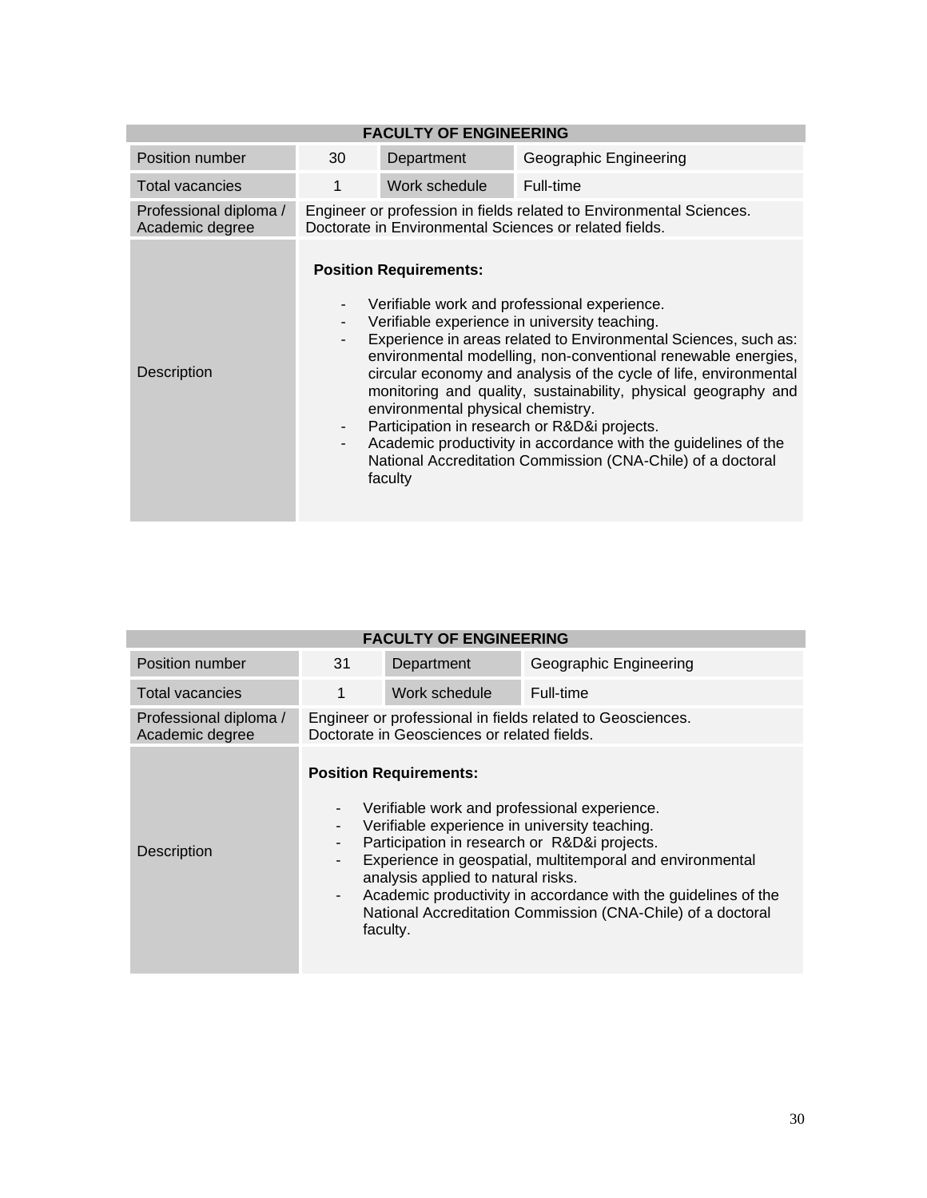| FACULTY OF ENGINEERING | | | |
|---|---|---|---|
| Position number | 30 | Department | Geographic Engineering |
| Total vacancies | 1 | Work schedule | Full-time |
| Professional diploma / Academic degree | Engineer or profession in fields related to Environmental Sciences. Doctorate in Environmental Sciences or related fields. | | |
| Description | **Position Requirements:**<br>- Verifiable work and professional experience.<br>- Verifiable experience in university teaching.<br>- Experience in areas related to Environmental Sciences, such as: environmental modelling, non-conventional renewable energies, circular economy and analysis of the cycle of life, environmental monitoring and quality, sustainability, physical geography and environmental physical chemistry.<br>- Participation in research or R&D&i projects.<br>- Academic productivity in accordance with the guidelines of the National Accreditation Commission (CNA-Chile) of a doctoral faculty | | |

| FACULTY OF ENGINEERING | | | |
|---|---|---|---|
| Position number | 31 | Department | Geographic Engineering |
| Total vacancies | 1 | Work schedule | Full-time |
| Professional diploma / Academic degree | Engineer or professional in fields related to Geosciences. Doctorate in Geosciences or related fields. | | |
| Description | **Position Requirements:**<br>- Verifiable work and professional experience.<br>- Verifiable experience in university teaching.<br>- Participation in research or R&D&i projects.<br>- Experience in geospatial, multitemporal and environmental analysis applied to natural risks.<br>- Academic productivity in accordance with the guidelines of the National Accreditation Commission (CNA-Chile) of a doctoral faculty. | | |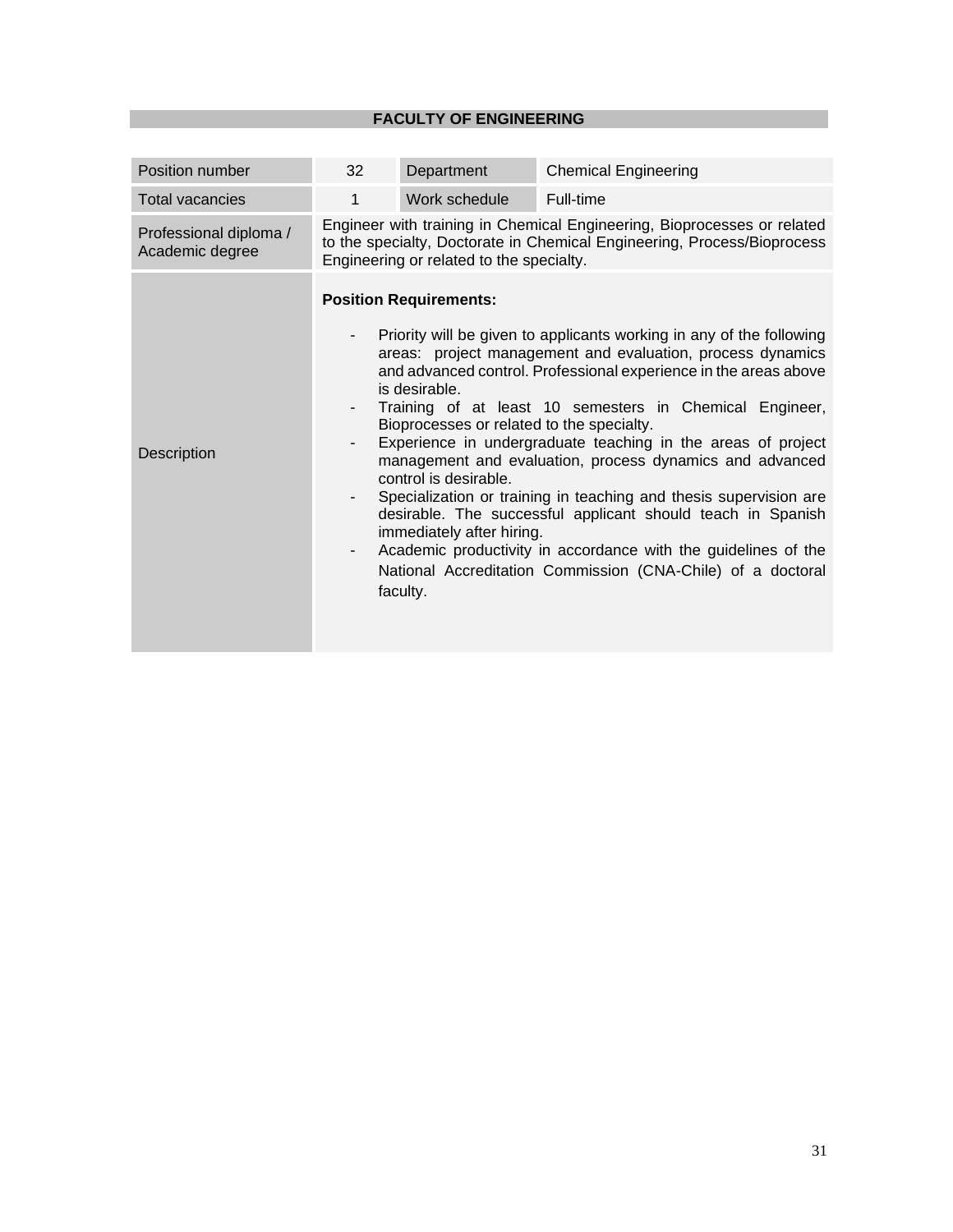## FACULTY OF ENGINEERING

| Position number | 32 | Department | Chemical Engineering |
|---|---|---|---|
| Total vacancies | 1 | Work schedule | Full-time |
| Professional diploma / Academic degree | Engineer with training in Chemical Engineering, Bioprocesses or related to the specialty, Doctorate in Chemical Engineering, Process/Bioprocess Engineering or related to the specialty. | | |
| Description | **Position Requirements:**<br>- Priority will be given to applicants working in any of the following areas: project management and evaluation, process dynamics and advanced control. Professional experience in the areas above is desirable.<br>- Training of at least 10 semesters in Chemical Engineer, Bioprocesses or related to the specialty.<br>- Experience in undergraduate teaching in the areas of project management and evaluation, process dynamics and advanced control is desirable.<br>- Specialization or training in teaching and thesis supervision are desirable. The successful applicant should teach in Spanish immediately after hiring.<br>- Academic productivity in accordance with the guidelines of the National Accreditation Commission (CNA-Chile) of a doctoral faculty. | | |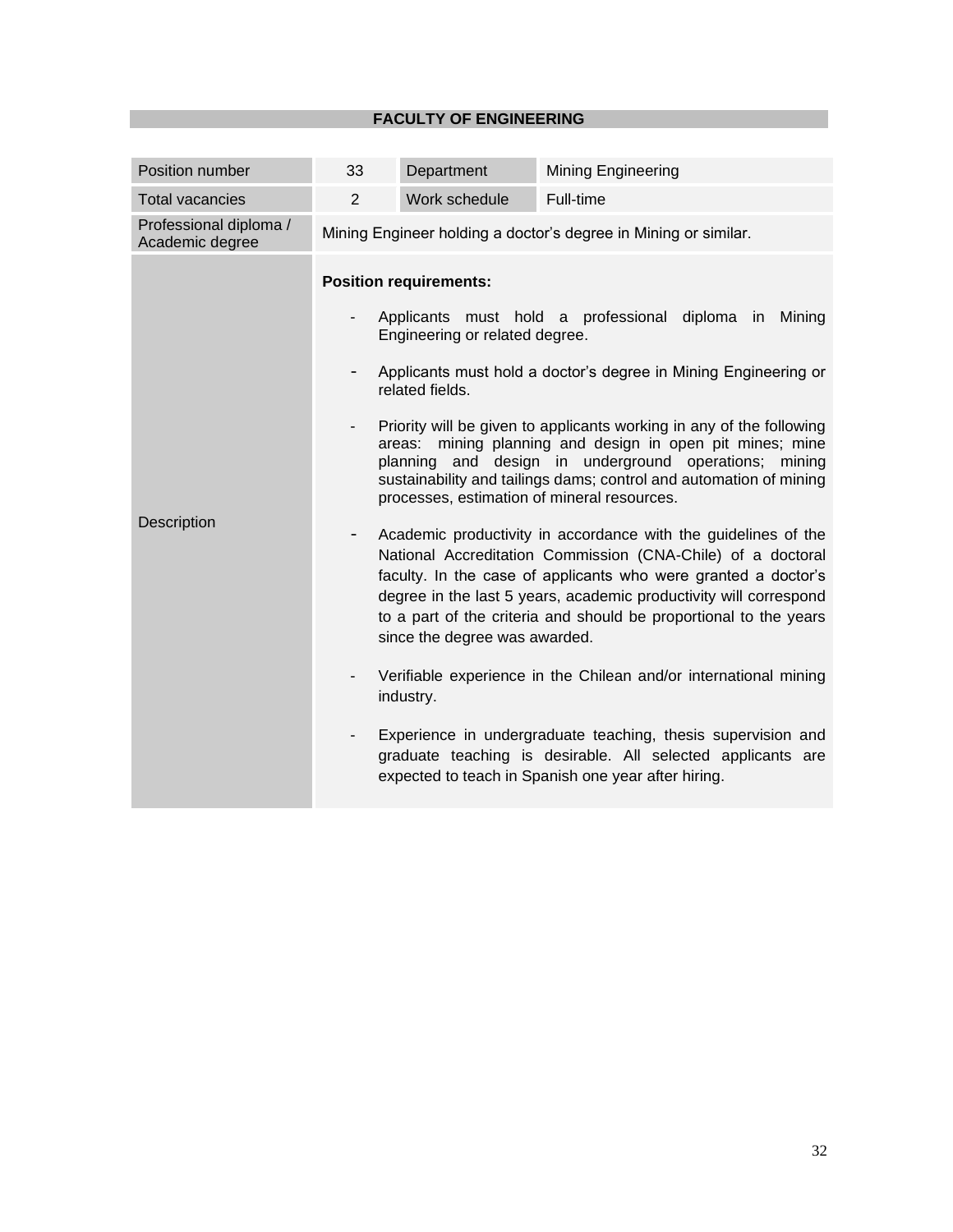## FACULTY OF ENGINEERING

| Position number | 33 | Department | Mining Engineering |
|---|---|---|---|
| Total vacancies | 2 | Work schedule | Full-time |
| Professional diploma / Academic degree | Mining Engineer holding a doctor's degree in Mining or similar. | | |
| Description | **Position requirements:**<br><br>- Applicants must hold a professional diploma in Mining Engineering or related degree.<br>- Applicants must hold a doctor's degree in Mining Engineering or related fields.<br>- Priority will be given to applicants working in any of the following areas: mining planning and design in open pit mines; mine planning and design in underground operations; mining sustainability and tailings dams; control and automation of mining processes, estimation of mineral resources.<br>- Academic productivity in accordance with the guidelines of the National Accreditation Commission (CNA-Chile) of a doctoral faculty. In the case of applicants who were granted a doctor's degree in the last 5 years, academic productivity will correspond to a part of the criteria and should be proportional to the years since the degree was awarded.<br>- Verifiable experience in the Chilean and/or international mining industry.<br>- Experience in undergraduate teaching, thesis supervision and graduate teaching is desirable. All selected applicants are expected to teach in Spanish one year after hiring. | | |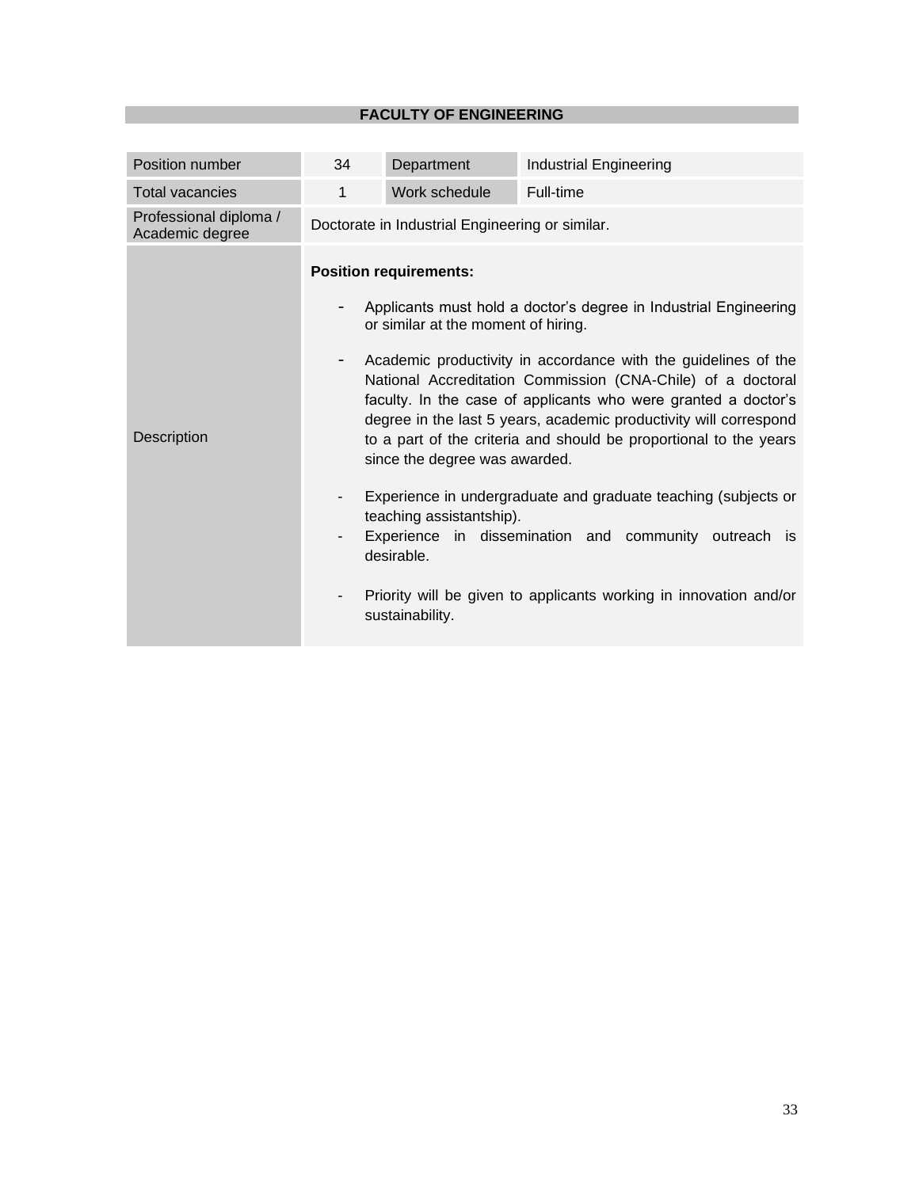## FACULTY OF ENGINEERING

| Position number | 34 | Department | Industrial Engineering |
|---|---|---|---|
| Total vacancies | 1 | Work schedule | Full-time |
| Professional diploma / Academic degree | Doctorate in Industrial Engineering or similar. | | |
| Description | **Position requirements:**<br><br>- Applicants must hold a doctor’s degree in Industrial Engineering or similar at the moment of hiring.<br><br>- Academic productivity in accordance with the guidelines of the National Accreditation Commission (CNA-Chile) of a doctoral faculty. In the case of applicants who were granted a doctor’s degree in the last 5 years, academic productivity will correspond to a part of the criteria and should be proportional to the years since the degree was awarded.<br><br>- Experience in undergraduate and graduate teaching (subjects or teaching assistantship).<br>- Experience in dissemination and community outreach is desirable.<br><br>- Priority will be given to applicants working in innovation and/or sustainability. | | |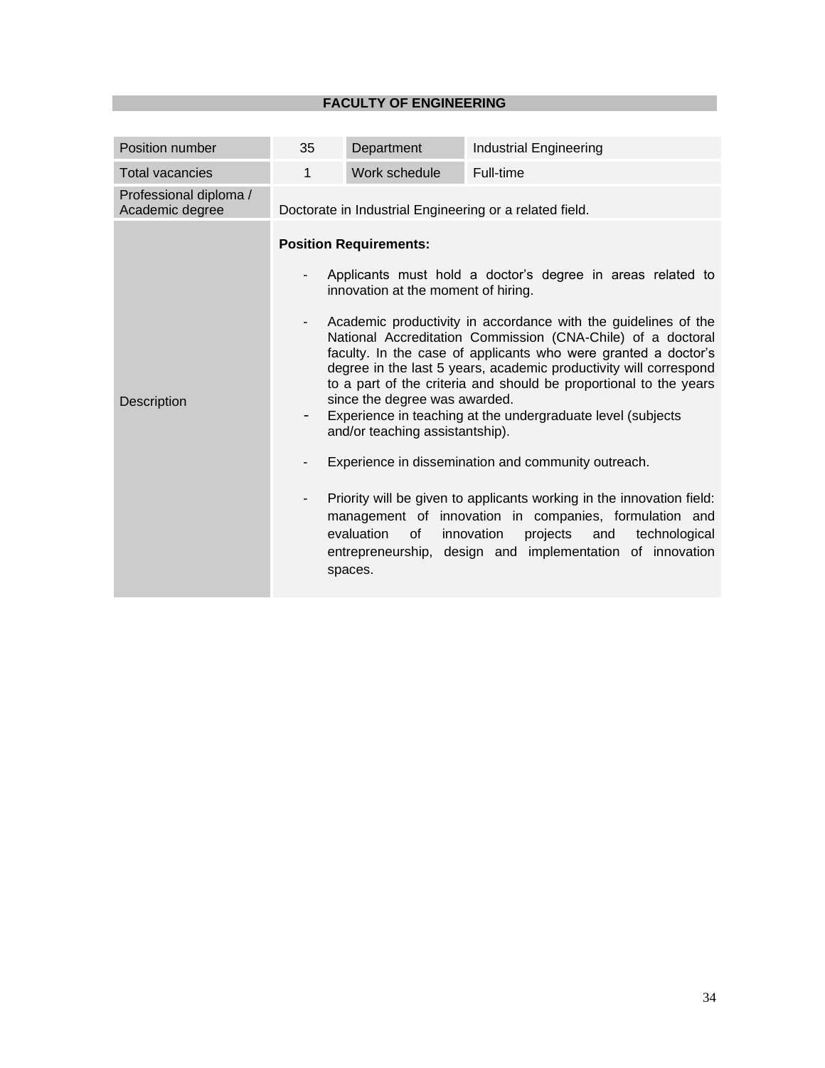## FACULTY OF ENGINEERING

| Position number | 35 | Department | Industrial Engineering |
|---|---|---|---|
| Total vacancies | 1 | Work schedule | Full-time |
| Professional diploma / Academic degree | Doctorate in Industrial Engineering or a related field. | | |
| Description | **Position Requirements:**<br><br>- Applicants must hold a doctor's degree in areas related to innovation at the moment of hiring.<br>- Academic productivity in accordance with the guidelines of the National Accreditation Commission (CNA-Chile) of a doctoral faculty. In the case of applicants who were granted a doctor's degree in the last 5 years, academic productivity will correspond to a part of the criteria and should be proportional to the years since the degree was awarded.<br>- Experience in teaching at the undergraduate level (subjects and/or teaching assistantship).<br>- Experience in dissemination and community outreach.<br>- Priority will be given to applicants working in the innovation field: management of innovation in companies, formulation and evaluation of innovation projects and technological entrepreneurship, design and implementation of innovation spaces. | | |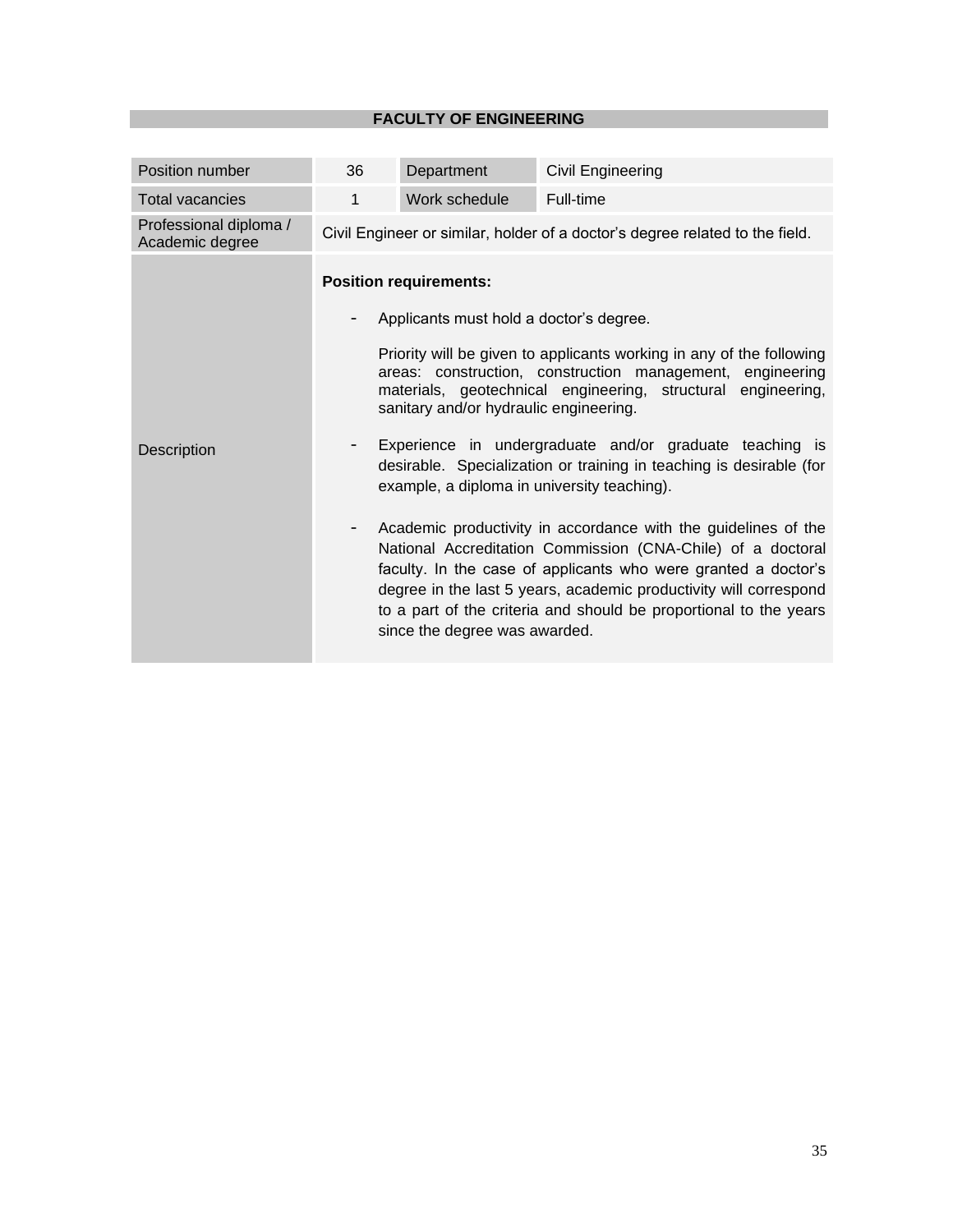## FACULTY OF ENGINEERING

| Position number | 36 | Department | Civil Engineering |
|---|---|---|---|
| Total vacancies | 1 | Work schedule | Full-time |
| Professional diploma / Academic degree | Civil Engineer or similar, holder of a doctor's degree related to the field. | | |
| Description | **Position requirements:**<br><br>- Applicants must hold a doctor's degree.<br><br>Priority will be given to applicants working in any of the following areas: construction, construction management, engineering materials, geotechnical engineering, structural engineering, sanitary and/or hydraulic engineering.<br><br>- Experience in undergraduate and/or graduate teaching is desirable. Specialization or training in teaching is desirable (for example, a diploma in university teaching).<br><br>- Academic productivity in accordance with the guidelines of the National Accreditation Commission (CNA-Chile) of a doctoral faculty. In the case of applicants who were granted a doctor's degree in the last 5 years, academic productivity will correspond to a part of the criteria and should be proportional to the years since the degree was awarded. | | |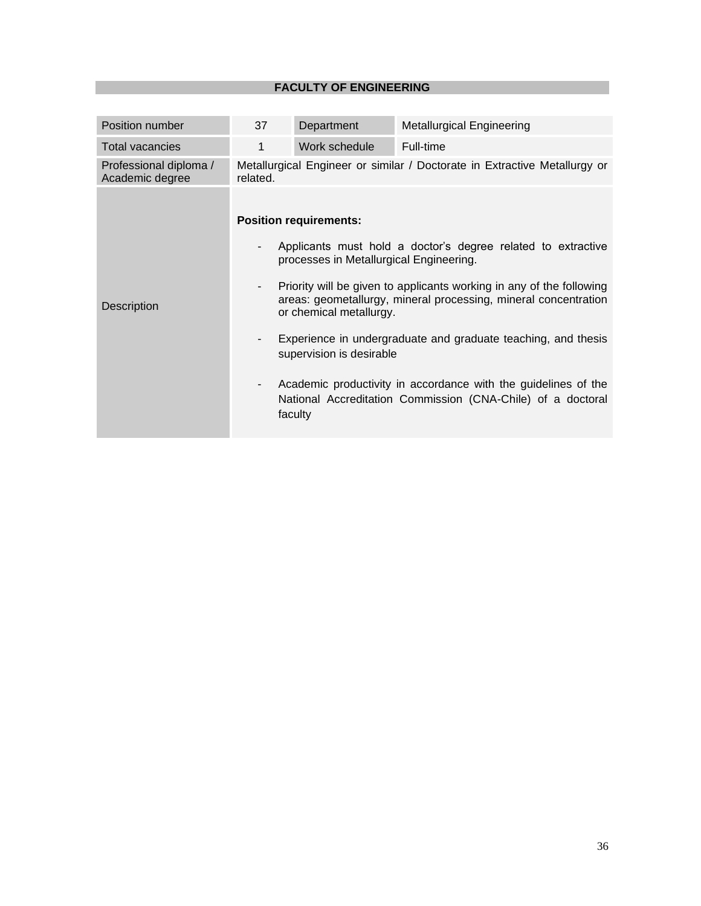## FACULTY OF ENGINEERING

| Position number | 37 | Department | Metallurgical Engineering |
|---|---|---|---|
| Total vacancies | 1 | Work schedule | Full-time |
| Professional diploma / Academic degree | Metallurgical Engineer or similar / Doctorate in Extractive Metallurgy or related. | | |
| Description | **Position requirements:**<br><br>- Applicants must hold a doctor's degree related to extractive processes in Metallurgical Engineering.<br>- Priority will be given to applicants working in any of the following areas: geometallurgy, mineral processing, mineral concentration or chemical metallurgy.<br>- Experience in undergraduate and graduate teaching, and thesis supervision is desirable<br>- Academic productivity in accordance with the guidelines of the National Accreditation Commission (CNA-Chile) of a doctoral faculty | | |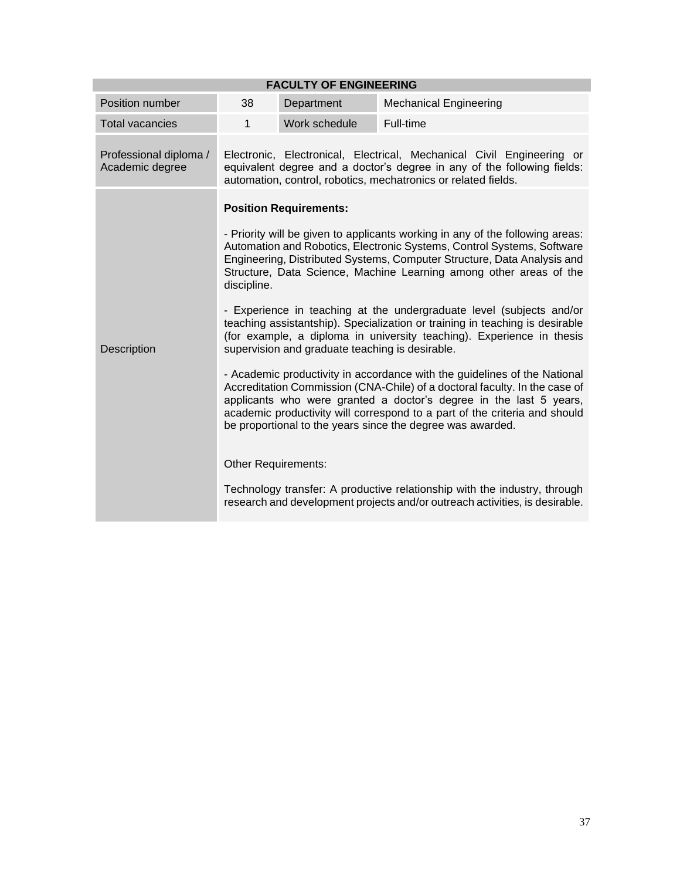| FACULTY OF ENGINEERING | | | |
|---|---|---|---|
| Position number | 38 | Department | Mechanical Engineering |
| Total vacancies | 1 | Work schedule | Full-time |
| Professional diploma / Academic degree | Electronic, Electronical, Electrical, Mechanical Civil Engineering or equivalent degree and a doctor's degree in any of the following fields: automation, control, robotics, mechatronics or related fields. | | |
| Description | **Position Requirements:**<br><br>- Priority will be given to applicants working in any of the following areas: Automation and Robotics, Electronic Systems, Control Systems, Software Engineering, Distributed Systems, Computer Structure, Data Analysis and Structure, Data Science, Machine Learning among other areas of the discipline.<br><br>- Experience in teaching at the undergraduate level (subjects and/or teaching assistantship). Specialization or training in teaching is desirable (for example, a diploma in university teaching). Experience in thesis supervision and graduate teaching is desirable.<br><br>- Academic productivity in accordance with the guidelines of the National Accreditation Commission (CNA-Chile) of a doctoral faculty. In the case of applicants who were granted a doctor's degree in the last 5 years, academic productivity will correspond to a part of the criteria and should be proportional to the years since the degree was awarded.<br><br>Other Requirements:<br><br>Technology transfer: A productive relationship with the industry, through research and development projects and/or outreach activities, is desirable. | | |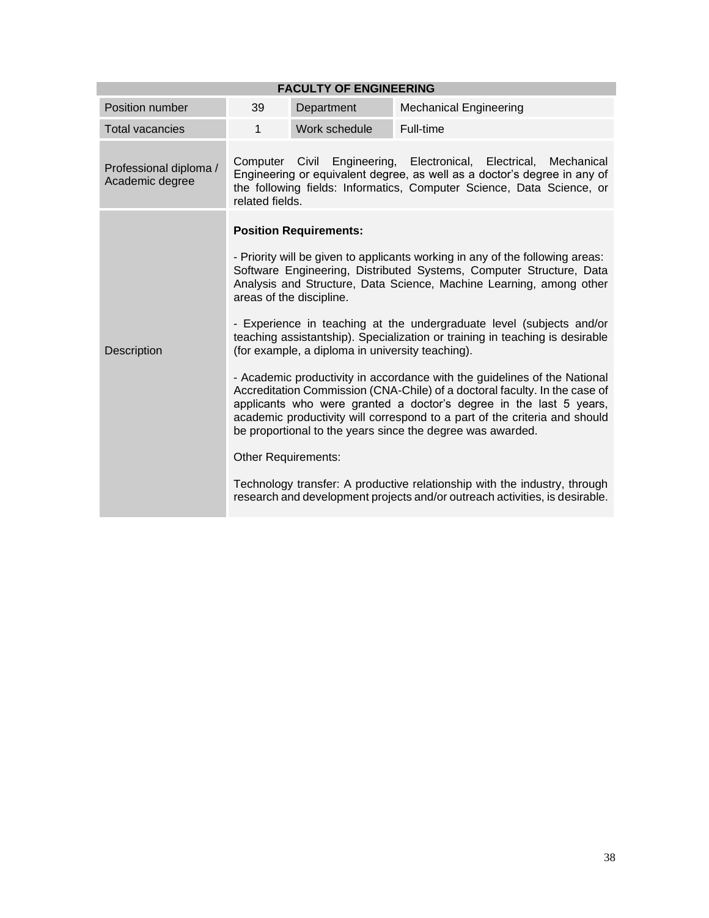| FACULTY OF ENGINEERING | | | |
|---|---|---|---|
| Position number | 39 | Department | Mechanical Engineering |
| Total vacancies | 1 | Work schedule | Full-time |
| Professional diploma / Academic degree | Computer Civil Engineering, Electronical, Electrical, Mechanical Engineering or equivalent degree, as well as a doctor's degree in any of the following fields: Informatics, Computer Science, Data Science, or related fields. | | |
| Description | **Position Requirements:**<br><br>- Priority will be given to applicants working in any of the following areas: Software Engineering, Distributed Systems, Computer Structure, Data Analysis and Structure, Data Science, Machine Learning, among other areas of the discipline.<br><br>- Experience in teaching at the undergraduate level (subjects and/or teaching assistantship). Specialization or training in teaching is desirable (for example, a diploma in university teaching).<br><br>- Academic productivity in accordance with the guidelines of the National Accreditation Commission (CNA-Chile) of a doctoral faculty. In the case of applicants who were granted a doctor's degree in the last 5 years, academic productivity will correspond to a part of the criteria and should be proportional to the years since the degree was awarded.<br><br>Other Requirements:<br><br>Technology transfer: A productive relationship with the industry, through research and development projects and/or outreach activities, is desirable. | | |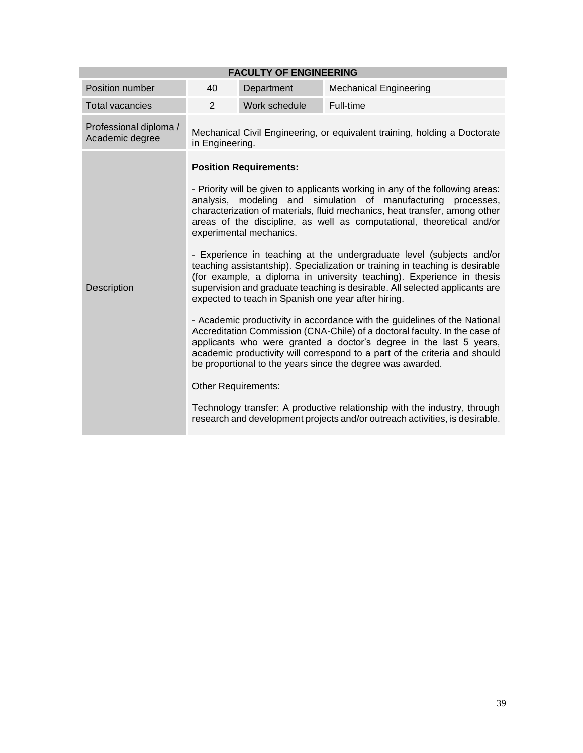| FACULTY OF ENGINEERING | | | |
|---|---|---|---|
| Position number | 40 | Department | Mechanical Engineering |
| Total vacancies | 2 | Work schedule | Full-time |
| Professional diploma / Academic degree | Mechanical Civil Engineering, or equivalent training, holding a Doctorate in Engineering. | | |
| Description | **Position Requirements:**<br><br>- Priority will be given to applicants working in any of the following areas: analysis, modeling and simulation of manufacturing processes, characterization of materials, fluid mechanics, heat transfer, among other areas of the discipline, as well as computational, theoretical and/or experimental mechanics.<br><br>- Experience in teaching at the undergraduate level (subjects and/or teaching assistantship). Specialization or training in teaching is desirable (for example, a diploma in university teaching). Experience in thesis supervision and graduate teaching is desirable. All selected applicants are expected to teach in Spanish one year after hiring.<br><br>- Academic productivity in accordance with the guidelines of the National Accreditation Commission (CNA-Chile) of a doctoral faculty. In the case of applicants who were granted a doctor's degree in the last 5 years, academic productivity will correspond to a part of the criteria and should be proportional to the years since the degree was awarded.<br><br>Other Requirements:<br><br>Technology transfer: A productive relationship with the industry, through research and development projects and/or outreach activities, is desirable. | | |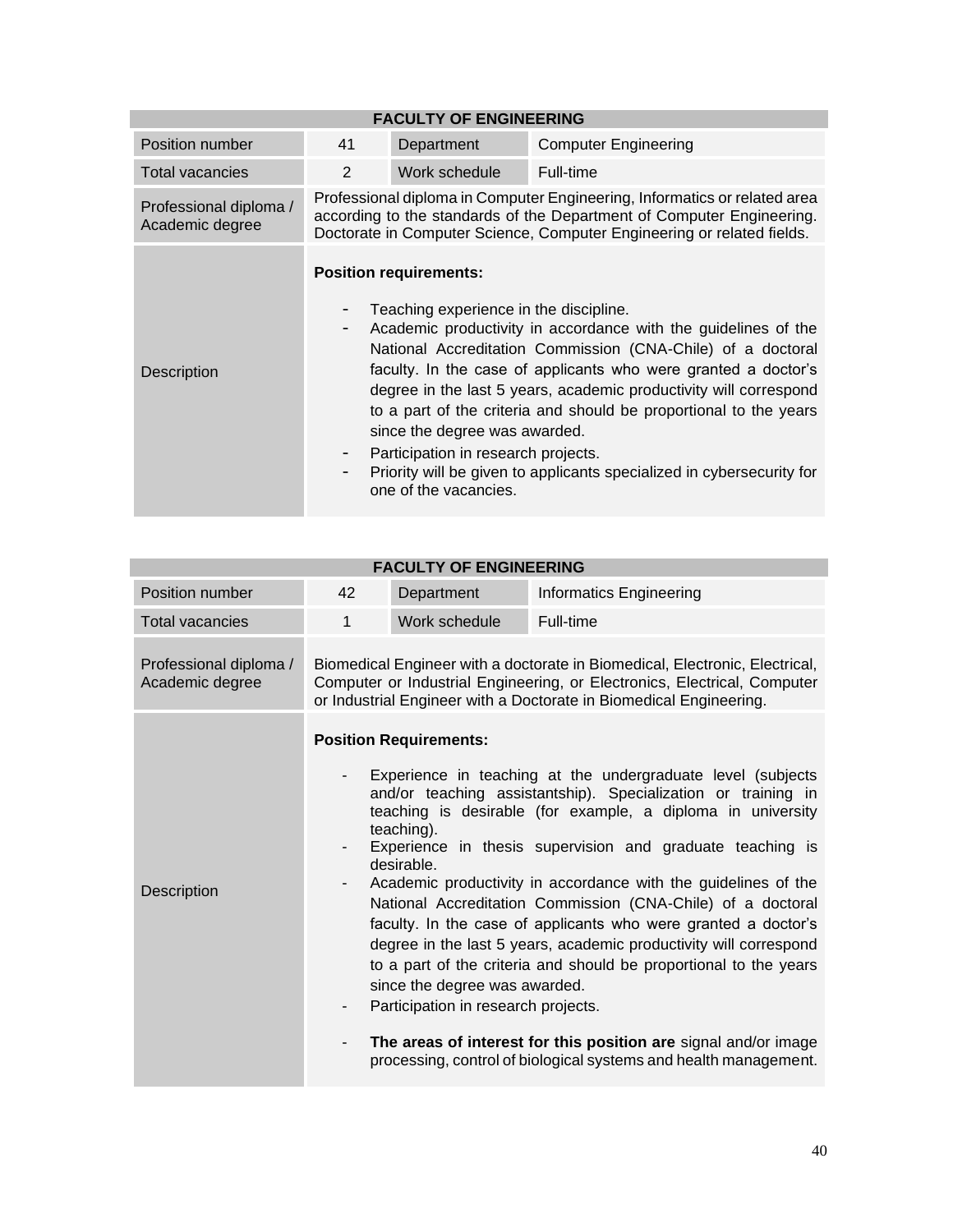| FACULTY OF ENGINEERING | | | |
|---|---|---|---|
| Position number | 41 | Department | Computer Engineering |
| Total vacancies | 2 | Work schedule | Full-time |
| Professional diploma / Academic degree | Professional diploma in Computer Engineering, Informatics or related area according to the standards of the Department of Computer Engineering. Doctorate in Computer Science, Computer Engineering or related fields. | | |
| Description | **Position requirements:**<br><br>- Teaching experience in the discipline.<br>- Academic productivity in accordance with the guidelines of the National Accreditation Commission (CNA-Chile) of a doctoral faculty. In the case of applicants who were granted a doctor's degree in the last 5 years, academic productivity will correspond to a part of the criteria and should be proportional to the years since the degree was awarded.<br>- Participation in research projects.<br>- Priority will be given to applicants specialized in cybersecurity for one of the vacancies. | | |

| FACULTY OF ENGINEERING | | | |
|---|---|---|---|
| Position number | 42 | Department | Informatics Engineering |
| Total vacancies | 1 | Work schedule | Full-time |
| Professional diploma / Academic degree | Biomedical Engineer with a doctorate in Biomedical, Electronic, Electrical, Computer or Industrial Engineering, or Electronics, Electrical, Computer or Industrial Engineer with a Doctorate in Biomedical Engineering. | | |
| Description | **Position Requirements:**<br><br>- Experience in teaching at the undergraduate level (subjects and/or teaching assistantship). Specialization or training in teaching is desirable (for example, a diploma in university teaching).<br>- Experience in thesis supervision and graduate teaching is desirable.<br>- Academic productivity in accordance with the guidelines of the National Accreditation Commission (CNA-Chile) of a doctoral faculty. In the case of applicants who were granted a doctor's degree in the last 5 years, academic productivity will correspond to a part of the criteria and should be proportional to the years since the degree was awarded.<br>- Participation in research projects.<br><br>- **The areas of interest for this position are** signal and/or image processing, control of biological systems and health management. | | |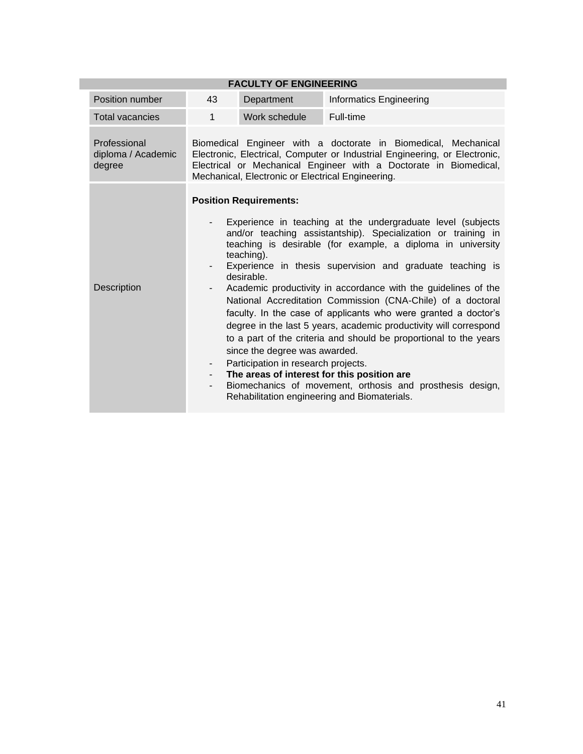| FACULTY OF ENGINEERING | | | |
|---|---|---|---|
| Position number | 43 | Department | Informatics Engineering |
| Total vacancies | 1 | Work schedule | Full-time |
| Professional diploma / Academic degree | Biomedical Engineer with a doctorate in Biomedical, Mechanical Electronic, Electrical, Computer or Industrial Engineering, or Electronic, Electrical or Mechanical Engineer with a Doctorate in Biomedical, Mechanical, Electronic or Electrical Engineering. | | |
| Description | **Position Requirements:**<br><br>- Experience in teaching at the undergraduate level (subjects and/or teaching assistantship). Specialization or training in teaching is desirable (for example, a diploma in university teaching).<br>- Experience in thesis supervision and graduate teaching is desirable.<br>- Academic productivity in accordance with the guidelines of the National Accreditation Commission (CNA-Chile) of a doctoral faculty. In the case of applicants who were granted a doctor's degree in the last 5 years, academic productivity will correspond to a part of the criteria and should be proportional to the years since the degree was awarded.<br>- Participation in research projects.<br>- **The areas of interest for this position are**<br>- Biomechanics of movement, orthosis and prosthesis design, Rehabilitation engineering and Biomaterials. | | |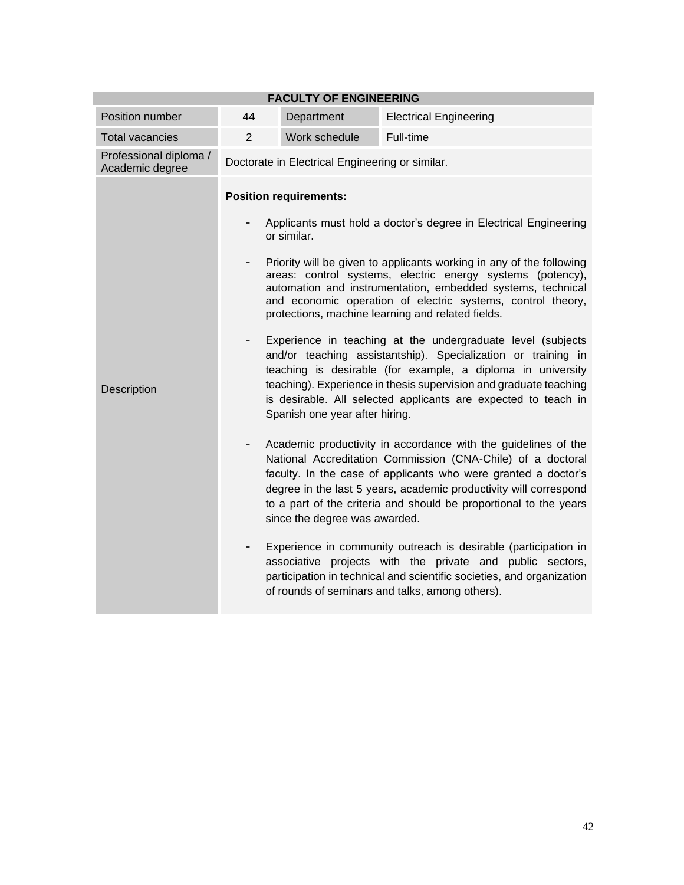| FACULTY OF ENGINEERING | | | |
|---|---|---|---|
| Position number | 44 | Department | Electrical Engineering |
| Total vacancies | 2 | Work schedule | Full-time |
| Professional diploma / Academic degree | Doctorate in Electrical Engineering or similar. | | |
| Description | **Position requirements:**<br><br>- Applicants must hold a doctor's degree in Electrical Engineering or similar.<br>- Priority will be given to applicants working in any of the following areas: control systems, electric energy systems (potency), automation and instrumentation, embedded systems, technical and economic operation of electric systems, control theory, protections, machine learning and related fields.<br>- Experience in teaching at the undergraduate level (subjects and/or teaching assistantship). Specialization or training in teaching is desirable (for example, a diploma in university teaching). Experience in thesis supervision and graduate teaching is desirable. All selected applicants are expected to teach in Spanish one year after hiring.<br>- Academic productivity in accordance with the guidelines of the National Accreditation Commission (CNA-Chile) of a doctoral faculty. In the case of applicants who were granted a doctor's degree in the last 5 years, academic productivity will correspond to a part of the criteria and should be proportional to the years since the degree was awarded.<br>- Experience in community outreach is desirable (participation in associative projects with the private and public sectors, participation in technical and scientific societies, and organization of rounds of seminars and talks, among others). | | |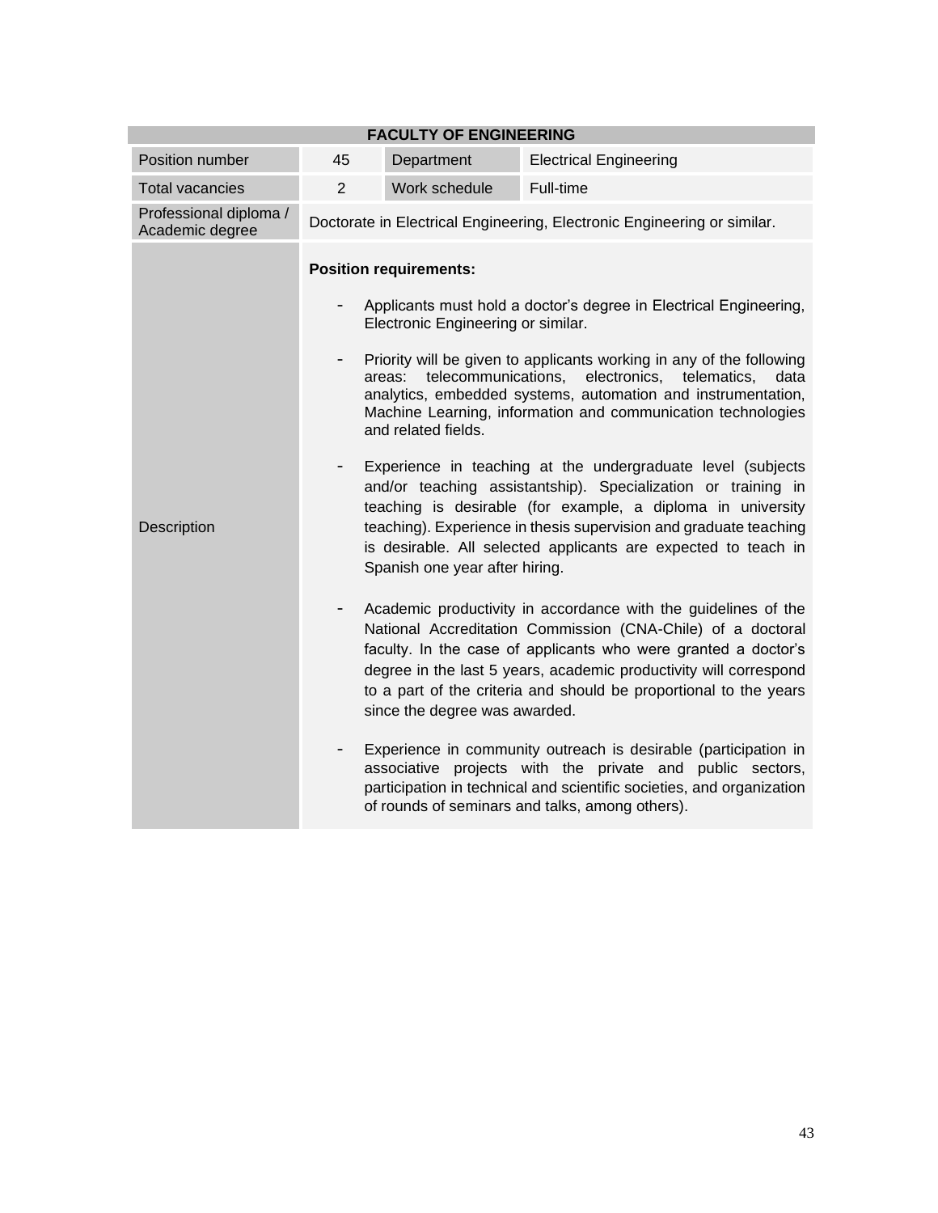| FACULTY OF ENGINEERING | | | |
|---|---|---|---|
| Position number | 45 | Department | Electrical Engineering |
| Total vacancies | 2 | Work schedule | Full-time |
| Professional diploma / Academic degree | Doctorate in Electrical Engineering, Electronic Engineering or similar. | | |
| Description | **Position requirements:**<br><br>- Applicants must hold a doctor's degree in Electrical Engineering, Electronic Engineering or similar.<br><br>- Priority will be given to applicants working in any of the following areas: telecommunications, electronics, telematics, data analytics, embedded systems, automation and instrumentation, Machine Learning, information and communication technologies and related fields.<br><br>- Experience in teaching at the undergraduate level (subjects and/or teaching assistantship). Specialization or training in teaching is desirable (for example, a diploma in university teaching). Experience in thesis supervision and graduate teaching is desirable. All selected applicants are expected to teach in Spanish one year after hiring.<br><br>- Academic productivity in accordance with the guidelines of the National Accreditation Commission (CNA-Chile) of a doctoral faculty. In the case of applicants who were granted a doctor's degree in the last 5 years, academic productivity will correspond to a part of the criteria and should be proportional to the years since the degree was awarded.<br><br>- Experience in community outreach is desirable (participation in associative projects with the private and public sectors, participation in technical and scientific societies, and organization of rounds of seminars and talks, among others). | | |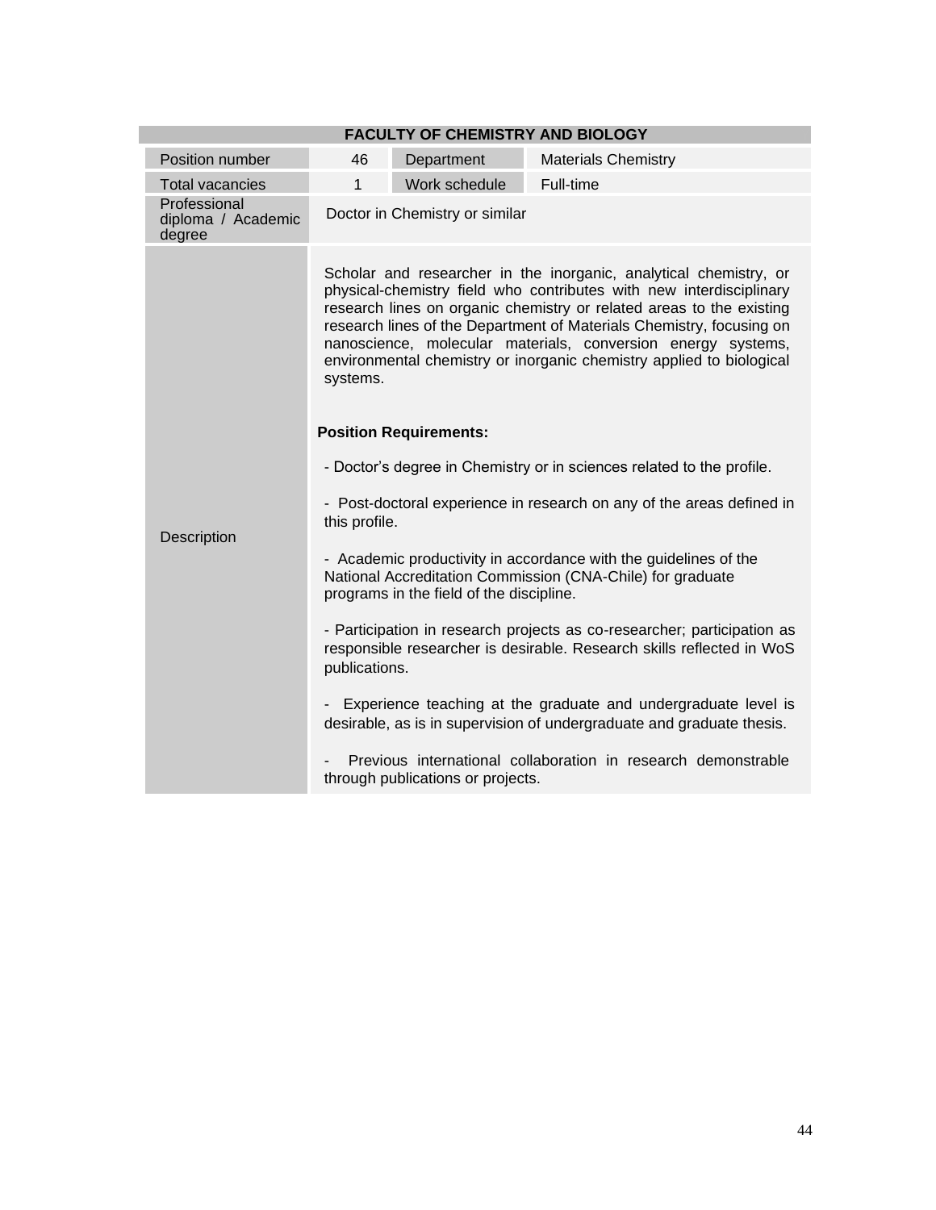| FACULTY OF CHEMISTRY AND BIOLOGY | | | |
|---|---|---|---|
| Position number | 46 | Department | Materials Chemistry |
| Total vacancies | 1 | Work schedule | Full-time |
| Professional diploma / Academic degree | Doctor in Chemistry or similar | | |
| Description | Scholar and researcher in the inorganic, analytical chemistry, or physical-chemistry field who contributes with new interdisciplinary research lines on organic chemistry or related areas to the existing research lines of the Department of Materials Chemistry, focusing on nanoscience, molecular materials, conversion energy systems, environmental chemistry or inorganic chemistry applied to biological systems.<br><br>**Position Requirements:**<br><br>- Doctor's degree in Chemistry or in sciences related to the profile.<br><br>- Post-doctoral experience in research on any of the areas defined in this profile.<br><br>- Academic productivity in accordance with the guidelines of the National Accreditation Commission (CNA-Chile) for graduate programs in the field of the discipline.<br><br>- Participation in research projects as co-researcher; participation as responsible researcher is desirable. Research skills reflected in WoS publications.<br><br>- Experience teaching at the graduate and undergraduate level is desirable, as is in supervision of undergraduate and graduate thesis.<br><br>- Previous international collaboration in research demonstrable through publications or projects. | | | |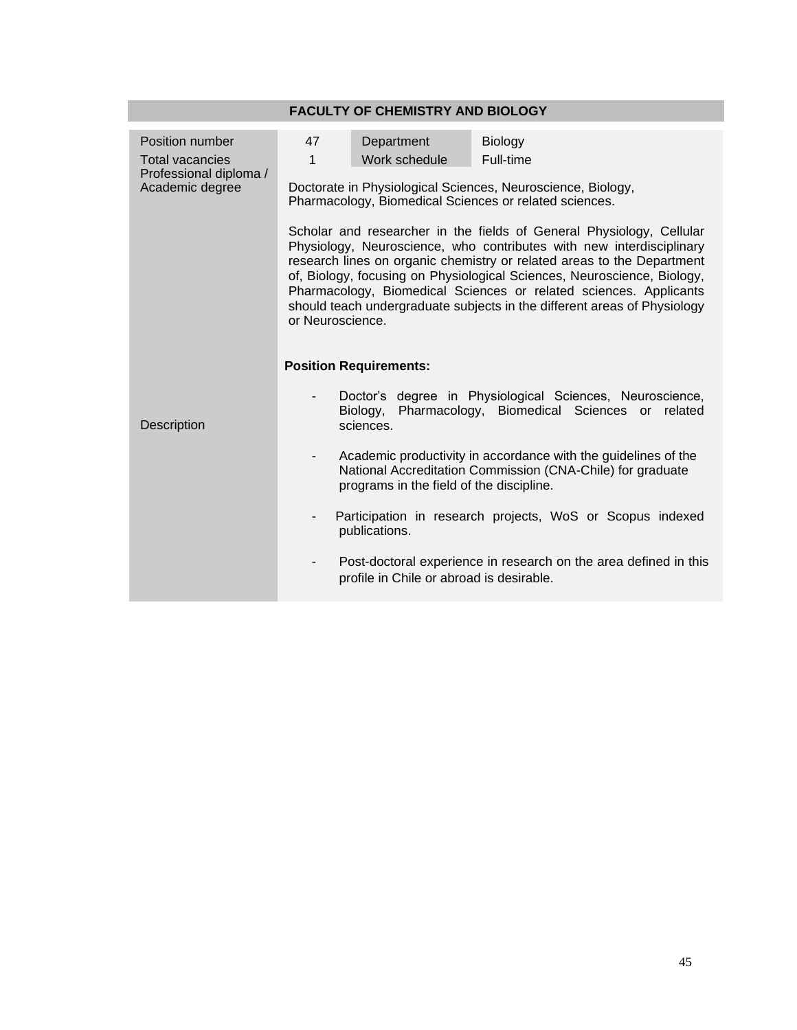## FACULTY OF CHEMISTRY AND BIOLOGY

| Position number | 47 | Department | Biology |
|---|---|---|---|
| Total vacancies | 1 | Work schedule | Full-time |
| Professional diploma / Academic degree | Doctorate in Physiological Sciences, Neuroscience, Biology, Pharmacology, Biomedical Sciences or related sciences. | | |
| Description | Scholar and researcher in the fields of General Physiology, Cellular Physiology, Neuroscience, who contributes with new interdisciplinary research lines on organic chemistry or related areas to the Department of, Biology, focusing on Physiological Sciences, Neuroscience, Biology, Pharmacology, Biomedical Sciences or related sciences. Applicants should teach undergraduate subjects in the different areas of Physiology or Neuroscience.<br><br>**Position Requirements:**<br><br>- Doctor's degree in Physiological Sciences, Neuroscience, Biology, Pharmacology, Biomedical Sciences or related sciences.<br>- Academic productivity in accordance with the guidelines of the National Accreditation Commission (CNA-Chile) for graduate programs in the field of the discipline.<br>- Participation in research projects, WoS or Scopus indexed publications.<br>- Post-doctoral experience in research on the area defined in this profile in Chile or abroad is desirable. | | |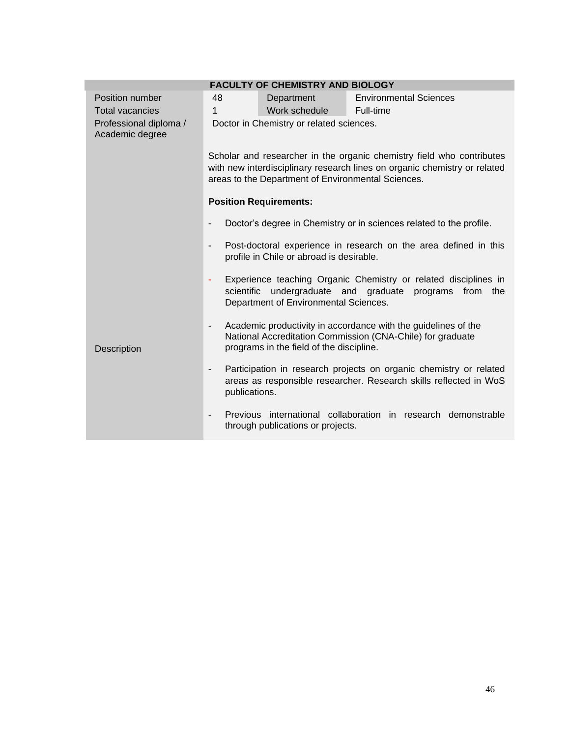| FACULTY OF CHEMISTRY AND BIOLOGY | | | |
|---|---|---|---|
| Position number | 48 | Department | Environmental Sciences |
| Total vacancies | 1 | Work schedule | Full-time |
| Professional diploma / Academic degree | Doctor in Chemistry or related sciences. | | |
| Description | Scholar and researcher in the organic chemistry field who contributes with new interdisciplinary research lines on organic chemistry or related areas to the Department of Environmental Sciences.<br><br>**Position Requirements:**<br><br>- Doctor's degree in Chemistry or in sciences related to the profile.<br>- Post-doctoral experience in research on the area defined in this profile in Chile or abroad is desirable.<br>- Experience teaching Organic Chemistry or related disciplines in scientific undergraduate and graduate programs from the Department of Environmental Sciences.<br>- Academic productivity in accordance with the guidelines of the National Accreditation Commission (CNA-Chile) for graduate programs in the field of the discipline.<br>- Participation in research projects on organic chemistry or related areas as responsible researcher. Research skills reflected in WoS publications.<br>- Previous international collaboration in research demonstrable through publications or projects. | | |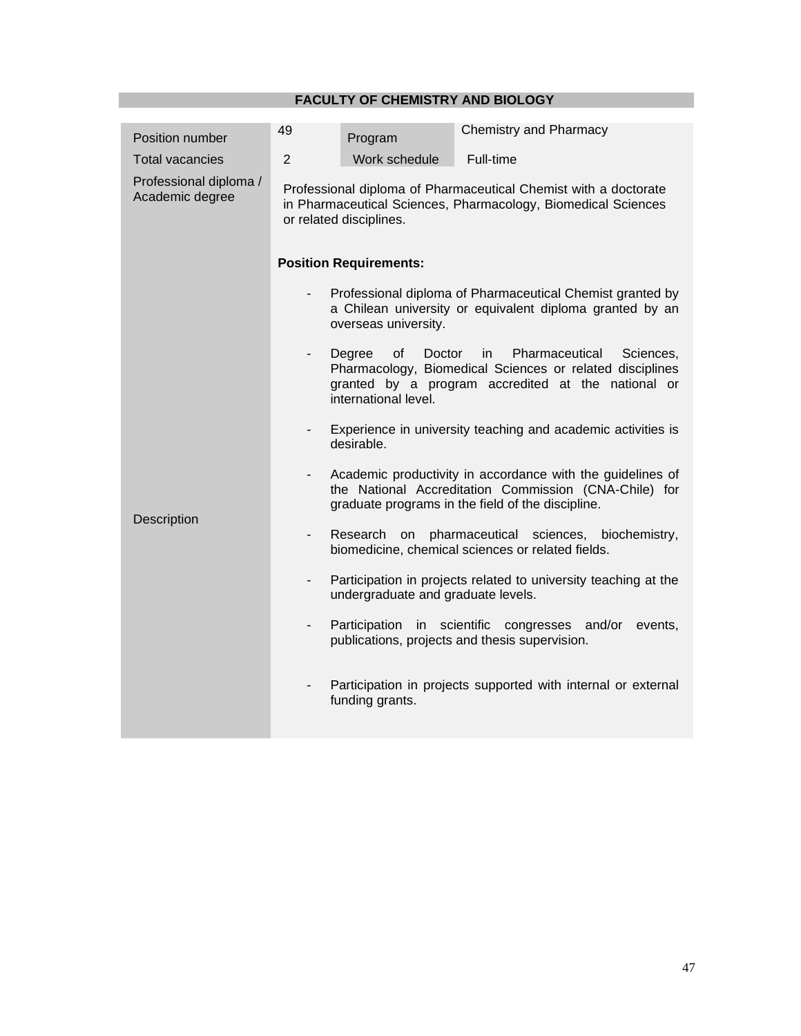## FACULTY OF CHEMISTRY AND BIOLOGY

| Position number | 49 | Program | Chemistry and Pharmacy |
|---|---|---|---|
| Total vacancies | 2 | Work schedule | Full-time |
| Professional diploma / Academic degree | Professional diploma of Pharmaceutical Chemist with a doctorate in Pharmaceutical Sciences, Pharmacology, Biomedical Sciences or related disciplines. | | |
| Description | **Position Requirements:**<br>- Professional diploma of Pharmaceutical Chemist granted by a Chilean university or equivalent diploma granted by an overseas university.<br>- Degree of Doctor in Pharmaceutical Sciences, Pharmacology, Biomedical Sciences or related disciplines granted by a program accredited at the national or international level.<br>- Experience in university teaching and academic activities is desirable.<br>- Academic productivity in accordance with the guidelines of the National Accreditation Commission (CNA-Chile) for graduate programs in the field of the discipline.<br>- Research on pharmaceutical sciences, biochemistry, biomedicine, chemical sciences or related fields.<br>- Participation in projects related to university teaching at the undergraduate and graduate levels.<br>- Participation in scientific congresses and/or events, publications, projects and thesis supervision.<br>- Participation in projects supported with internal or external funding grants. | | |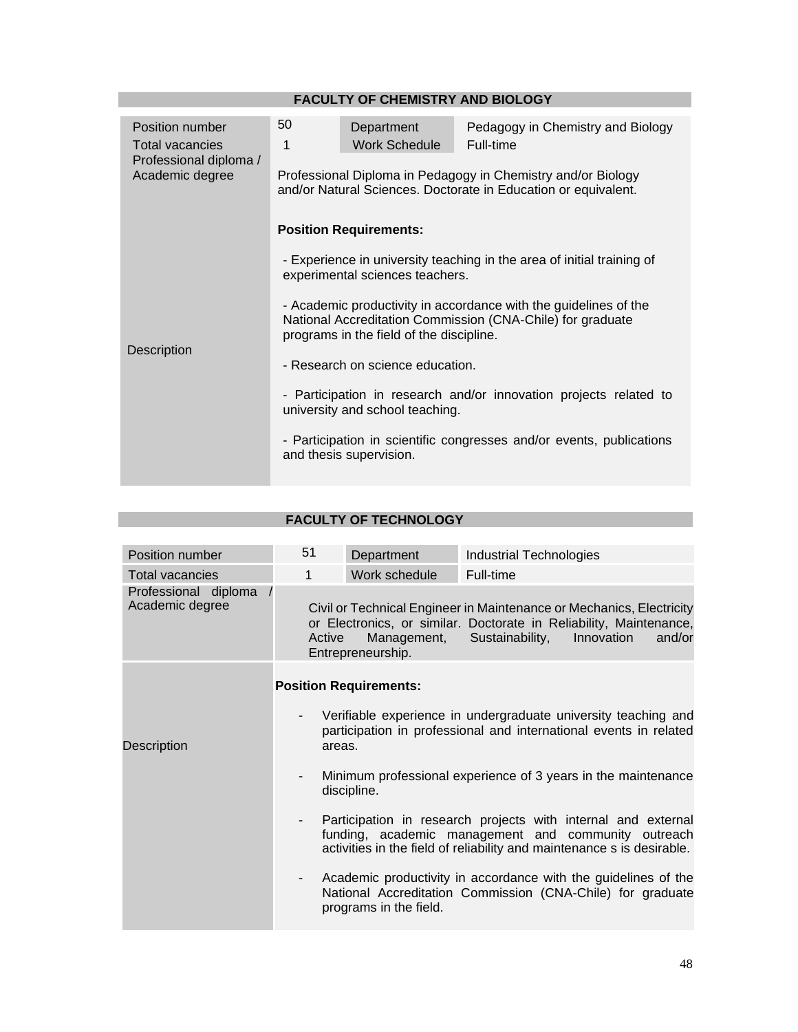## FACULTY OF CHEMISTRY AND BIOLOGY

| Position number | 50 | Department | Pedagogy in Chemistry and Biology |
|---|---|---|---|
| Total vacancies | 1 | Work Schedule | Full-time |
| Professional diploma / Academic degree | Professional Diploma in Pedagogy in Chemistry and/or Biology and/or Natural Sciences. Doctorate in Education or equivalent. | | |
| Description | **Position Requirements:**<br><br>- Experience in university teaching in the area of initial training of experimental sciences teachers.<br><br>- Academic productivity in accordance with the guidelines of the National Accreditation Commission (CNA-Chile) for graduate programs in the field of the discipline.<br><br>- Research on science education.<br><br>- Participation in research and/or innovation projects related to university and school teaching.<br><br>- Participation in scientific congresses and/or events, publications and thesis supervision. | | |

## FACULTY OF TECHNOLOGY

| Position number | 51 | Department | Industrial Technologies |
|---|---|---|---|
| Total vacancies | 1 | Work schedule | Full-time |
| Professional diploma / Academic degree | Civil or Technical Engineer in Maintenance or Mechanics, Electricity or Electronics, or similar. Doctorate in Reliability, Maintenance, Active Management, Sustainability, Innovation and/or Entrepreneurship. | | |
| Description | **Position Requirements:**<br><br>- Verifiable experience in undergraduate university teaching and participation in professional and international events in related areas.<br><br>- Minimum professional experience of 3 years in the maintenance discipline.<br><br>- Participation in research projects with internal and external funding, academic management and community outreach activities in the field of reliability and maintenance s is desirable.<br><br>- Academic productivity in accordance with the guidelines of the National Accreditation Commission (CNA-Chile) for graduate programs in the field. | | |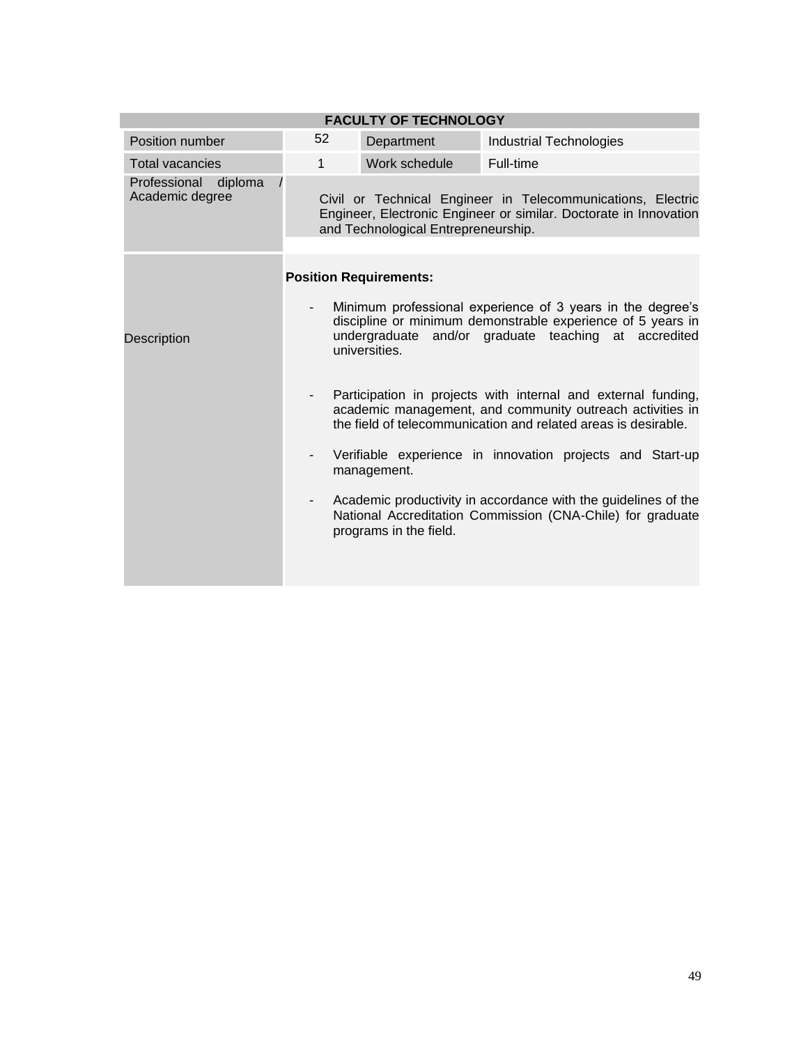| FACULTY OF TECHNOLOGY | | | |
|---|---|---|---|
| Position number | 52 | Department | Industrial Technologies |
| Total vacancies | 1 | Work schedule | Full-time |
| Professional diploma / Academic degree | Civil or Technical Engineer in Telecommunications, Electric Engineer, Electronic Engineer or similar. Doctorate in Innovation and Technological Entrepreneurship. | | |
| Description | **Position Requirements:**<br><br>- Minimum professional experience of 3 years in the degree's discipline or minimum demonstrable experience of 5 years in undergraduate and/or graduate teaching at accredited universities.<br><br>- Participation in projects with internal and external funding, academic management, and community outreach activities in the field of telecommunication and related areas is desirable.<br><br>- Verifiable experience in innovation projects and Start-up management.<br><br>- Academic productivity in accordance with the guidelines of the National Accreditation Commission (CNA-Chile) for graduate programs in the field. | | |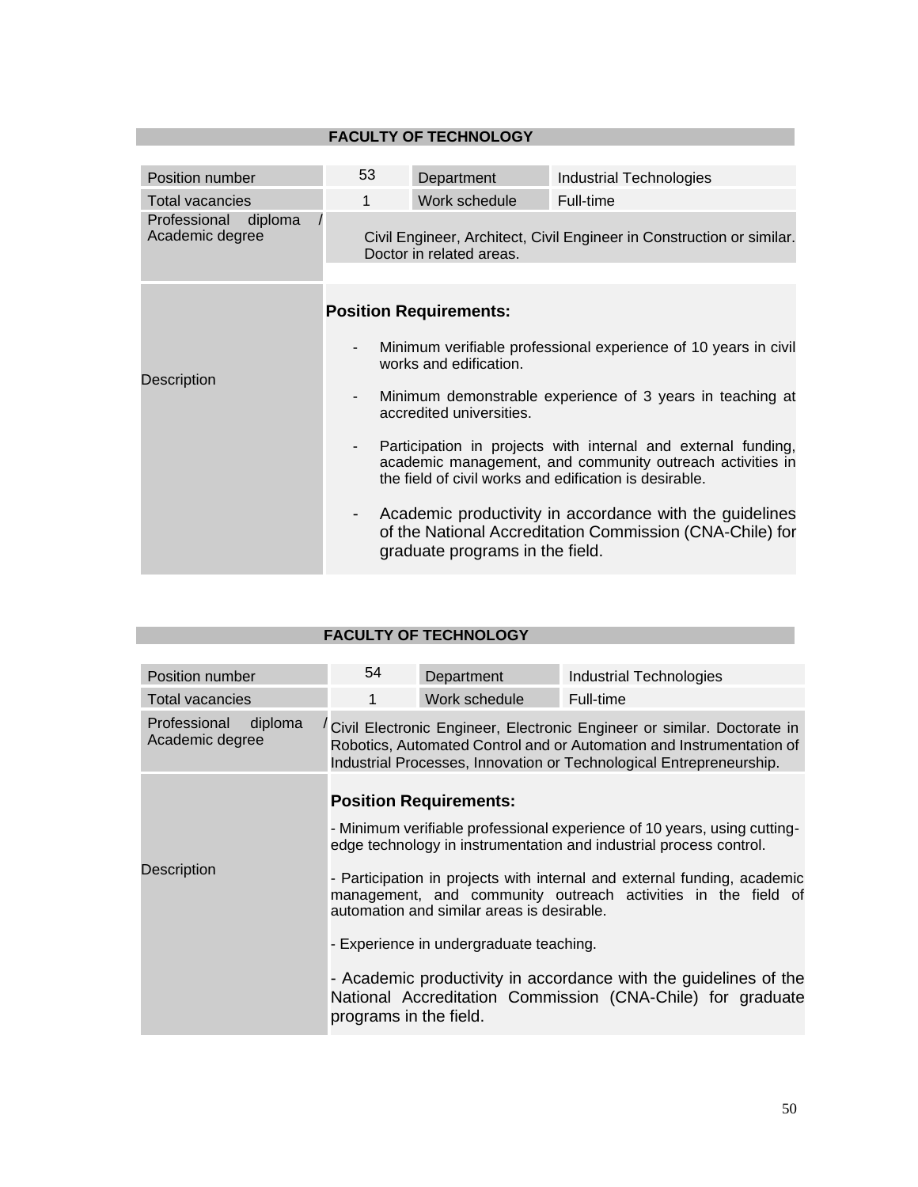## FACULTY OF TECHNOLOGY

| Position number | 53 | Department | Industrial Technologies |
|---|---|---|---|
| Total vacancies | 1 | Work schedule | Full-time |
| Professional diploma / Academic degree | Civil Engineer, Architect, Civil Engineer in Construction or similar. Doctor in related areas. | | |
| Description | **Position Requirements:**<br>- Minimum verifiable professional experience of 10 years in civil works and edification.<br>- Minimum demonstrable experience of 3 years in teaching at accredited universities.<br>- Participation in projects with internal and external funding, academic management, and community outreach activities in the field of civil works and edification is desirable.<br>- Academic productivity in accordance with the guidelines of the National Accreditation Commission (CNA-Chile) for graduate programs in the field. | | |

## FACULTY OF TECHNOLOGY

| Position number | 54 | Department | Industrial Technologies |
|---|---|---|---|
| Total vacancies | 1 | Work schedule | Full-time |
| Professional diploma / Academic degree | Civil Electronic Engineer, Electronic Engineer or similar. Doctorate in Robotics, Automated Control and or Automation and Instrumentation of Industrial Processes, Innovation or Technological Entrepreneurship. | | |
| Description | **Position Requirements:**<br>- Minimum verifiable professional experience of 10 years, using cutting-edge technology in instrumentation and industrial process control.<br>- Participation in projects with internal and external funding, academic management, and community outreach activities in the field of automation and similar areas is desirable.<br>- Experience in undergraduate teaching.<br>- Academic productivity in accordance with the guidelines of the National Accreditation Commission (CNA-Chile) for graduate programs in the field. | | |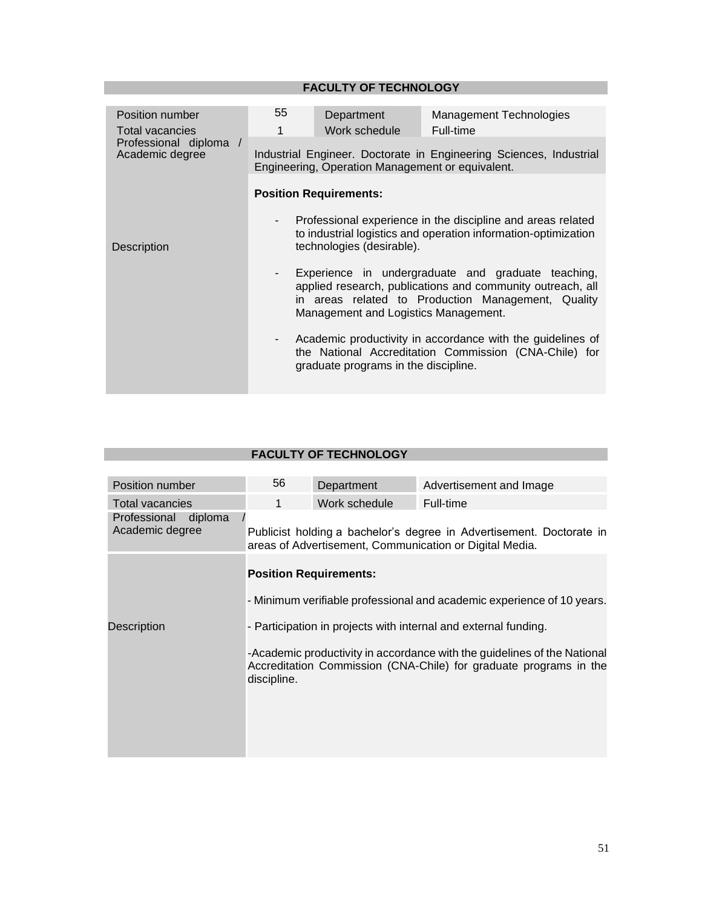## FACULTY OF TECHNOLOGY

| Position number | 55 | Department | Management Technologies |
|---|---|---|---|
| Total vacancies | 1 | Work schedule | Full-time |
| Professional diploma / Academic degree | Industrial Engineer. Doctorate in Engineering Sciences, Industrial Engineering, Operation Management or equivalent. | | |
| Description | **Position Requirements:**<br>- Professional experience in the discipline and areas related to industrial logistics and operation information-optimization technologies (desirable).<br>- Experience in undergraduate and graduate teaching, applied research, publications and community outreach, all in areas related to Production Management, Quality Management and Logistics Management.<br>- Academic productivity in accordance with the guidelines of the National Accreditation Commission (CNA-Chile) for graduate programs in the discipline. | | |

## FACULTY OF TECHNOLOGY

| Position number | 56 | Department | Advertisement and Image |
|---|---|---|---|
| Total vacancies | 1 | Work schedule | Full-time |
| Professional diploma / Academic degree | Publicist holding a bachelor's degree in Advertisement. Doctorate in areas of Advertisement, Communication or Digital Media. | | |
| Description | **Position Requirements:**<br>- Minimum verifiable professional and academic experience of 10 years.<br>- Participation in projects with internal and external funding.<br>-Academic productivity in accordance with the guidelines of the National Accreditation Commission (CNA-Chile) for graduate programs in the discipline. | | |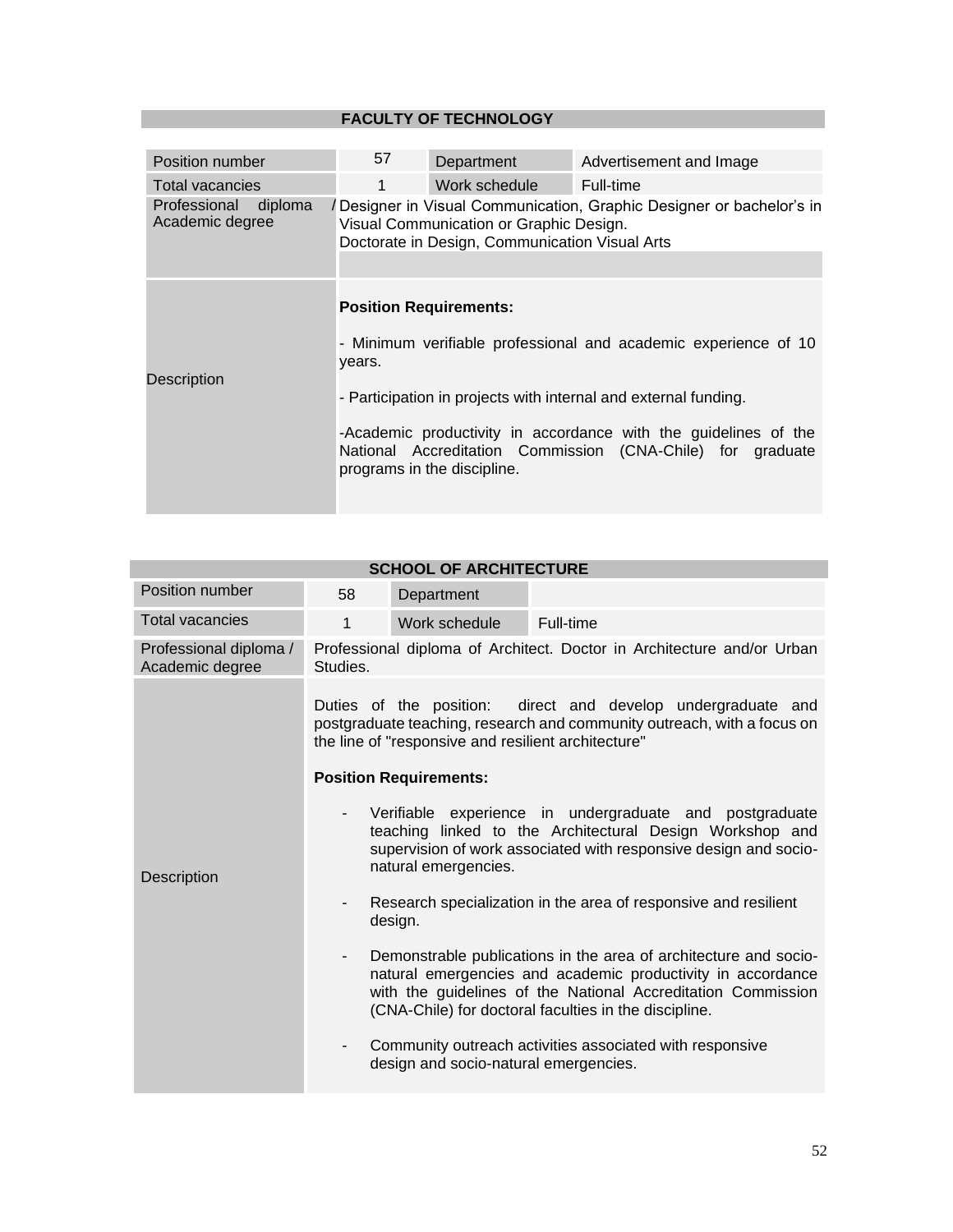## FACULTY OF TECHNOLOGY

| Position number | 57 | Department | Advertisement and Image |
|---|---|---|---|
| Total vacancies | 1 | Work schedule | Full-time |
| Professional diploma / Academic degree | Designer in Visual Communication, Graphic Designer or bachelor's in Visual Communication or Graphic Design.<br>Doctorate in Design, Communication Visual Arts | | |
| Description | **Position Requirements:**<br><br>- Minimum verifiable professional and academic experience of 10 years.<br><br>- Participation in projects with internal and external funding.<br><br>-Academic productivity in accordance with the guidelines of the National Accreditation Commission (CNA-Chile) for graduate programs in the discipline. | | |

## SCHOOL OF ARCHITECTURE

| Position number | 58 | Department | |
|---|---|---|---|
| Total vacancies | 1 | Work schedule | Full-time |
| Professional diploma / Academic degree | Professional diploma of Architect. Doctor in Architecture and/or Urban Studies. | | |
| Description | Duties of the position: direct and develop undergraduate and postgraduate teaching, research and community outreach, with a focus on the line of "responsive and resilient architecture"<br><br>**Position Requirements:**<br><br>- Verifiable experience in undergraduate and postgraduate teaching linked to the Architectural Design Workshop and supervision of work associated with responsive design and socio-natural emergencies.<br><br>- Research specialization in the area of responsive and resilient design.<br><br>- Demonstrable publications in the area of architecture and socio-natural emergencies and academic productivity in accordance with the guidelines of the National Accreditation Commission (CNA-Chile) for doctoral faculties in the discipline.<br><br>- Community outreach activities associated with responsive design and socio-natural emergencies. | | |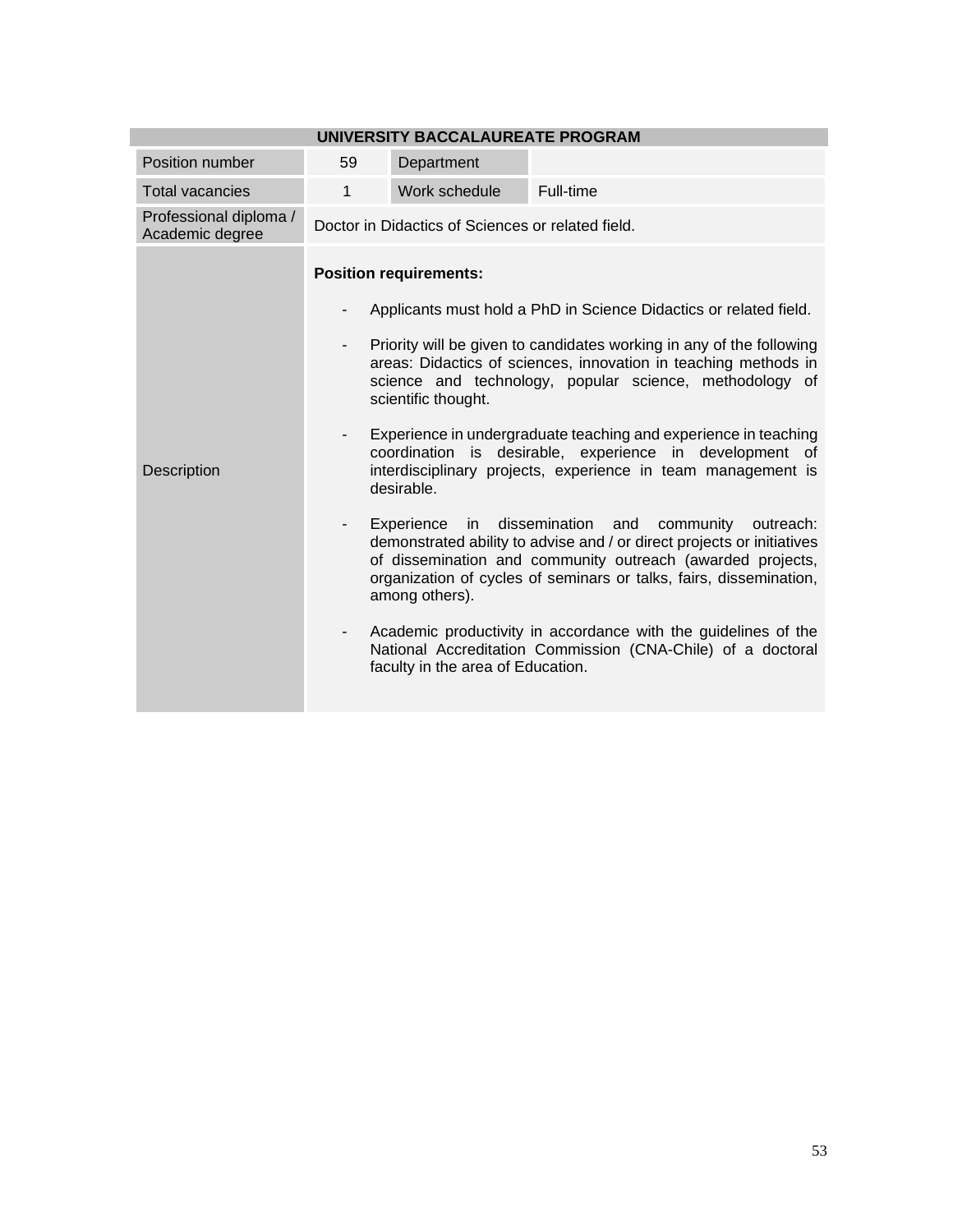| UNIVERSITY BACCALAUREATE PROGRAM | | | |
|---|---|---|---|
| Position number | 59 | Department | |
| Total vacancies | 1 | Work schedule | Full-time |
| Professional diploma / Academic degree | Doctor in Didactics of Sciences or related field. | | |
| Description | **Position requirements:**<br><br>- Applicants must hold a PhD in Science Didactics or related field.<br>- Priority will be given to candidates working in any of the following areas: Didactics of sciences, innovation in teaching methods in science and technology, popular science, methodology of scientific thought.<br>- Experience in undergraduate teaching and experience in teaching coordination is desirable, experience in development of interdisciplinary projects, experience in team management is desirable.<br>- Experience in dissemination and community outreach: demonstrated ability to advise and / or direct projects or initiatives of dissemination and community outreach (awarded projects, organization of cycles of seminars or talks, fairs, dissemination, among others).<br>- Academic productivity in accordance with the guidelines of the National Accreditation Commission (CNA-Chile) of a doctoral faculty in the area of Education. | | |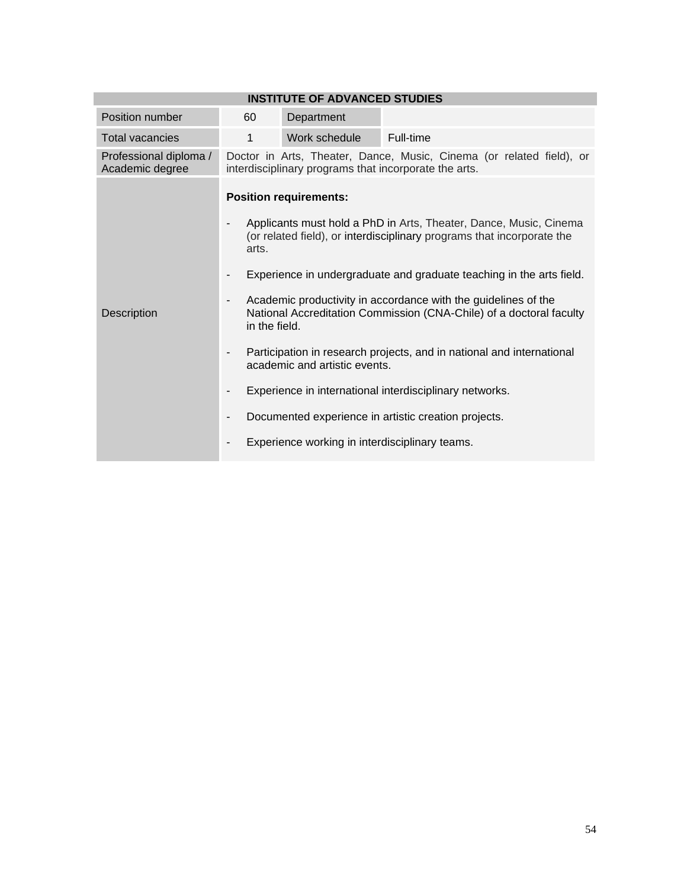| INSTITUTE OF ADVANCED STUDIES | | | |
|---|---|---|---|
| Position number | 60 | Department | |
| Total vacancies | 1 | Work schedule | Full-time |
| Professional diploma / Academic degree | Doctor in Arts, Theater, Dance, Music, Cinema (or related field), or interdisciplinary programs that incorporate the arts. | | |
| Description | **Position requirements:**<br><br>- Applicants must hold a PhD in Arts, Theater, Dance, Music, Cinema (or related field), or interdisciplinary programs that incorporate the arts.<br>- Experience in undergraduate and graduate teaching in the arts field.<br>- Academic productivity in accordance with the guidelines of the National Accreditation Commission (CNA-Chile) of a doctoral faculty in the field.<br>- Participation in research projects, and in national and international academic and artistic events.<br>- Experience in international interdisciplinary networks.<br>- Documented experience in artistic creation projects.<br>- Experience working in interdisciplinary teams. | | |